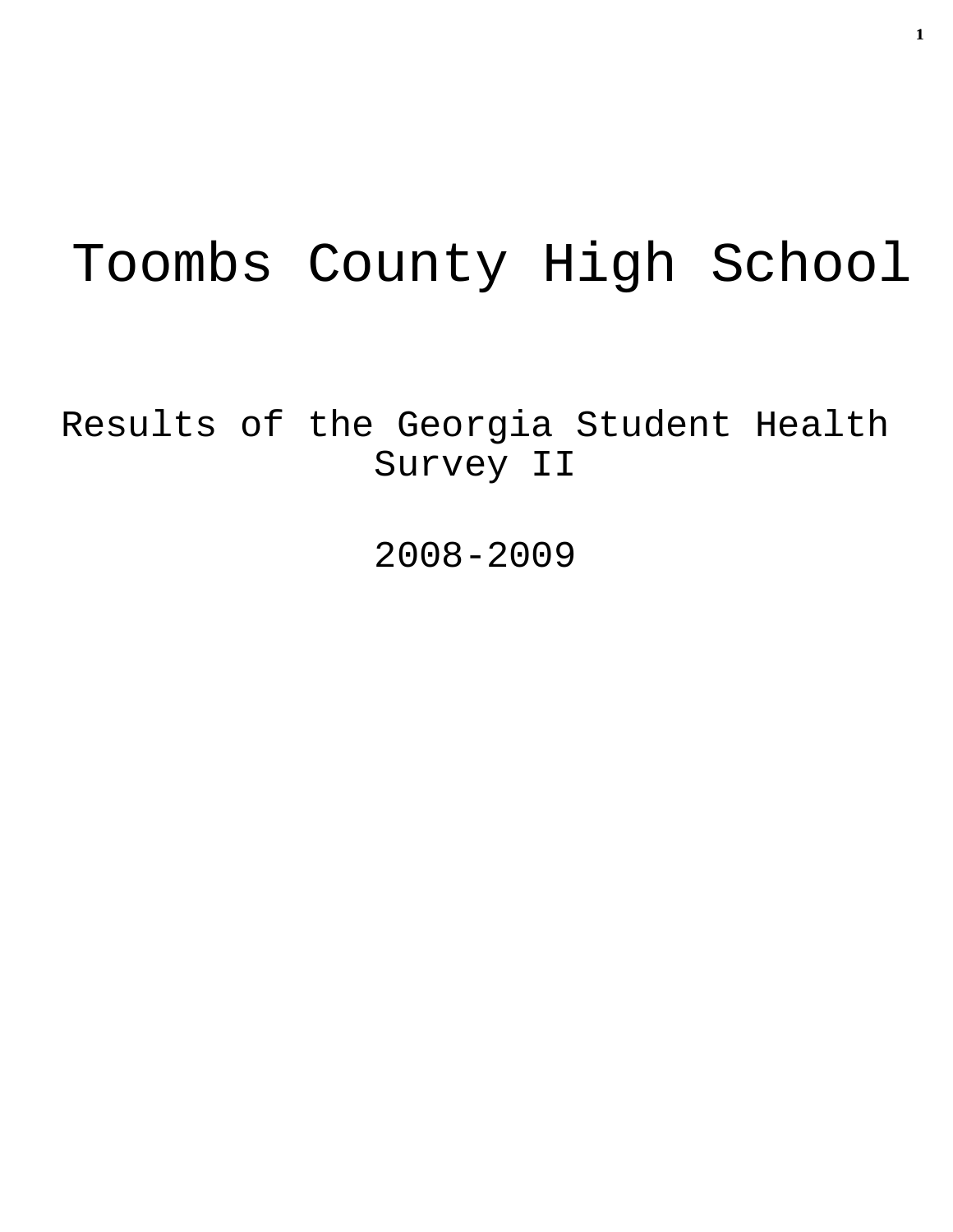# Toombs County High School

## Results of the Georgia Student Health Survey II

## 2008-2009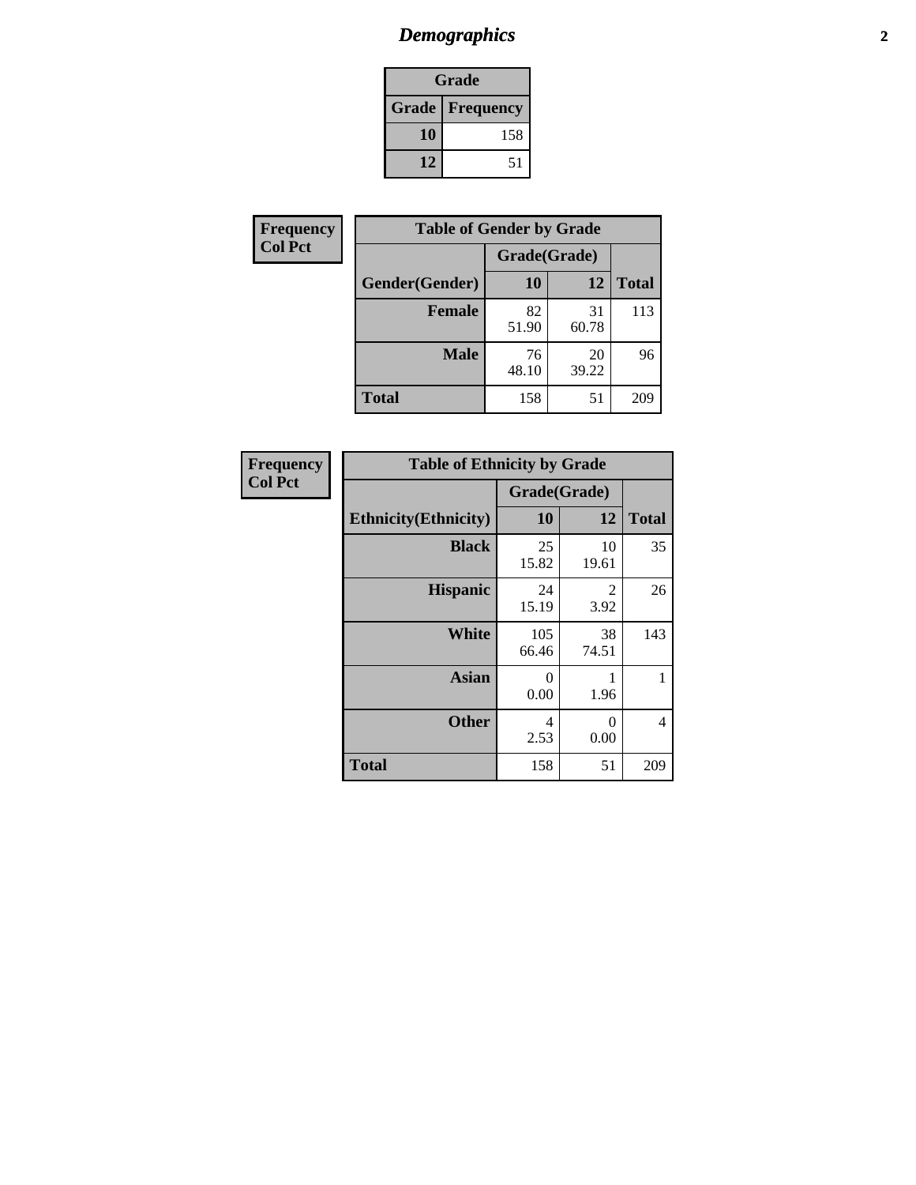# Demographics

| Grade | |
|---|---|
| **Grade** | **Frequency** |
| 10 | 158 |
| 12 | 51 |

**Frequency**
**Col Pct**

| Table of Gender by Grade | | | |
|---|---|---|---|
| | Grade(Grade) | | |
| **Gender(Gender)** | **10** | **12** | **Total** |
| **Female** | 82<br>51.90 | 31<br>60.78 | 113 |
| **Male** | 76<br>48.10 | 20<br>39.22 | 96 |
| **Total** | 158 | 51 | 209 |

**Frequency**
**Col Pct**

| Table of Ethnicity by Grade | | | |
|---|---|---|---|
| | Grade(Grade) | | |
| **Ethnicity(Ethnicity)** | **10** | **12** | **Total** |
| **Black** | 25<br>15.82 | 10<br>19.61 | 35 |
| **Hispanic** | 24<br>15.19 | 2<br>3.92 | 26 |
| **White** | 105<br>66.46 | 38<br>74.51 | 143 |
| **Asian** | 0<br>0.00 | 1<br>1.96 | 1 |
| **Other** | 4<br>2.53 | 0<br>0.00 | 4 |
| **Total** | 158 | 51 | 209 |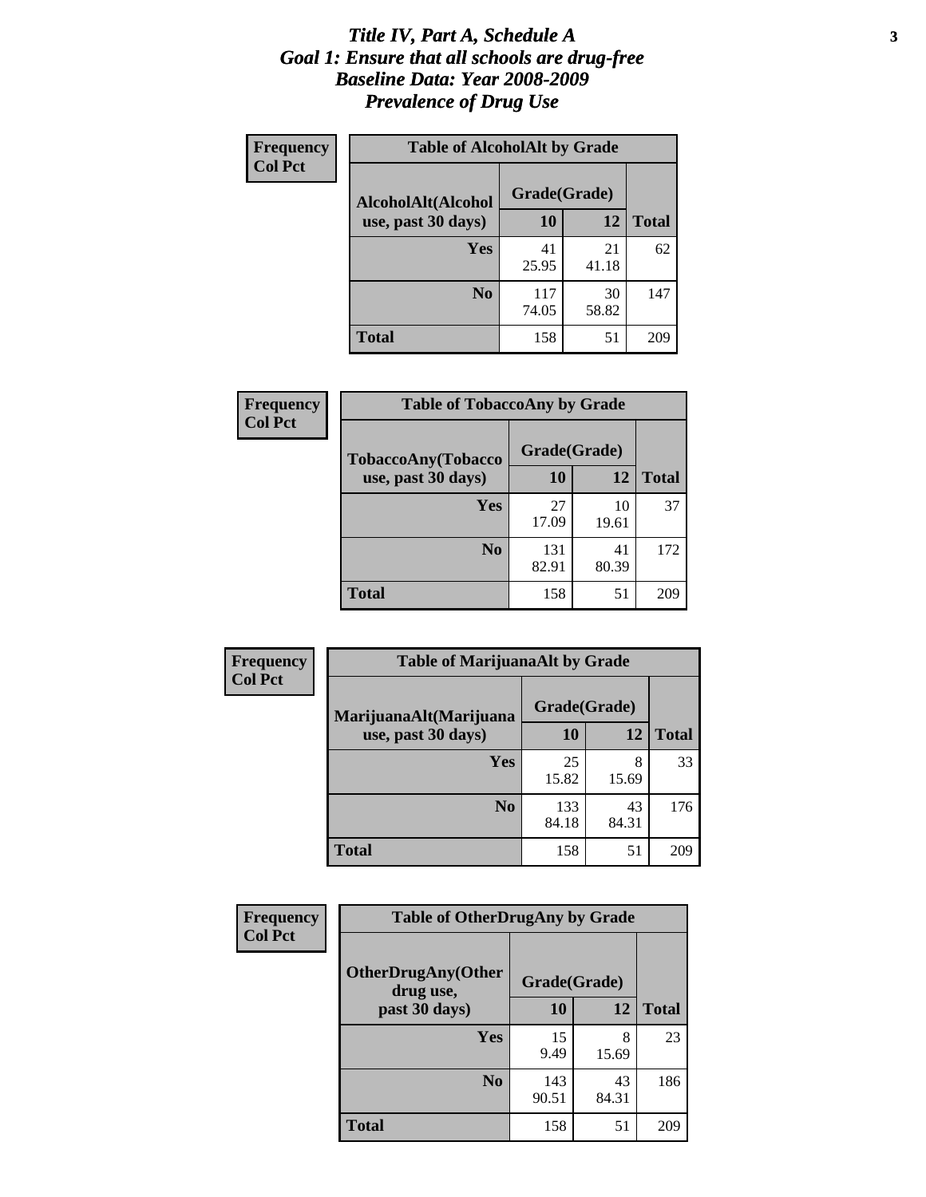# *Title IV, Part A, Schedule A*
# *Goal 1: Ensure that all schools are drug-free*
# *Baseline Data: Year 2008-2009*
# *Prevalence of Drug Use*

**Frequency**
**Col Pct**

**Table of AlcoholAlt by Grade**

| AlcoholAlt(Alcohol use, past 30 days) | Grade(Grade) | | |
|---|---|---|---|
| | 10 | 12 | Total |
| Yes | 41<br>25.95 | 21<br>41.18 | 62 |
| No | 117<br>74.05 | 30<br>58.82 | 147 |
| Total | 158 | 51 | 209 |

**Frequency**
**Col Pct**

**Table of TobaccoAny by Grade**

| TobaccoAny(Tobacco use, past 30 days) | Grade(Grade) | | |
|---|---|---|---|
| | 10 | 12 | Total |
| Yes | 27<br>17.09 | 10<br>19.61 | 37 |
| No | 131<br>82.91 | 41<br>80.39 | 172 |
| Total | 158 | 51 | 209 |

**Frequency**
**Col Pct**

**Table of MarijuanaAlt by Grade**

| MarijuanaAlt(Marijuana use, past 30 days) | Grade(Grade) | | |
|---|---|---|---|
| | 10 | 12 | Total |
| Yes | 25<br>15.82 | 8<br>15.69 | 33 |
| No | 133<br>84.18 | 43<br>84.31 | 176 |
| Total | 158 | 51 | 209 |

**Frequency**
**Col Pct**

**Table of OtherDrugAny by Grade**

| OtherDrugAny(Other drug use, past 30 days) | Grade(Grade) | | |
|---|---|---|---|
| | 10 | 12 | Total |
| Yes | 15<br>9.49 | 8<br>15.69 | 23 |
| No | 143<br>90.51 | 43<br>84.31 | 186 |
| Total | 158 | 51 | 209 |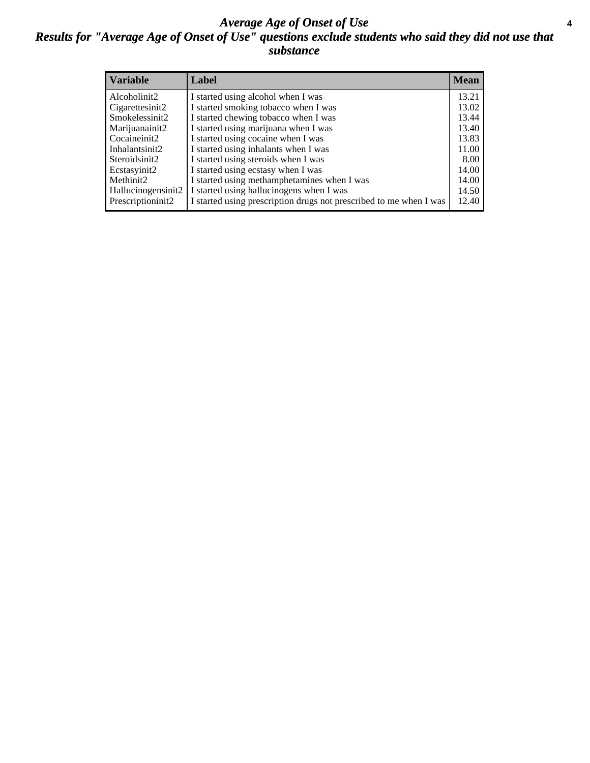# *Average Age of Onset of Use*

## *Results for "Average Age of Onset of Use" questions exclude students who said they did not use that substance*

| Variable | Label | Mean |
|---|---|---|
| Alcoholinit2 | I started using alcohol when I was | 13.21 |
| Cigarettesinit2 | I started smoking tobacco when I was | 13.02 |
| Smokelessinit2 | I started chewing tobacco when I was | 13.44 |
| Marijuanainit2 | I started using marijuana when I was | 13.40 |
| Cocaineinit2 | I started using cocaine when I was | 13.83 |
| Inhalantsinit2 | I started using inhalants when I was | 11.00 |
| Steroidsinit2 | I started using steroids when I was | 8.00 |
| Ecstasyinit2 | I started using ecstasy when I was | 14.00 |
| Methinit2 | I started using methamphetamines when I was | 14.00 |
| Hallucinogensinit2 | I started using hallucinogens when I was | 14.50 |
| Prescriptioninit2 | I started using prescription drugs not prescribed to me when I was | 12.40 |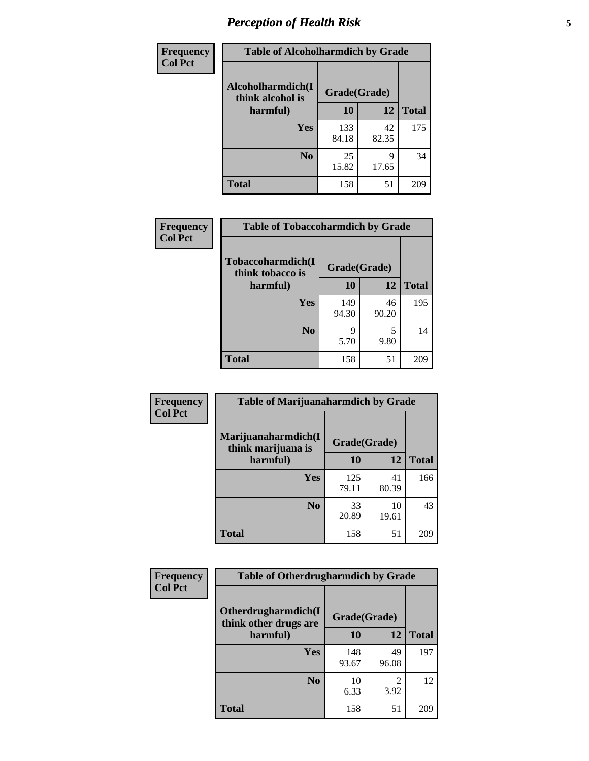## Perception of Health Risk

| Frequency Col Pct | Table of Alcoholharmdich by Grade | | |
|---|---|---|---|
| Alcoholharmdich(I think alcohol is harmful) | Grade(Grade) | | |
| | 10 | 12 | Total |
| Yes | 133<br>84.18 | 42<br>82.35 | 175 |
| No | 25<br>15.82 | 9<br>17.65 | 34 |
| Total | 158 | 51 | 209 |

| Frequency Col Pct | Table of Tobaccoharmdich by Grade | | |
|---|---|---|---|
| Tobaccoharmdich(I think tobacco is harmful) | Grade(Grade) | | |
| | 10 | 12 | Total |
| Yes | 149<br>94.30 | 46<br>90.20 | 195 |
| No | 9<br>5.70 | 5<br>9.80 | 14 |
| Total | 158 | 51 | 209 |

| Frequency Col Pct | Table of Marijuanaharmdich by Grade | | |
|---|---|---|---|
| Marijuanaharmdich(I think marijuana is harmful) | Grade(Grade) | | |
| | 10 | 12 | Total |
| Yes | 125<br>79.11 | 41<br>80.39 | 166 |
| No | 33<br>20.89 | 10<br>19.61 | 43 |
| Total | 158 | 51 | 209 |

| Frequency Col Pct | Table of Otherdrugharmdich by Grade | | |
|---|---|---|---|
| Otherdrugharmdich(I think other drugs are harmful) | Grade(Grade) | | |
| | 10 | 12 | Total |
| Yes | 148<br>93.67 | 49<br>96.08 | 197 |
| No | 10<br>6.33 | 2<br>3.92 | 12 |
| Total | 158 | 51 | 209 |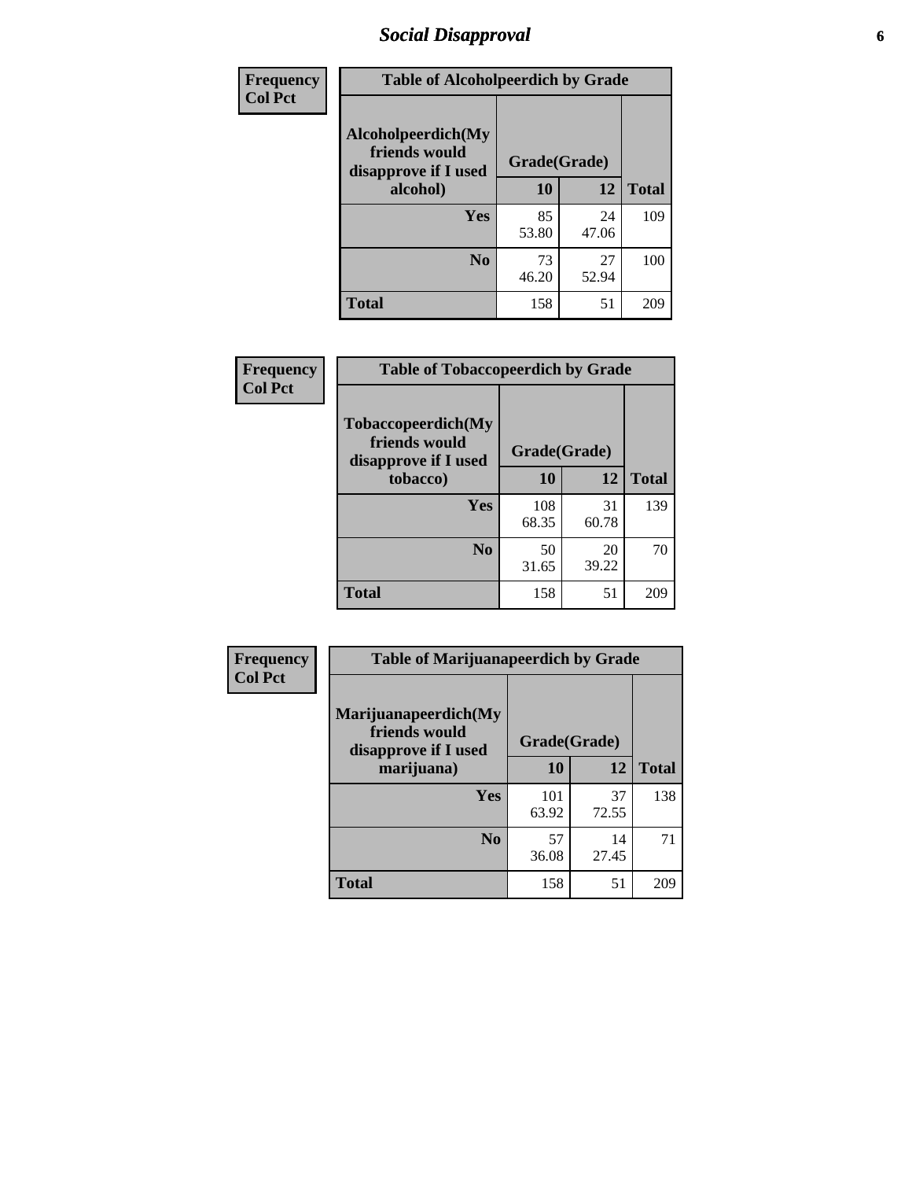# Social Disapproval

| Frequency<br>Col Pct | | | |
|---|---|---|---|

**Table of Alcoholpeerdich by Grade**

| Alcoholpeerdich(My friends would disapprove if I used alcohol) | Grade(Grade) | | |
|---|---|---|---|
| | 10 | 12 | Total |
| Yes | 85<br>53.80 | 24<br>47.06 | 109 |
| No | 73<br>46.20 | 27<br>52.94 | 100 |
| Total | 158 | 51 | 209 |

| Frequency<br>Col Pct | | | |
|---|---|---|---|

**Table of Tobaccopeerdich by Grade**

| Tobaccopeerdich(My friends would disapprove if I used tobacco) | Grade(Grade) | | |
|---|---|---|---|
| | 10 | 12 | Total |
| Yes | 108<br>68.35 | 31<br>60.78 | 139 |
| No | 50<br>31.65 | 20<br>39.22 | 70 |
| Total | 158 | 51 | 209 |

| Frequency<br>Col Pct | | | |
|---|---|---|---|

**Table of Marijuanapeerdich by Grade**

| Marijuanapeerdich(My friends would disapprove if I used marijuana) | Grade(Grade) | | |
|---|---|---|---|
| | 10 | 12 | Total |
| Yes | 101<br>63.92 | 37<br>72.55 | 138 |
| No | 57<br>36.08 | 14<br>27.45 | 71 |
| Total | 158 | 51 | 209 |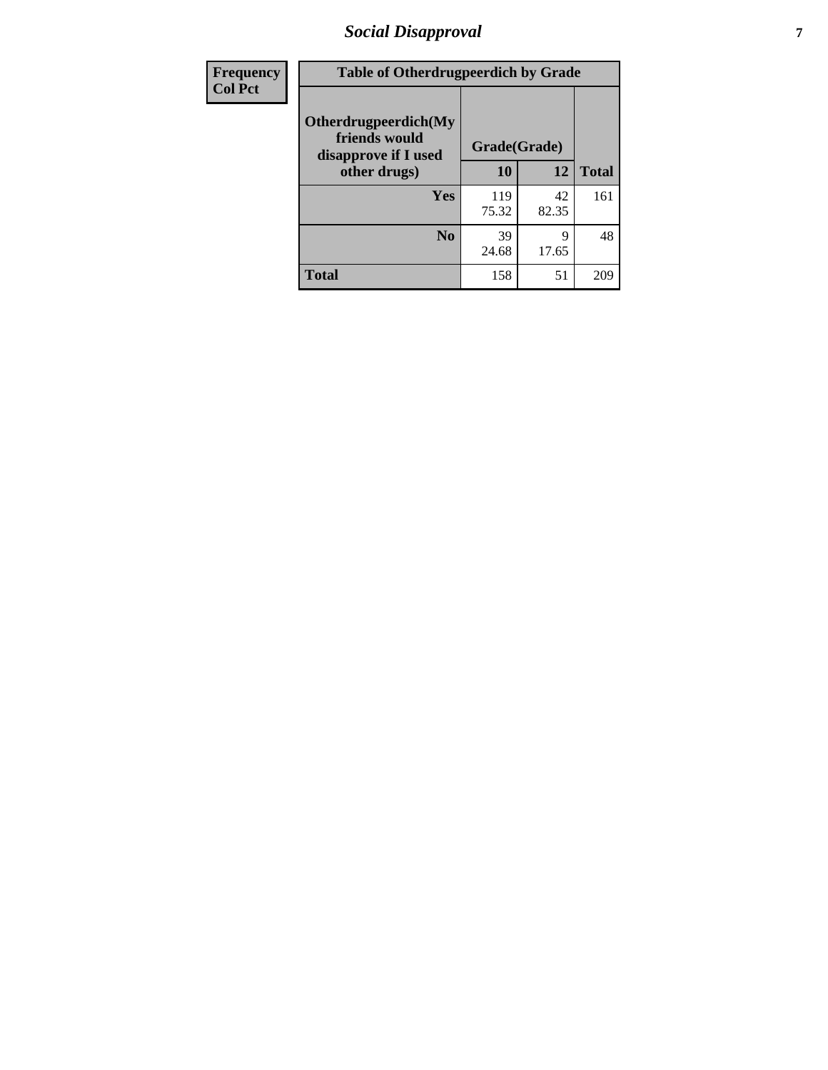| Frequency Col Pct | Table of Otherdrugpeerdich by Grade | | |
|---|---|---|---|
| Otherdrugpeerdich(My friends would disapprove if I used other drugs) | Grade(Grade) | | |
| | 10 | 12 | Total |
| Yes | 119<br>75.32 | 42<br>82.35 | 161 |
| No | 39<br>24.68 | 9<br>17.65 | 48 |
| Total | 158 | 51 | 209 |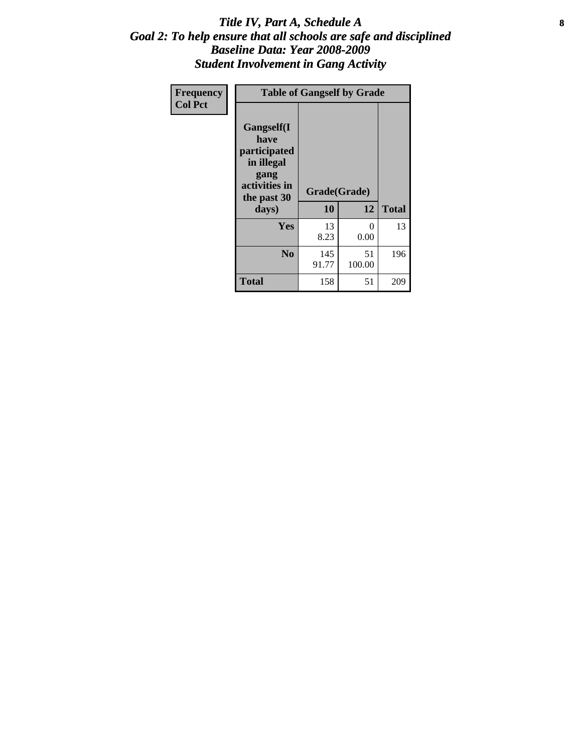# *Title IV, Part A, Schedule A*
## *Goal 2: To help ensure that all schools are safe and disciplined*
## *Baseline Data: Year 2008-2009*
## *Student Involvement in Gang Activity*

| Frequency<br>Col Pct | Table of Gangself by Grade | | |
|---|---|---|---|
| Gangself(I have participated in illegal gang activities in the past 30 days) | Grade(Grade) | | |
| | 10 | 12 | Total |
| Yes | 13<br>8.23 | 0<br>0.00 | 13 |
| No | 145<br>91.77 | 51<br>100.00 | 196 |
| Total | 158 | 51 | 209 |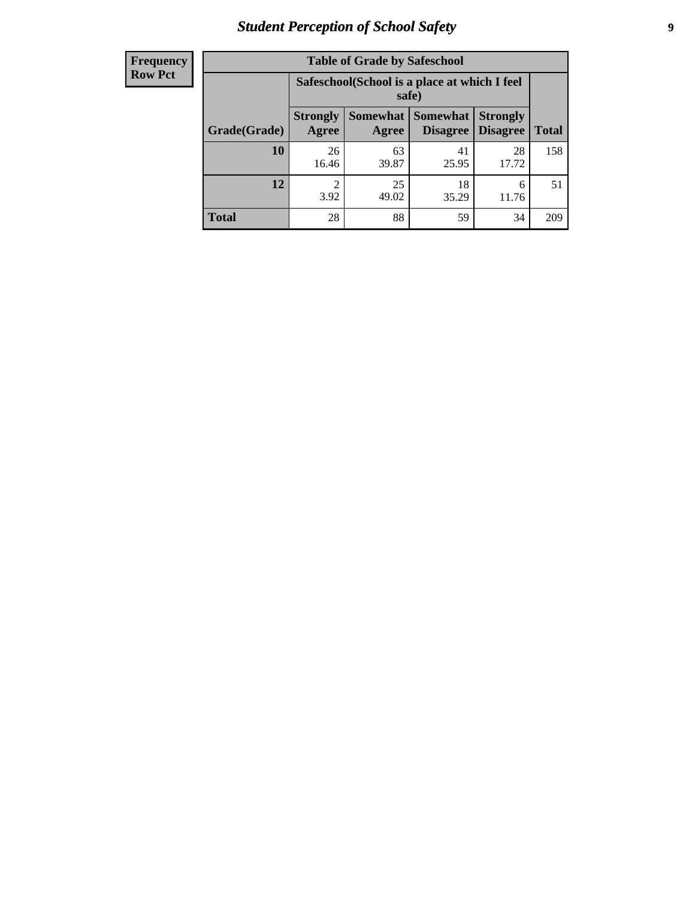# Student Perception of School Safety

**Frequency**
**Row Pct**

**Table of Grade by Safeschool**

| Grade(Grade) | Safeschool(School is a place at which I feel safe) | | | | Total |
|---|---|---|---|---|---|
| | Strongly Agree | Somewhat Agree | Somewhat Disagree | Strongly Disagree | |
| **10** | 26<br>16.46 | 63<br>39.87 | 41<br>25.95 | 28<br>17.72 | 158 |
| **12** | 2<br>3.92 | 25<br>49.02 | 18<br>35.29 | 6<br>11.76 | 51 |
| **Total** | 28 | 88 | 59 | 34 | 209 |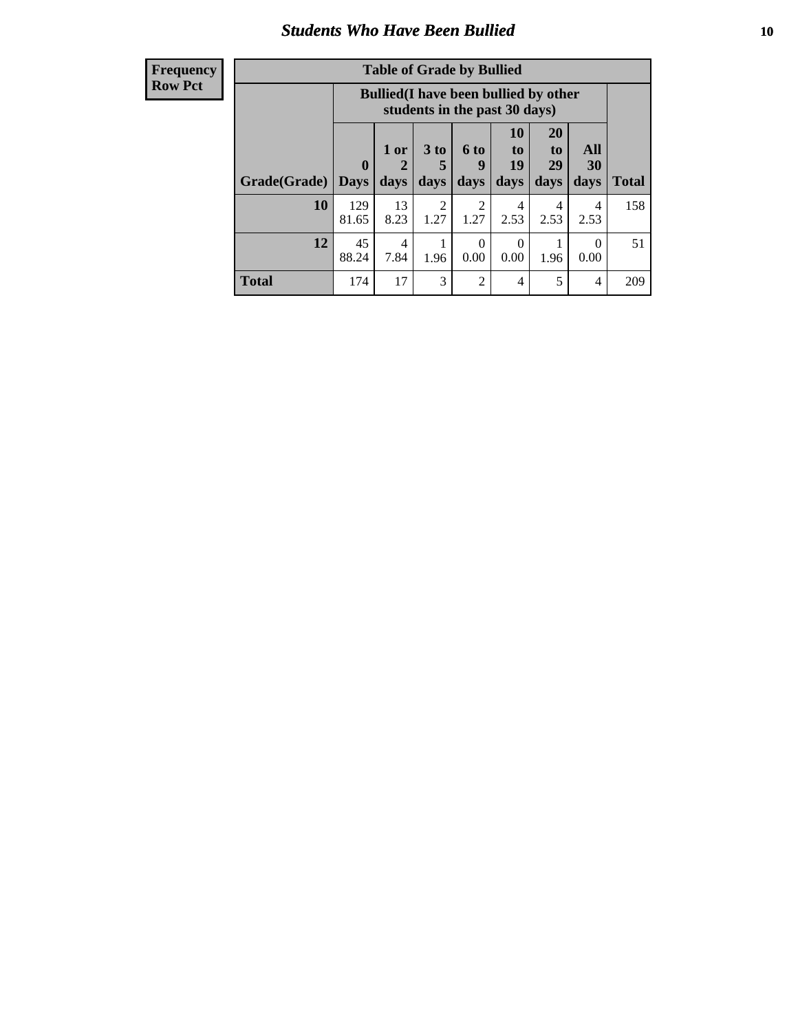## Students Who Have Been Bullied

| Frequency Row Pct |
|---|

**Table of Grade by Bullied**

| Grade(Grade) | Bullied(I have been bullied by other students in the past 30 days) | | | | | | | Total |
|---|---|---|---|---|---|---|---|---|
| | 0 Days | 1 or 2 days | 3 to 5 days | 6 to 9 days | 10 to 19 days | 20 to 29 days | All 30 days | |
| **10** | 129<br>81.65 | 13<br>8.23 | 2<br>1.27 | 2<br>1.27 | 4<br>2.53 | 4<br>2.53 | 4<br>2.53 | 158 |
| **12** | 45<br>88.24 | 4<br>7.84 | 1<br>1.96 | 0<br>0.00 | 0<br>0.00 | 1<br>1.96 | 0<br>0.00 | 51 |
| **Total** | 174 | 17 | 3 | 2 | 4 | 5 | 4 | 209 |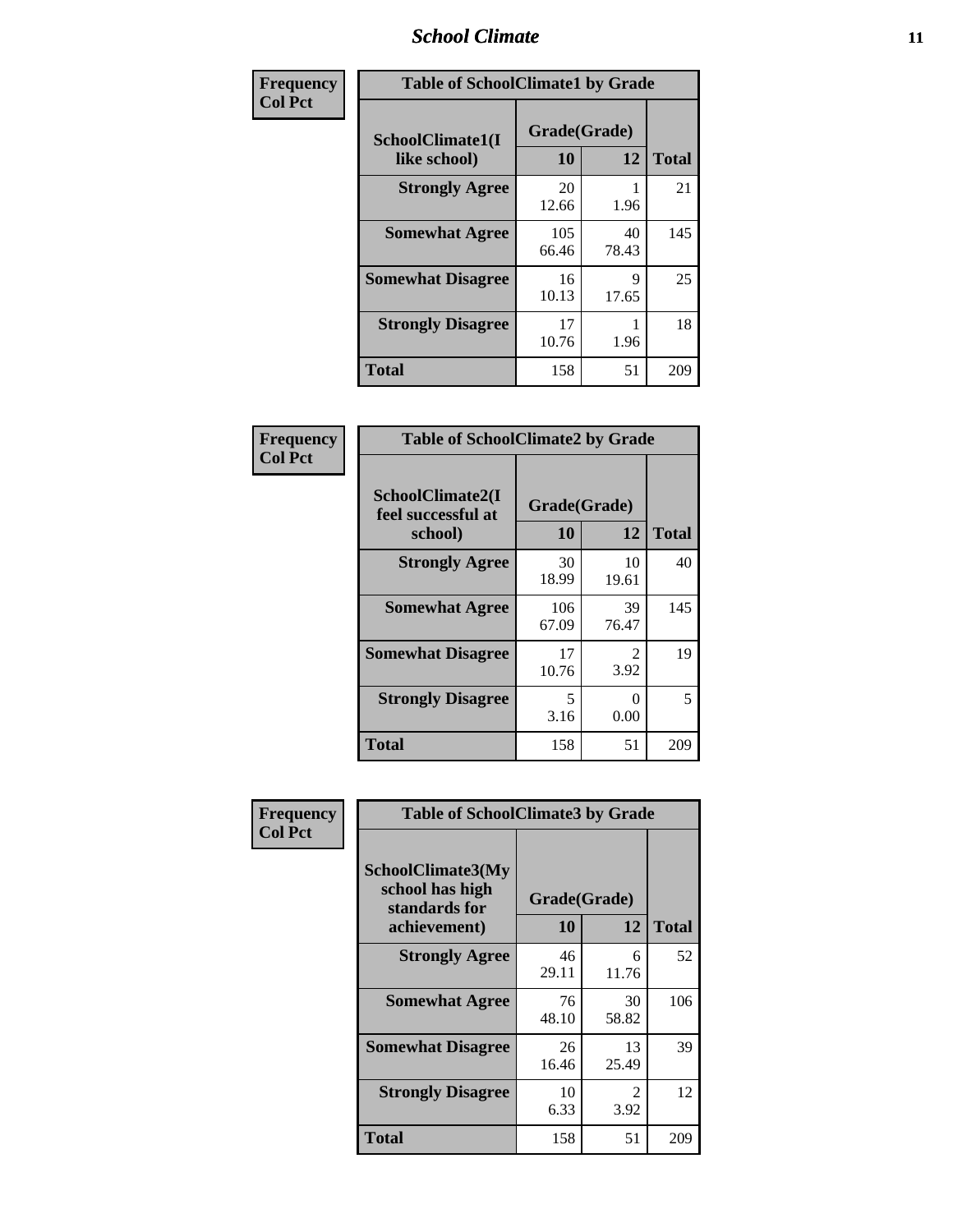## School Climate

**Frequency Col Pct**

| Table of SchoolClimate1 by Grade | | | |
|---|---|---|---|
| SchoolClimate1(I like school) | Grade(Grade) | | Total |
| | 10 | 12 | |
| Strongly Agree | 20<br>12.66 | 1<br>1.96 | 21 |
| Somewhat Agree | 105<br>66.46 | 40<br>78.43 | 145 |
| Somewhat Disagree | 16<br>10.13 | 9<br>17.65 | 25 |
| Strongly Disagree | 17<br>10.76 | 1<br>1.96 | 18 |
| Total | 158 | 51 | 209 |

**Frequency Col Pct**

| Table of SchoolClimate2 by Grade | | | |
|---|---|---|---|
| SchoolClimate2(I feel successful at school) | Grade(Grade) | | Total |
| | 10 | 12 | |
| Strongly Agree | 30<br>18.99 | 10<br>19.61 | 40 |
| Somewhat Agree | 106<br>67.09 | 39<br>76.47 | 145 |
| Somewhat Disagree | 17<br>10.76 | 2<br>3.92 | 19 |
| Strongly Disagree | 5<br>3.16 | 0<br>0.00 | 5 |
| Total | 158 | 51 | 209 |

**Frequency Col Pct**

| Table of SchoolClimate3 by Grade | | | |
|---|---|---|---|
| SchoolClimate3(My school has high standards for achievement) | Grade(Grade) | | Total |
| | 10 | 12 | |
| Strongly Agree | 46<br>29.11 | 6<br>11.76 | 52 |
| Somewhat Agree | 76<br>48.10 | 30<br>58.82 | 106 |
| Somewhat Disagree | 26<br>16.46 | 13<br>25.49 | 39 |
| Strongly Disagree | 10<br>6.33 | 2<br>3.92 | 12 |
| Total | 158 | 51 | 209 |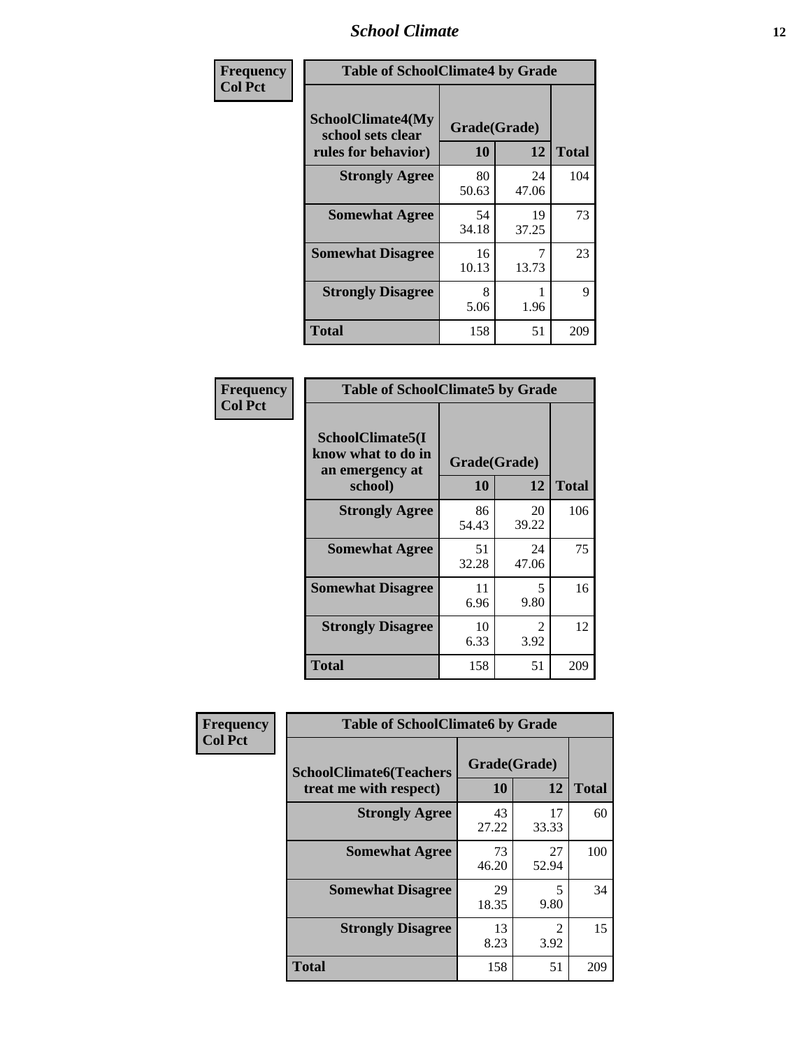| Frequency<br>Col Pct | Table of SchoolClimate4 by Grade | | |
|---|---|---|---|
| SchoolClimate4(My school sets clear rules for behavior) | Grade(Grade) | | |
| | 10 | 12 | Total |
| Strongly Agree | 80<br>50.63 | 24<br>47.06 | 104 |
| Somewhat Agree | 54<br>34.18 | 19<br>37.25 | 73 |
| Somewhat Disagree | 16<br>10.13 | 7<br>13.73 | 23 |
| Strongly Disagree | 8<br>5.06 | 1<br>1.96 | 9 |
| Total | 158 | 51 | 209 |

| Frequency<br>Col Pct | Table of SchoolClimate5 by Grade | | |
|---|---|---|---|
| SchoolClimate5(I know what to do in an emergency at school) | Grade(Grade) | | |
| | 10 | 12 | Total |
| Strongly Agree | 86<br>54.43 | 20<br>39.22 | 106 |
| Somewhat Agree | 51<br>32.28 | 24<br>47.06 | 75 |
| Somewhat Disagree | 11<br>6.96 | 5<br>9.80 | 16 |
| Strongly Disagree | 10<br>6.33 | 2<br>3.92 | 12 |
| Total | 158 | 51 | 209 |

| Frequency<br>Col Pct | Table of SchoolClimate6 by Grade | | |
|---|---|---|---|
| SchoolClimate6(Teachers treat me with respect) | Grade(Grade) | | |
| | 10 | 12 | Total |
| Strongly Agree | 43<br>27.22 | 17<br>33.33 | 60 |
| Somewhat Agree | 73<br>46.20 | 27<br>52.94 | 100 |
| Somewhat Disagree | 29<br>18.35 | 5<br>9.80 | 34 |
| Strongly Disagree | 13<br>8.23 | 2<br>3.92 | 15 |
| Total | 158 | 51 | 209 |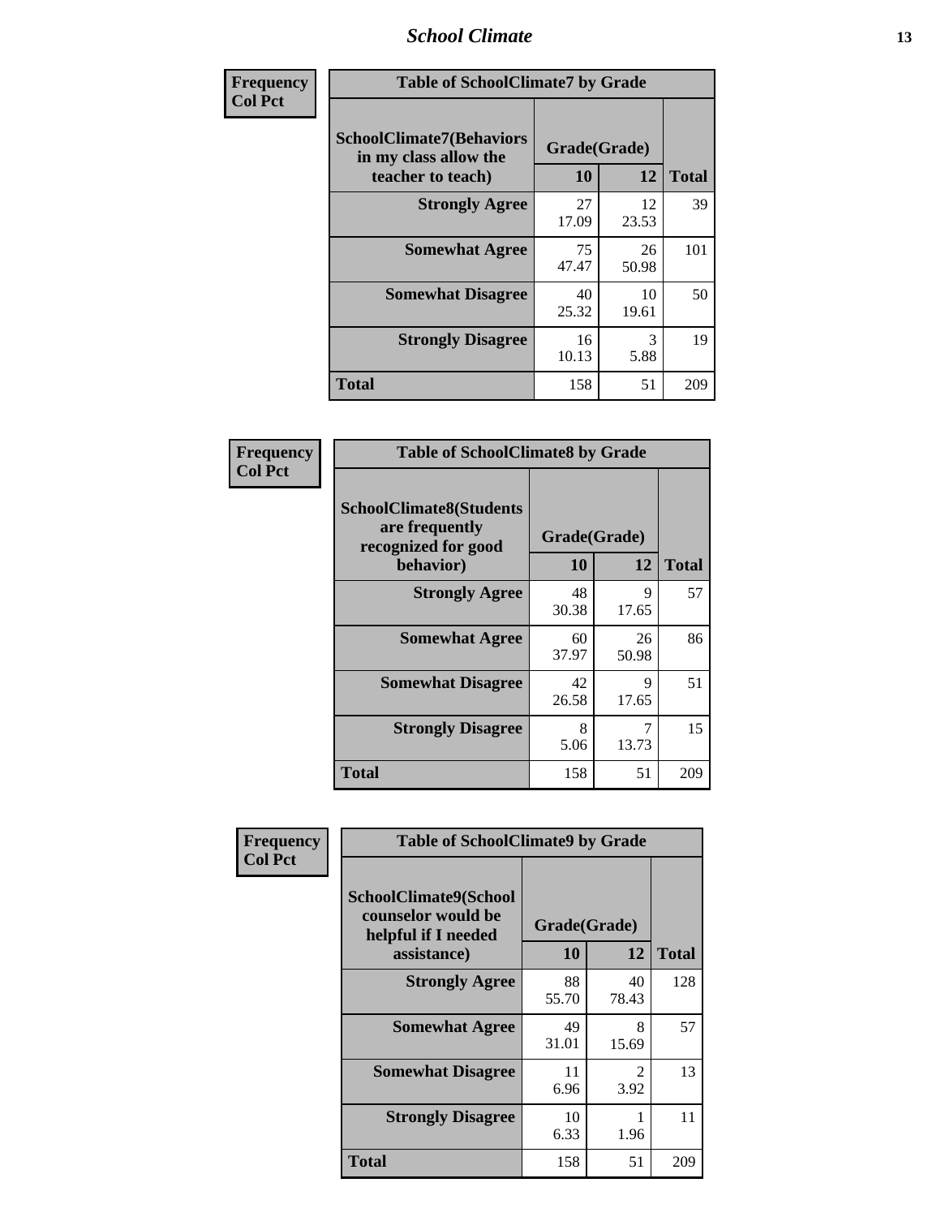| Frequency<br>Col Pct | Table of SchoolClimate7 by Grade | | |
|---|---|---|---|
| SchoolClimate7(Behaviors in my class allow the teacher to teach) | Grade(Grade) | | |
| | 10 | 12 | Total |
| Strongly Agree | 27<br>17.09 | 12<br>23.53 | 39 |
| Somewhat Agree | 75<br>47.47 | 26<br>50.98 | 101 |
| Somewhat Disagree | 40<br>25.32 | 10<br>19.61 | 50 |
| Strongly Disagree | 16<br>10.13 | 3<br>5.88 | 19 |
| Total | 158 | 51 | 209 |

| Frequency<br>Col Pct | Table of SchoolClimate8 by Grade | | |
|---|---|---|---|
| SchoolClimate8(Students are frequently recognized for good behavior) | Grade(Grade) | | |
| | 10 | 12 | Total |
| Strongly Agree | 48<br>30.38 | 9<br>17.65 | 57 |
| Somewhat Agree | 60<br>37.97 | 26<br>50.98 | 86 |
| Somewhat Disagree | 42<br>26.58 | 9<br>17.65 | 51 |
| Strongly Disagree | 8<br>5.06 | 7<br>13.73 | 15 |
| Total | 158 | 51 | 209 |

| Frequency<br>Col Pct | Table of SchoolClimate9 by Grade | | |
|---|---|---|---|
| SchoolClimate9(School counselor would be helpful if I needed assistance) | Grade(Grade) | | |
| | 10 | 12 | Total |
| Strongly Agree | 88<br>55.70 | 40<br>78.43 | 128 |
| Somewhat Agree | 49<br>31.01 | 8<br>15.69 | 57 |
| Somewhat Disagree | 11<br>6.96 | 2<br>3.92 | 13 |
| Strongly Disagree | 10<br>6.33 | 1<br>1.96 | 11 |
| Total | 158 | 51 | 209 |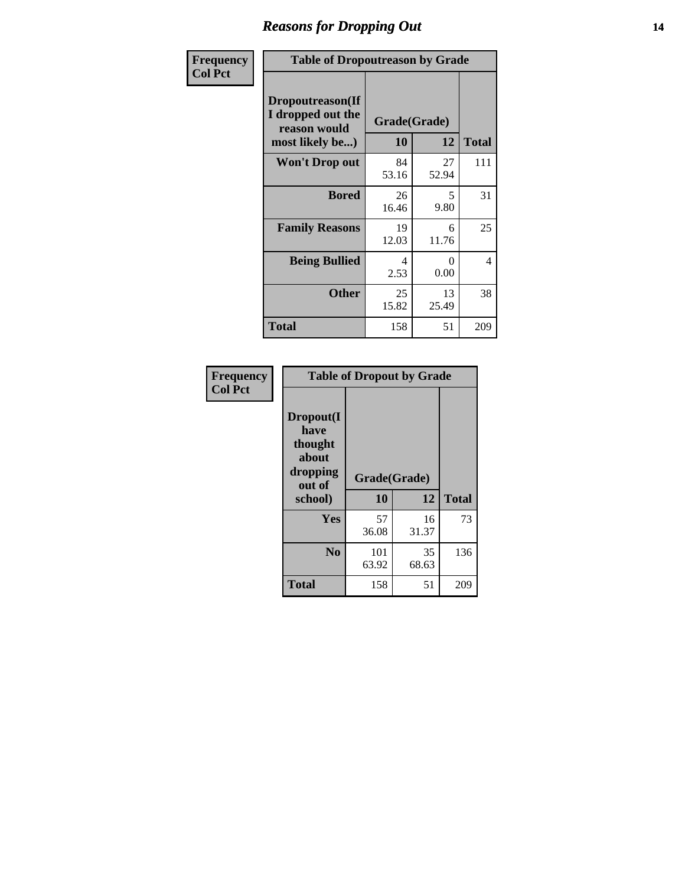## Reasons for Dropping Out

Frequency
Col Pct

**Table of Dropoutreason by Grade**

| Dropoutreason(If I dropped out the reason would most likely be...) | Grade(Grade) 10 | 12 | Total |
|---|---|---|---|
| Won't Drop out | 84<br>53.16 | 27<br>52.94 | 111 |
| Bored | 26<br>16.46 | 5<br>9.80 | 31 |
| Family Reasons | 19<br>12.03 | 6<br>11.76 | 25 |
| Being Bullied | 4<br>2.53 | 0<br>0.00 | 4 |
| Other | 25<br>15.82 | 13<br>25.49 | 38 |
| Total | 158 | 51 | 209 |

Frequency
Col Pct

**Table of Dropout by Grade**

| Dropout(I have thought about dropping out of school) | Grade(Grade) 10 | 12 | Total |
|---|---|---|---|
| Yes | 57<br>36.08 | 16<br>31.37 | 73 |
| No | 101<br>63.92 | 35<br>68.63 | 136 |
| Total | 158 | 51 | 209 |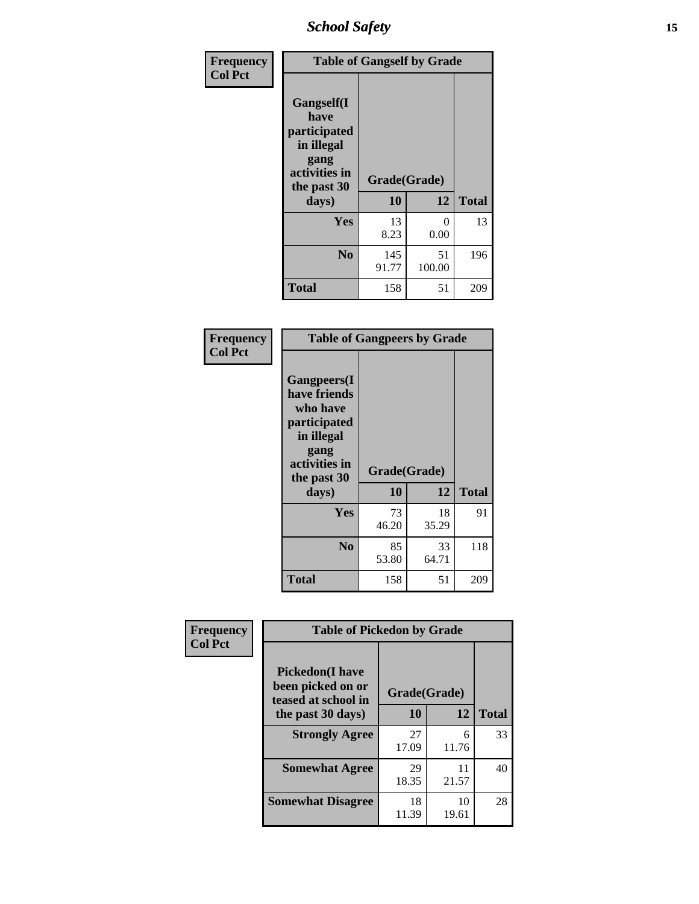| Frequency Col Pct |
|---|

| Table of Gangself by Grade | | | |
|---|---|---|---|
| Gangself(I have participated in illegal gang activities in the past 30 days) | Grade(Grade) | | |
| | 10 | 12 | Total |
| Yes | 13<br>8.23 | 0<br>0.00 | 13 |
| No | 145<br>91.77 | 51<br>100.00 | 196 |
| Total | 158 | 51 | 209 |

| Frequency Col Pct |
|---|

| Table of Gangpeers by Grade | | | |
|---|---|---|---|
| Gangpeers(I have friends who have participated in illegal gang activities in the past 30 days) | Grade(Grade) | | |
| | 10 | 12 | Total |
| Yes | 73<br>46.20 | 18<br>35.29 | 91 |
| No | 85<br>53.80 | 33<br>64.71 | 118 |
| Total | 158 | 51 | 209 |

| Frequency Col Pct |
|---|

| Table of Pickedon by Grade | | | |
|---|---|---|---|
| Pickedon(I have been picked on or teased at school in the past 30 days) | Grade(Grade) | | |
| | 10 | 12 | Total |
| Strongly Agree | 27<br>17.09 | 6<br>11.76 | 33 |
| Somewhat Agree | 29<br>18.35 | 11<br>21.57 | 40 |
| Somewhat Disagree | 18<br>11.39 | 10<br>19.61 | 28 |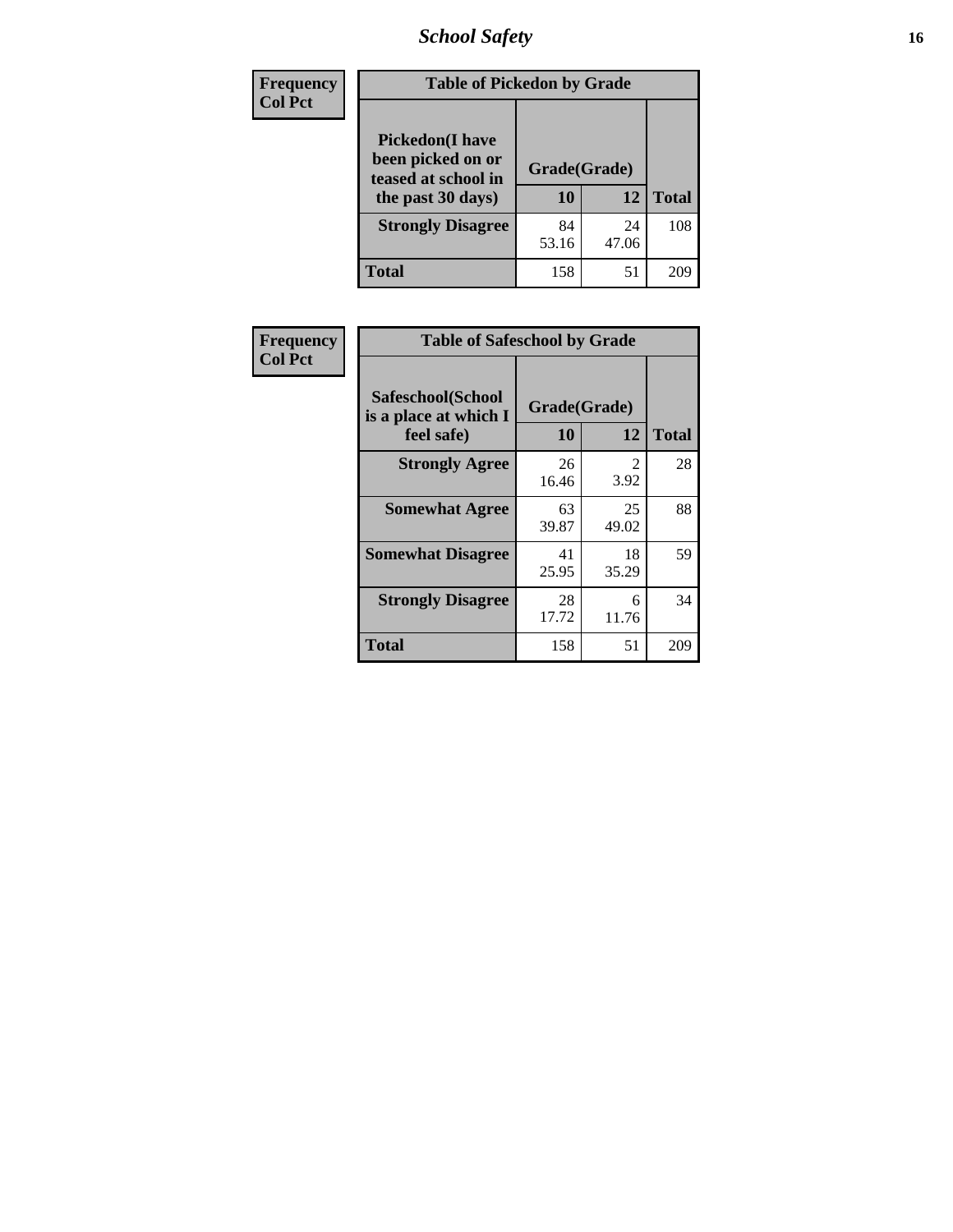| Frequency<br>Col Pct |
|---|

**Table of Pickedon by Grade**

| Pickedon(I have been picked on or teased at school in the past 30 days) | Grade(Grade) | | |
|---|---|---|---|
| | 10 | 12 | Total |
| Strongly Disagree | 84<br>53.16 | 24<br>47.06 | 108 |
| Total | 158 | 51 | 209 |

| Frequency<br>Col Pct |
|---|

**Table of Safeschool by Grade**

| Safeschool(School is a place at which I feel safe) | Grade(Grade) | | |
|---|---|---|---|
| | 10 | 12 | Total |
| Strongly Agree | 26<br>16.46 | 2<br>3.92 | 28 |
| Somewhat Agree | 63<br>39.87 | 25<br>49.02 | 88 |
| Somewhat Disagree | 41<br>25.95 | 18<br>35.29 | 59 |
| Strongly Disagree | 28<br>17.72 | 6<br>11.76 | 34 |
| Total | 158 | 51 | 209 |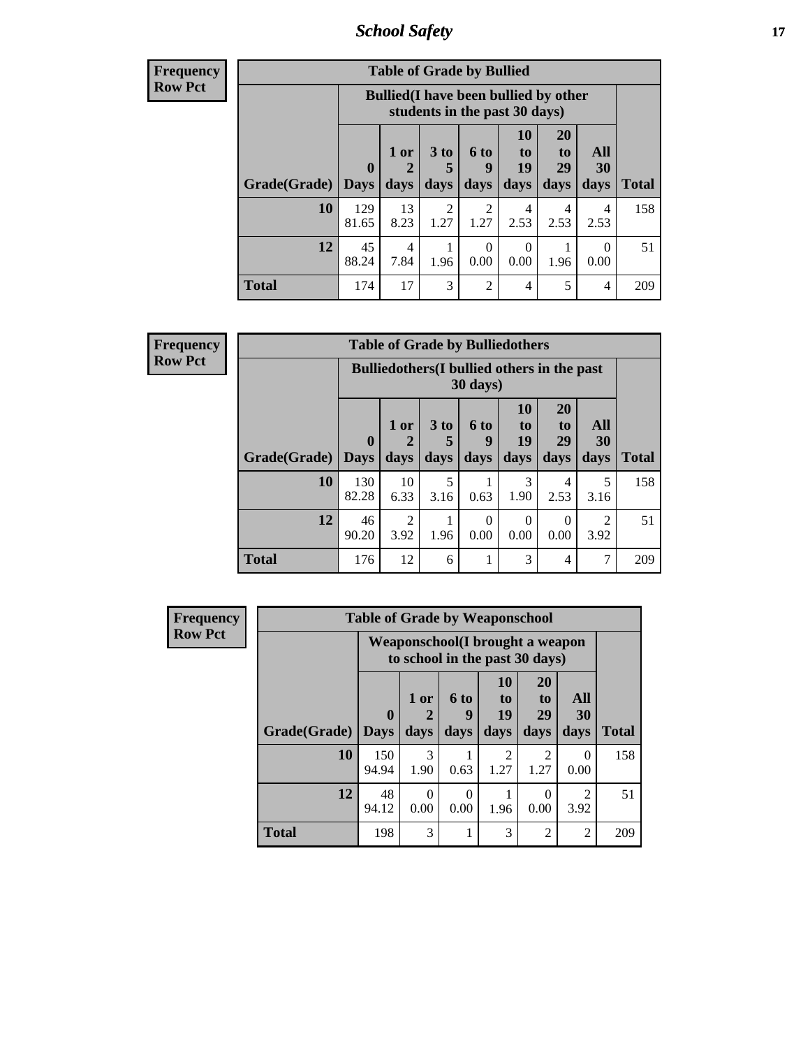| Frequency<br>Row Pct |
|---|

**Table of Grade by Bullied**

| Grade(Grade) | Bullied(I have been bullied by other students in the past 30 days) | | | | | | | Total |
|---|---|---|---|---|---|---|---|---|
| | 0 Days | 1 or 2 days | 3 to 5 days | 6 to 9 days | 10 to 19 days | 20 to 29 days | All 30 days | |
| **10** | 129<br>81.65 | 13<br>8.23 | 2<br>1.27 | 2<br>1.27 | 4<br>2.53 | 4<br>2.53 | 4<br>2.53 | 158 |
| **12** | 45<br>88.24 | 4<br>7.84 | 1<br>1.96 | 0<br>0.00 | 0<br>0.00 | 1<br>1.96 | 0<br>0.00 | 51 |
| **Total** | 174 | 17 | 3 | 2 | 4 | 5 | 4 | 209 |

| Frequency<br>Row Pct |
|---|

**Table of Grade by Bulliedothers**

| Grade(Grade) | Bulliedothers(I bullied others in the past 30 days) | | | | | | | Total |
|---|---|---|---|---|---|---|---|---|
| | 0 Days | 1 or 2 days | 3 to 5 days | 6 to 9 days | 10 to 19 days | 20 to 29 days | All 30 days | |
| **10** | 130<br>82.28 | 10<br>6.33 | 5<br>3.16 | 1<br>0.63 | 3<br>1.90 | 4<br>2.53 | 5<br>3.16 | 158 |
| **12** | 46<br>90.20 | 2<br>3.92 | 1<br>1.96 | 0<br>0.00 | 0<br>0.00 | 0<br>0.00 | 2<br>3.92 | 51 |
| **Total** | 176 | 12 | 6 | 1 | 3 | 4 | 7 | 209 |

| Frequency<br>Row Pct |
|---|

**Table of Grade by Weaponschool**

| Grade(Grade) | Weaponschool(I brought a weapon to school in the past 30 days) | | | | | | Total |
|---|---|---|---|---|---|---|---|
| | 0 Days | 1 or 2 days | 6 to 9 days | 10 to 19 days | 20 to 29 days | All 30 days | |
| **10** | 150<br>94.94 | 3<br>1.90 | 1<br>0.63 | 2<br>1.27 | 2<br>1.27 | 0<br>0.00 | 158 |
| **12** | 48<br>94.12 | 0<br>0.00 | 0<br>0.00 | 1<br>1.96 | 0<br>0.00 | 2<br>3.92 | 51 |
| **Total** | 198 | 3 | 1 | 3 | 2 | 2 | 209 |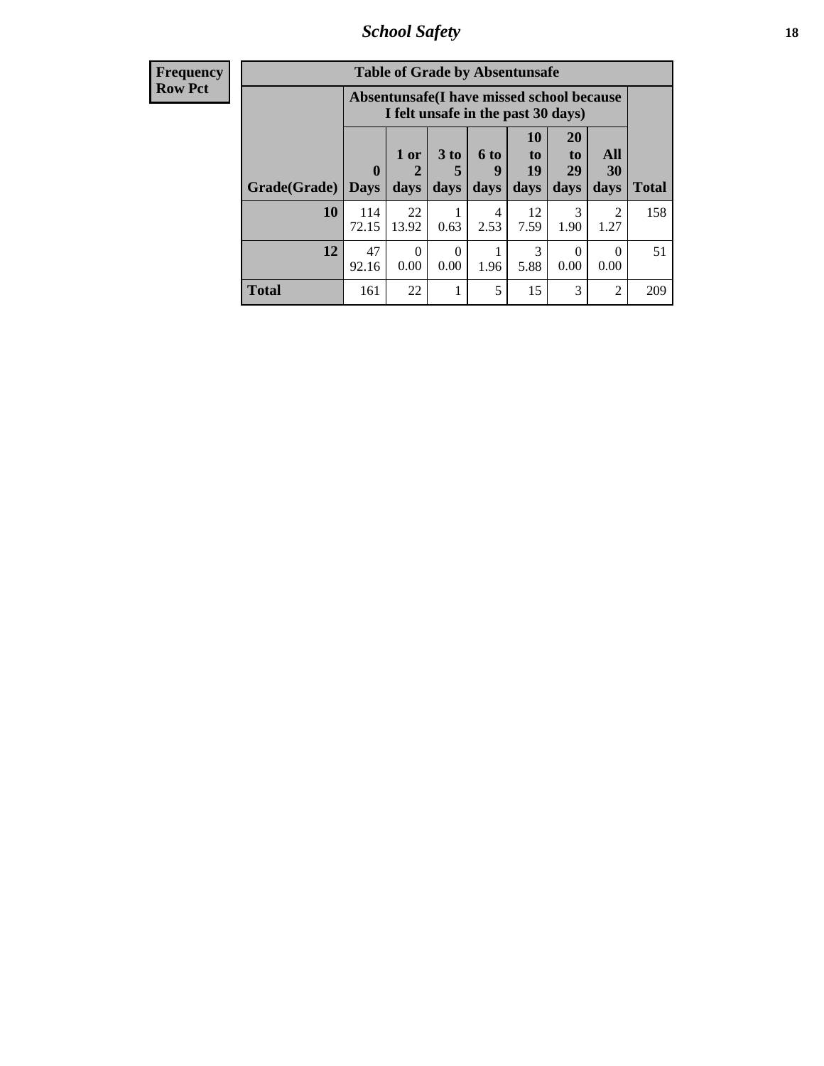| Frequency Row Pct | Table of Grade by Absentunsafe | | | | | | | |
|---|---|---|---|---|---|---|---|---|
| | Absentunsafe(I have missed school because I felt unsafe in the past 30 days) | | | | | | | |
| Grade(Grade) | 0 Days | 1 or 2 days | 3 to 5 days | 6 to 9 days | 10 to 19 days | 20 to 29 days | All 30 days | Total |
| 10 | 114 72.15 | 22 13.92 | 1 0.63 | 4 2.53 | 12 7.59 | 3 1.90 | 2 1.27 | 158 |
| 12 | 47 92.16 | 0 0.00 | 0 0.00 | 1 1.96 | 3 5.88 | 0 0.00 | 0 0.00 | 51 |
| Total | 161 | 22 | 1 | 5 | 15 | 3 | 2 | 209 |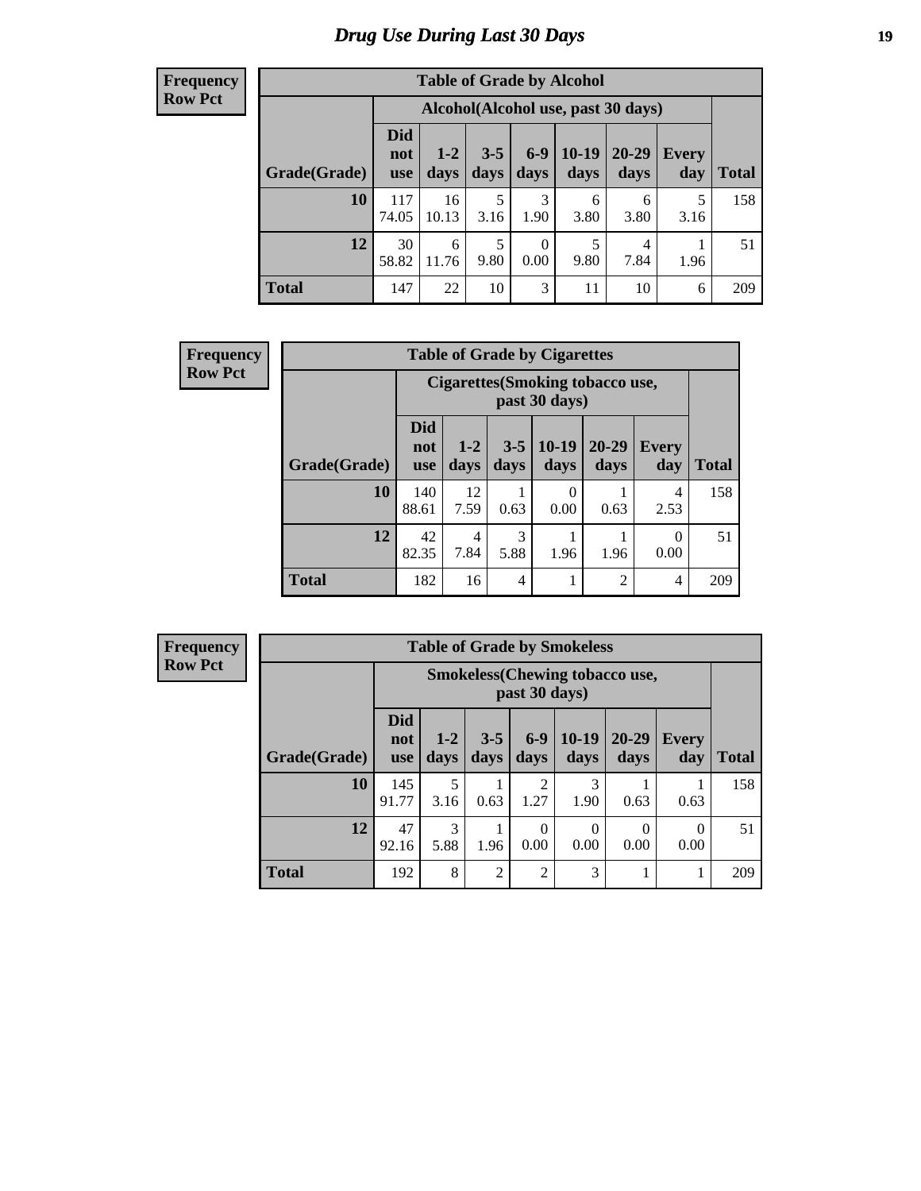# Drug Use During Last 30 Days

**Frequency**
**Row Pct**

| Table of Grade by Alcohol | | | | | | | | |
|---|---|---|---|---|---|---|---|---|
| | Alcohol(Alcohol use, past 30 days) | | | | | | | |
| Grade(Grade) | Did not use | 1-2 days | 3-5 days | 6-9 days | 10-19 days | 20-29 days | Every day | Total |
| 10 | 117<br>74.05 | 16<br>10.13 | 5<br>3.16 | 3<br>1.90 | 6<br>3.80 | 6<br>3.80 | 5<br>3.16 | 158 |
| 12 | 30<br>58.82 | 6<br>11.76 | 5<br>9.80 | 0<br>0.00 | 5<br>9.80 | 4<br>7.84 | 1<br>1.96 | 51 |
| Total | 147 | 22 | 10 | 3 | 11 | 10 | 6 | 209 |

**Frequency**
**Row Pct**

| Table of Grade by Cigarettes | | | | | | | |
|---|---|---|---|---|---|---|---|
| | Cigarettes(Smoking tobacco use, past 30 days) | | | | | | |
| Grade(Grade) | Did not use | 1-2 days | 3-5 days | 10-19 days | 20-29 days | Every day | Total |
| 10 | 140<br>88.61 | 12<br>7.59 | 1<br>0.63 | 0<br>0.00 | 1<br>0.63 | 4<br>2.53 | 158 |
| 12 | 42<br>82.35 | 4<br>7.84 | 3<br>5.88 | 1<br>1.96 | 1<br>1.96 | 0<br>0.00 | 51 |
| Total | 182 | 16 | 4 | 1 | 2 | 4 | 209 |

**Frequency**
**Row Pct**

| Table of Grade by Smokeless | | | | | | | | |
|---|---|---|---|---|---|---|---|---|
| | Smokeless(Chewing tobacco use, past 30 days) | | | | | | | |
| Grade(Grade) | Did not use | 1-2 days | 3-5 days | 6-9 days | 10-19 days | 20-29 days | Every day | Total |
| 10 | 145<br>91.77 | 5<br>3.16 | 1<br>0.63 | 2<br>1.27 | 3<br>1.90 | 1<br>0.63 | 1<br>0.63 | 158 |
| 12 | 47<br>92.16 | 3<br>5.88 | 1<br>1.96 | 0<br>0.00 | 0<br>0.00 | 0<br>0.00 | 0<br>0.00 | 51 |
| Total | 192 | 8 | 2 | 2 | 3 | 1 | 1 | 209 |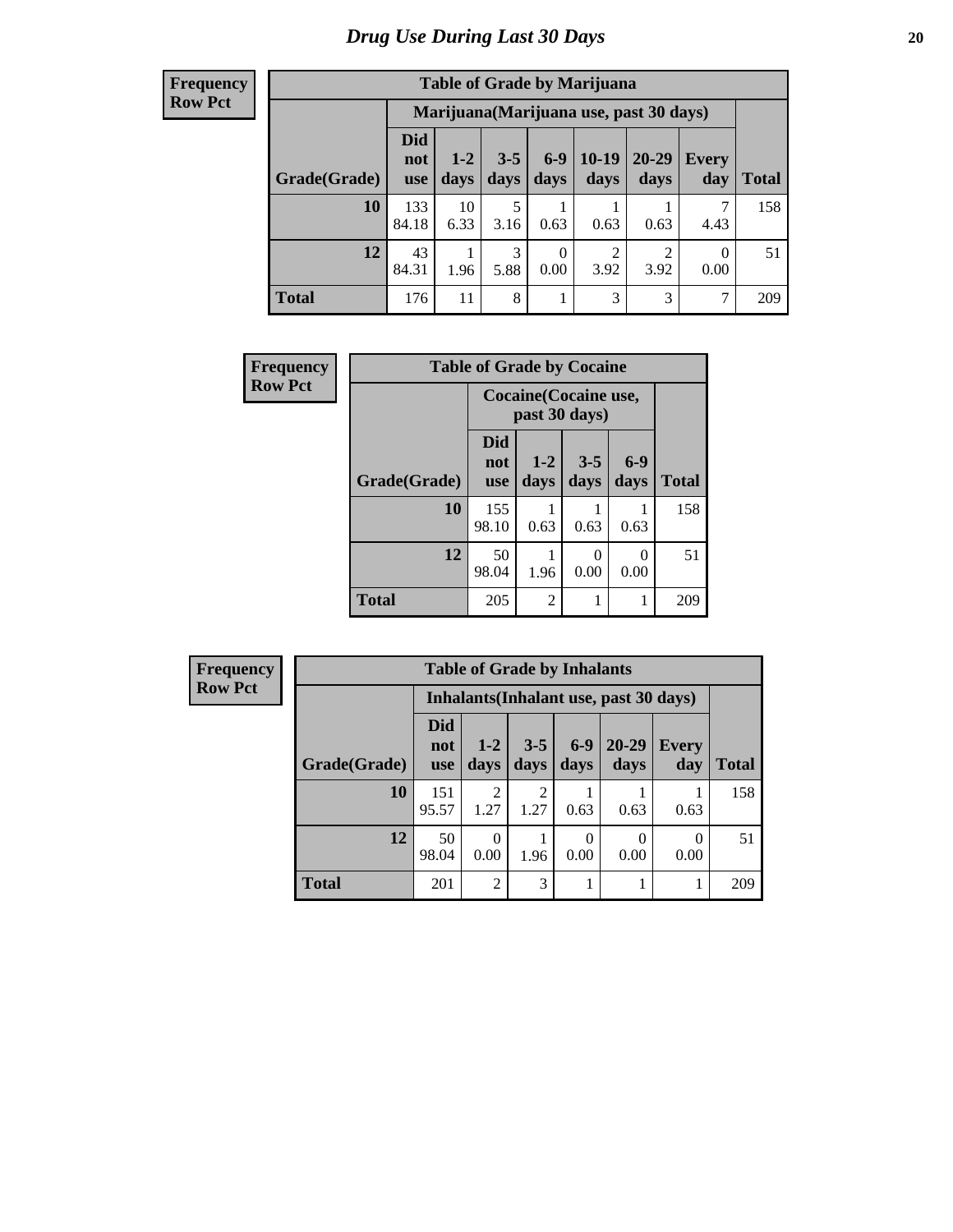# Drug Use During Last 30 Days

| Frequency<br>Row Pct |
|---|

**Table of Grade by Marijuana**

| | Marijuana(Marijuana use, past 30 days) | | | | | | | |
|---|---|---|---|---|---|---|---|---|
| Grade(Grade) | Did not use | 1-2 days | 3-5 days | 6-9 days | 10-19 days | 20-29 days | Every day | Total |
| **10** | 133<br>84.18 | 10<br>6.33 | 5<br>3.16 | 1<br>0.63 | 1<br>0.63 | 1<br>0.63 | 7<br>4.43 | 158 |
| **12** | 43<br>84.31 | 1<br>1.96 | 3<br>5.88 | 0<br>0.00 | 2<br>3.92 | 2<br>3.92 | 0<br>0.00 | 51 |
| **Total** | 176 | 11 | 8 | 1 | 3 | 3 | 7 | 209 |

| Frequency<br>Row Pct |
|---|

**Table of Grade by Cocaine**

| | Cocaine(Cocaine use, past 30 days) | | | | |
|---|---|---|---|---|---|
| Grade(Grade) | Did not use | 1-2 days | 3-5 days | 6-9 days | Total |
| **10** | 155<br>98.10 | 1<br>0.63 | 1<br>0.63 | 1<br>0.63 | 158 |
| **12** | 50<br>98.04 | 1<br>1.96 | 0<br>0.00 | 0<br>0.00 | 51 |
| **Total** | 205 | 2 | 1 | 1 | 209 |

| Frequency<br>Row Pct |
|---|

**Table of Grade by Inhalants**

| | Inhalants(Inhalant use, past 30 days) | | | | | | |
|---|---|---|---|---|---|---|---|
| Grade(Grade) | Did not use | 1-2 days | 3-5 days | 6-9 days | 20-29 days | Every day | Total |
| **10** | 151<br>95.57 | 2<br>1.27 | 2<br>1.27 | 1<br>0.63 | 1<br>0.63 | 1<br>0.63 | 158 |
| **12** | 50<br>98.04 | 0<br>0.00 | 1<br>1.96 | 0<br>0.00 | 0<br>0.00 | 0<br>0.00 | 51 |
| **Total** | 201 | 2 | 3 | 1 | 1 | 1 | 209 |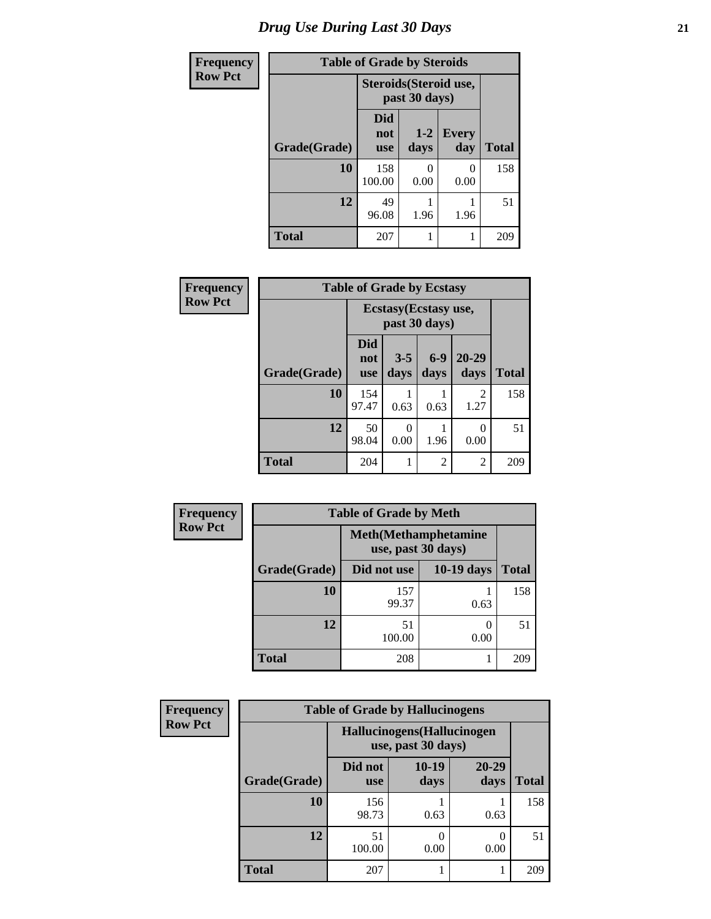# Drug Use During Last 30 Days

| Frequency Row Pct |
|---|

**Table of Grade by Steroids**

| Grade(Grade) | Steroids(Steroid use, past 30 days) | | | Total |
|---|---|---|---|---|
| | Did not use | 1-2 days | Every day | |
| 10 | 158<br>100.00 | 0<br>0.00 | 0<br>0.00 | 158 |
| 12 | 49<br>96.08 | 1<br>1.96 | 1<br>1.96 | 51 |
| Total | 207 | 1 | 1 | 209 |

| Frequency Row Pct |
|---|

**Table of Grade by Ecstasy**

| Grade(Grade) | Ecstasy(Ecstasy use, past 30 days) | | | | Total |
|---|---|---|---|---|---|
| | Did not use | 3-5 days | 6-9 days | 20-29 days | |
| 10 | 154<br>97.47 | 1<br>0.63 | 1<br>0.63 | 2<br>1.27 | 158 |
| 12 | 50<br>98.04 | 0<br>0.00 | 1<br>1.96 | 0<br>0.00 | 51 |
| Total | 204 | 1 | 2 | 2 | 209 |

| Frequency Row Pct |
|---|

**Table of Grade by Meth**

| Grade(Grade) | Meth(Methamphetamine use, past 30 days) | | Total |
|---|---|---|---|
| | Did not use | 10-19 days | |
| 10 | 157<br>99.37 | 1<br>0.63 | 158 |
| 12 | 51<br>100.00 | 0<br>0.00 | 51 |
| Total | 208 | 1 | 209 |

| Frequency Row Pct |
|---|

**Table of Grade by Hallucinogens**

| Grade(Grade) | Hallucinogens(Hallucinogen use, past 30 days) | | | Total |
|---|---|---|---|---|
| | Did not use | 10-19 days | 20-29 days | |
| 10 | 156<br>98.73 | 1<br>0.63 | 1<br>0.63 | 158 |
| 12 | 51<br>100.00 | 0<br>0.00 | 0<br>0.00 | 51 |
| Total | 207 | 1 | 1 | 209 |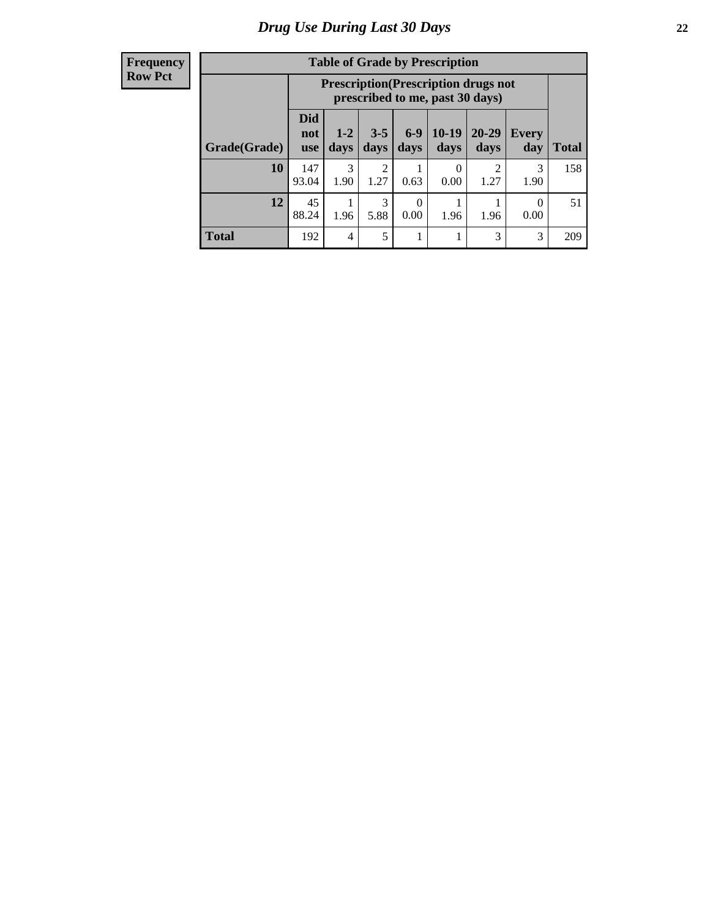# Drug Use During Last 30 Days

| Frequency<br>Row Pct |
|---|

**Table of Grade by Prescription**

| Grade(Grade) | Prescription(Prescription drugs not prescribed to me, past 30 days) | | | | | | | Total |
|---|---|---|---|---|---|---|---|---|
| | Did not use | 1-2 days | 3-5 days | 6-9 days | 10-19 days | 20-29 days | Every day | |
| **10** | 147<br>93.04 | 3<br>1.90 | 2<br>1.27 | 1<br>0.63 | 0<br>0.00 | 2<br>1.27 | 3<br>1.90 | 158 |
| **12** | 45<br>88.24 | 1<br>1.96 | 3<br>5.88 | 0<br>0.00 | 1<br>1.96 | 1<br>1.96 | 0<br>0.00 | 51 |
| **Total** | 192 | 4 | 5 | 1 | 1 | 3 | 3 | 209 |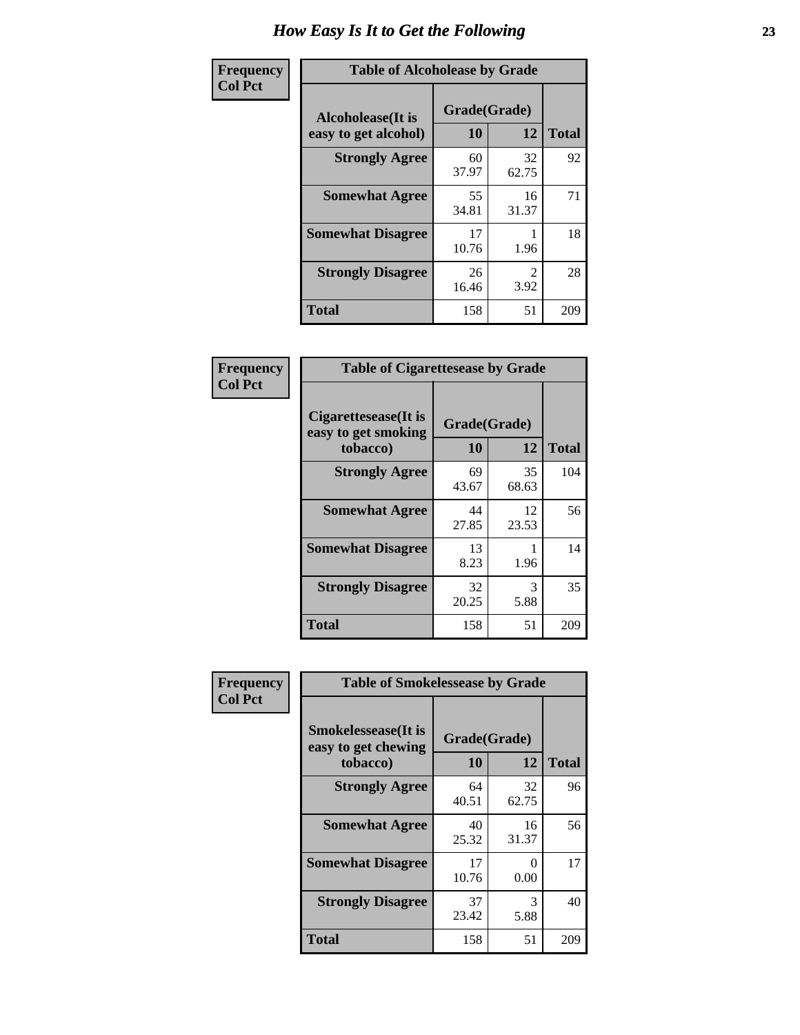# How Easy Is It to Get the Following

**Frequency Col Pct**

| Table of Alcoholease by Grade | | | |
|---|---|---|---|
| Alcoholease(It is easy to get alcohol) | Grade(Grade) | | Total |
| | 10 | 12 | |
| **Strongly Agree** | 60<br>37.97 | 32<br>62.75 | 92 |
| **Somewhat Agree** | 55<br>34.81 | 16<br>31.37 | 71 |
| **Somewhat Disagree** | 17<br>10.76 | 1<br>1.96 | 18 |
| **Strongly Disagree** | 26<br>16.46 | 2<br>3.92 | 28 |
| **Total** | 158 | 51 | 209 |

**Frequency Col Pct**

| Table of Cigarettesease by Grade | | | |
|---|---|---|---|
| Cigarettesease(It is easy to get smoking tobacco) | Grade(Grade) | | Total |
| | 10 | 12 | |
| **Strongly Agree** | 69<br>43.67 | 35<br>68.63 | 104 |
| **Somewhat Agree** | 44<br>27.85 | 12<br>23.53 | 56 |
| **Somewhat Disagree** | 13<br>8.23 | 1<br>1.96 | 14 |
| **Strongly Disagree** | 32<br>20.25 | 3<br>5.88 | 35 |
| **Total** | 158 | 51 | 209 |

**Frequency Col Pct**

| Table of Smokelessease by Grade | | | |
|---|---|---|---|
| Smokelessease(It is easy to get chewing tobacco) | Grade(Grade) | | Total |
| | 10 | 12 | |
| **Strongly Agree** | 64<br>40.51 | 32<br>62.75 | 96 |
| **Somewhat Agree** | 40<br>25.32 | 16<br>31.37 | 56 |
| **Somewhat Disagree** | 17<br>10.76 | 0<br>0.00 | 17 |
| **Strongly Disagree** | 37<br>23.42 | 3<br>5.88 | 40 |
| **Total** | 158 | 51 | 209 |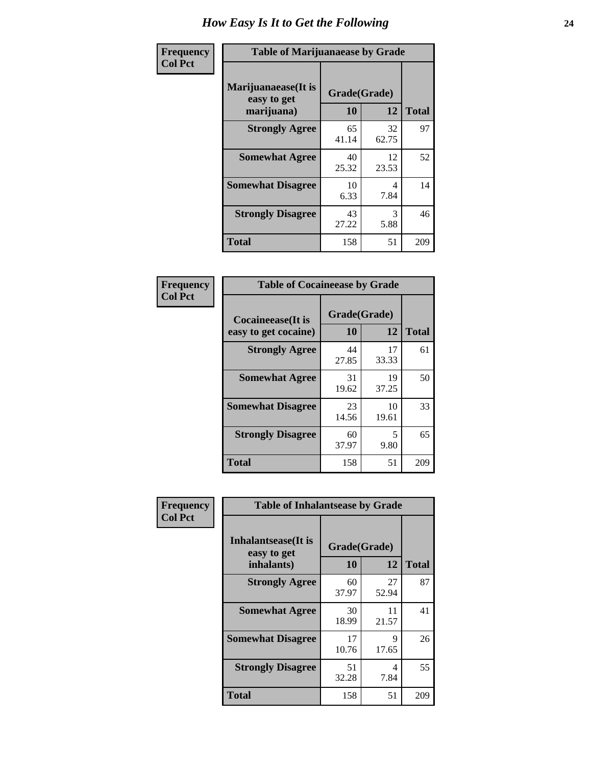# How Easy Is It to Get the Following

**Frequency**
**Col Pct**

| Table of Marijuanaease by Grade | | | |
|---|---|---|---|
| **Marijuanaease(It is easy to get marijuana)** | **Grade(Grade)** | | **Total** |
| | **10** | **12** | |
| **Strongly Agree** | 65<br>41.14 | 32<br>62.75 | 97 |
| **Somewhat Agree** | 40<br>25.32 | 12<br>23.53 | 52 |
| **Somewhat Disagree** | 10<br>6.33 | 4<br>7.84 | 14 |
| **Strongly Disagree** | 43<br>27.22 | 3<br>5.88 | 46 |
| **Total** | 158 | 51 | 209 |

**Frequency**
**Col Pct**

| Table of Cocaineease by Grade | | | |
|---|---|---|---|
| **Cocaineease(It is easy to get cocaine)** | **Grade(Grade)** | | **Total** |
| | **10** | **12** | |
| **Strongly Agree** | 44<br>27.85 | 17<br>33.33 | 61 |
| **Somewhat Agree** | 31<br>19.62 | 19<br>37.25 | 50 |
| **Somewhat Disagree** | 23<br>14.56 | 10<br>19.61 | 33 |
| **Strongly Disagree** | 60<br>37.97 | 5<br>9.80 | 65 |
| **Total** | 158 | 51 | 209 |

**Frequency**
**Col Pct**

| Table of Inhalantsease by Grade | | | |
|---|---|---|---|
| **Inhalantsease(It is easy to get inhalants)** | **Grade(Grade)** | | **Total** |
| | **10** | **12** | |
| **Strongly Agree** | 60<br>37.97 | 27<br>52.94 | 87 |
| **Somewhat Agree** | 30<br>18.99 | 11<br>21.57 | 41 |
| **Somewhat Disagree** | 17<br>10.76 | 9<br>17.65 | 26 |
| **Strongly Disagree** | 51<br>32.28 | 4<br>7.84 | 55 |
| **Total** | 158 | 51 | 209 |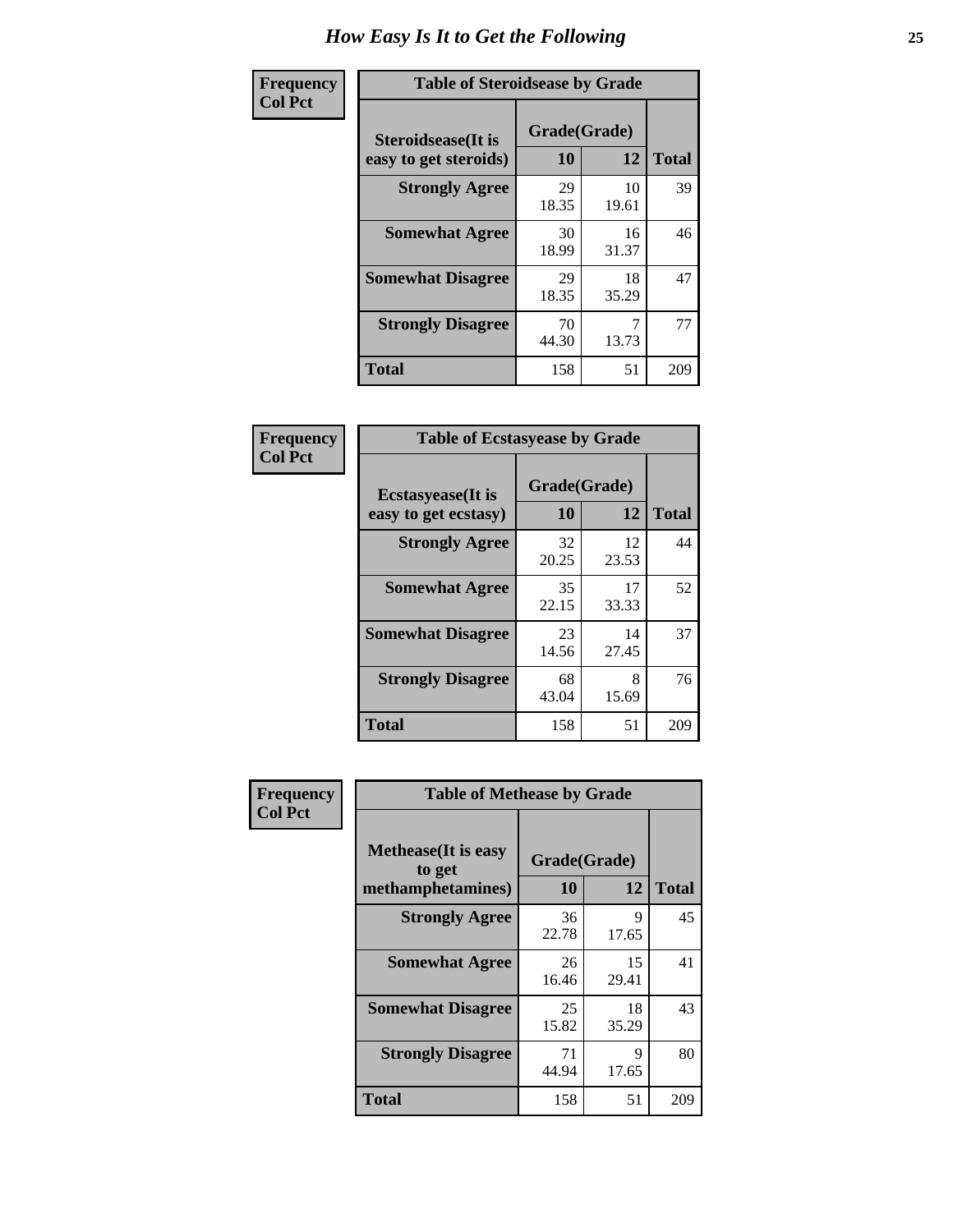# How Easy Is It to Get the Following

**Frequency**
**Col Pct**

| Table of Steroidsease by Grade | | | |
|---|---|---|---|
| Steroidsease(It is easy to get steroids) | Grade(Grade) | | Total |
| | 10 | 12 | |
| Strongly Agree | 29<br>18.35 | 10<br>19.61 | 39 |
| Somewhat Agree | 30<br>18.99 | 16<br>31.37 | 46 |
| Somewhat Disagree | 29<br>18.35 | 18<br>35.29 | 47 |
| Strongly Disagree | 70<br>44.30 | 7<br>13.73 | 77 |
| Total | 158 | 51 | 209 |

**Frequency**
**Col Pct**

| Table of Ecstasyease by Grade | | | |
|---|---|---|---|
| Ecstasyease(It is easy to get ecstasy) | Grade(Grade) | | Total |
| | 10 | 12 | |
| Strongly Agree | 32<br>20.25 | 12<br>23.53 | 44 |
| Somewhat Agree | 35<br>22.15 | 17<br>33.33 | 52 |
| Somewhat Disagree | 23<br>14.56 | 14<br>27.45 | 37 |
| Strongly Disagree | 68<br>43.04 | 8<br>15.69 | 76 |
| Total | 158 | 51 | 209 |

**Frequency**
**Col Pct**

| Table of Methease by Grade | | | |
|---|---|---|---|
| Methease(It is easy to get methamphetamines) | Grade(Grade) | | Total |
| | 10 | 12 | |
| Strongly Agree | 36<br>22.78 | 9<br>17.65 | 45 |
| Somewhat Agree | 26<br>16.46 | 15<br>29.41 | 41 |
| Somewhat Disagree | 25<br>15.82 | 18<br>35.29 | 43 |
| Strongly Disagree | 71<br>44.94 | 9<br>17.65 | 80 |
| Total | 158 | 51 | 209 |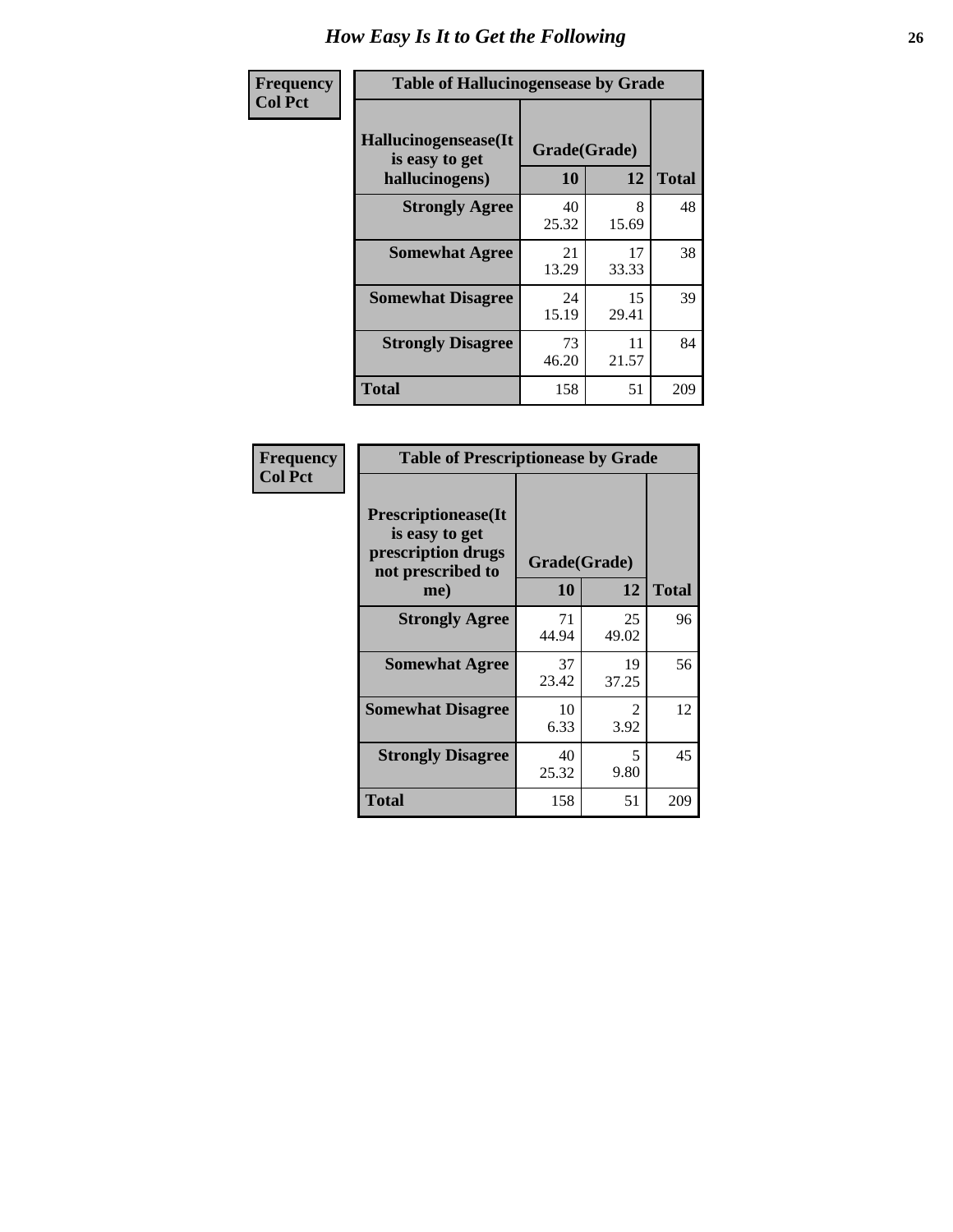# How Easy Is It to Get the Following

| Frequency<br>Col Pct | Table of Hallucinogensease by Grade | | |
|---|---|---|---|
| Hallucinogensease(It is easy to get hallucinogens) | Grade(Grade) | | |
| | 10 | 12 | Total |
| Strongly Agree | 40<br>25.32 | 8<br>15.69 | 48 |
| Somewhat Agree | 21<br>13.29 | 17<br>33.33 | 38 |
| Somewhat Disagree | 24<br>15.19 | 15<br>29.41 | 39 |
| Strongly Disagree | 73<br>46.20 | 11<br>21.57 | 84 |
| Total | 158 | 51 | 209 |

| Frequency<br>Col Pct | Table of Prescriptionease by Grade | | |
|---|---|---|---|
| Prescriptionease(It is easy to get prescription drugs not prescribed to me) | Grade(Grade) | | |
| | 10 | 12 | Total |
| Strongly Agree | 71<br>44.94 | 25<br>49.02 | 96 |
| Somewhat Agree | 37<br>23.42 | 19<br>37.25 | 56 |
| Somewhat Disagree | 10<br>6.33 | 2<br>3.92 | 12 |
| Strongly Disagree | 40<br>25.32 | 5<br>9.80 | 45 |
| Total | 158 | 51 | 209 |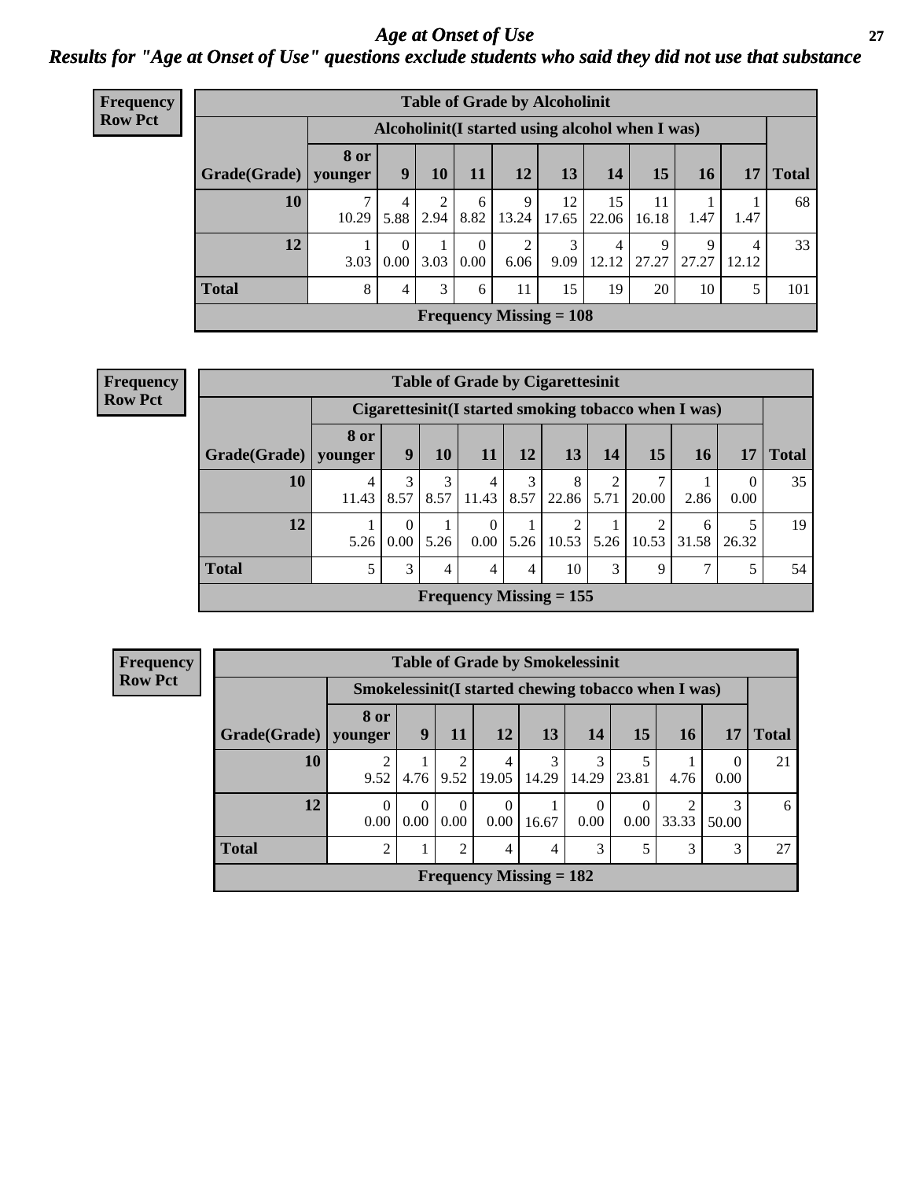# Age at Onset of Use

## *Results for "Age at Onset of Use" questions exclude students who said they did not use that substance*

**Frequency Row Pct**

**Table of Grade by Alcoholinit**

| Grade(Grade) | Alcoholinit(I started using alcohol when I was) | | | | | | | | | | Total |
|---|---|---|---|---|---|---|---|---|---|---|---|
| | 8 or younger | 9 | 10 | 11 | 12 | 13 | 14 | 15 | 16 | 17 | |
| **10** | 7<br>10.29 | 4<br>5.88 | 2<br>2.94 | 6<br>8.82 | 9<br>13.24 | 12<br>17.65 | 15<br>22.06 | 11<br>16.18 | 1<br>1.47 | 1<br>1.47 | 68 |
| **12** | 1<br>3.03 | 0<br>0.00 | 1<br>3.03 | 0<br>0.00 | 2<br>6.06 | 3<br>9.09 | 4<br>12.12 | 9<br>27.27 | 9<br>27.27 | 4<br>12.12 | 33 |
| **Total** | 8 | 4 | 3 | 6 | 11 | 15 | 19 | 20 | 10 | 5 | 101 |

**Frequency Missing = 108**

**Frequency Row Pct**

**Table of Grade by Cigarettesinit**

| Grade(Grade) | Cigarettesinit(I started smoking tobacco when I was) | | | | | | | | | | Total |
|---|---|---|---|---|---|---|---|---|---|---|---|
| | 8 or younger | 9 | 10 | 11 | 12 | 13 | 14 | 15 | 16 | 17 | |
| **10** | 4<br>11.43 | 3<br>8.57 | 3<br>8.57 | 4<br>11.43 | 3<br>8.57 | 8<br>22.86 | 2<br>5.71 | 7<br>20.00 | 1<br>2.86 | 0<br>0.00 | 35 |
| **12** | 1<br>5.26 | 0<br>0.00 | 1<br>5.26 | 0<br>0.00 | 1<br>5.26 | 2<br>10.53 | 1<br>5.26 | 2<br>10.53 | 6<br>31.58 | 5<br>26.32 | 19 |
| **Total** | 5 | 3 | 4 | 4 | 4 | 10 | 3 | 9 | 7 | 5 | 54 |

**Frequency Missing = 155**

**Frequency Row Pct**

**Table of Grade by Smokelessinit**

| Grade(Grade) | Smokelessinit(I started chewing tobacco when I was) | | | | | | | | | Total |
|---|---|---|---|---|---|---|---|---|---|---|
| | 8 or younger | 9 | 11 | 12 | 13 | 14 | 15 | 16 | 17 | |
| **10** | 2<br>9.52 | 1<br>4.76 | 2<br>9.52 | 4<br>19.05 | 3<br>14.29 | 3<br>14.29 | 5<br>23.81 | 1<br>4.76 | 0<br>0.00 | 21 |
| **12** | 0<br>0.00 | 0<br>0.00 | 0<br>0.00 | 0<br>0.00 | 1<br>16.67 | 0<br>0.00 | 0<br>0.00 | 2<br>33.33 | 3<br>50.00 | 6 |
| **Total** | 2 | 1 | 2 | 4 | 4 | 3 | 5 | 3 | 3 | 27 |

**Frequency Missing = 182**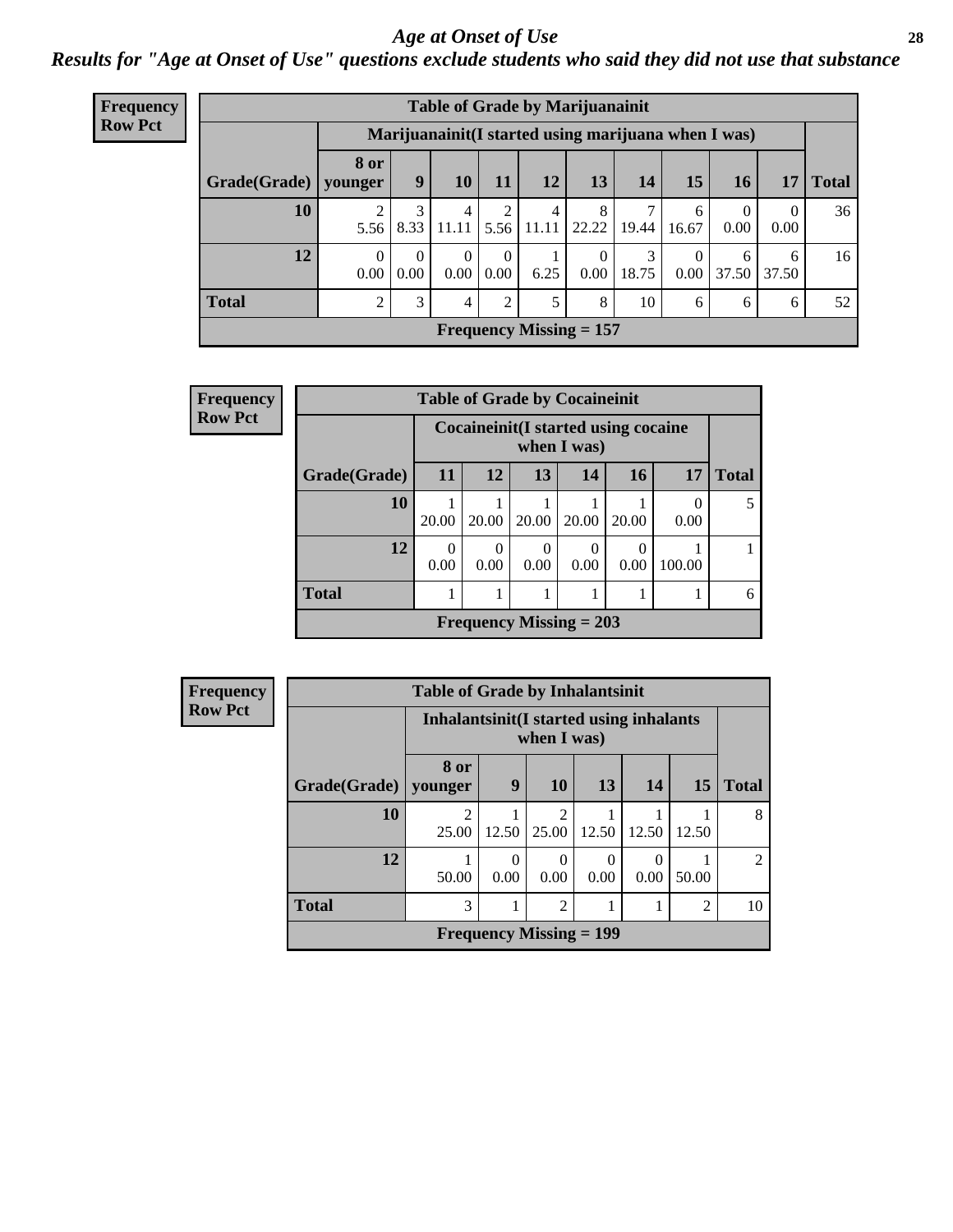# *Age at Onset of Use*

***Results for "Age at Onset of Use" questions exclude students who said they did not use that substance***

**Frequency**
**Row Pct**

| Table of Grade by Marijuanainit | | | | | | | | | | | |
|---|---|---|---|---|---|---|---|---|---|---|---|
| | Marijuanainit(I started using marijuana when I was) | | | | | | | | | | |
| Grade(Grade) | 8 or younger | 9 | 10 | 11 | 12 | 13 | 14 | 15 | 16 | 17 | Total |
| 10 | 2<br>5.56 | 3<br>8.33 | 4<br>11.11 | 2<br>5.56 | 4<br>11.11 | 8<br>22.22 | 7<br>19.44 | 6<br>16.67 | 0<br>0.00 | 0<br>0.00 | 36 |
| 12 | 0<br>0.00 | 0<br>0.00 | 0<br>0.00 | 0<br>0.00 | 1<br>6.25 | 0<br>0.00 | 3<br>18.75 | 0<br>0.00 | 6<br>37.50 | 6<br>37.50 | 16 |
| Total | 2 | 3 | 4 | 2 | 5 | 8 | 10 | 6 | 6 | 6 | 52 |
| Frequency Missing = 157 | | | | | | | | | | | |

**Frequency**
**Row Pct**

| Table of Grade by Cocaineinit | | | | | | | |
|---|---|---|---|---|---|---|---|
| | Cocaineinit(I started using cocaine when I was) | | | | | | |
| Grade(Grade) | 11 | 12 | 13 | 14 | 16 | 17 | Total |
| 10 | 1<br>20.00 | 1<br>20.00 | 1<br>20.00 | 1<br>20.00 | 1<br>20.00 | 0<br>0.00 | 5 |
| 12 | 0<br>0.00 | 0<br>0.00 | 0<br>0.00 | 0<br>0.00 | 0<br>0.00 | 1<br>100.00 | 1 |
| Total | 1 | 1 | 1 | 1 | 1 | 1 | 6 |
| Frequency Missing = 203 | | | | | | | |

**Frequency**
**Row Pct**

| Table of Grade by Inhalantsinit | | | | | | | |
|---|---|---|---|---|---|---|---|
| | Inhalantsinit(I started using inhalants when I was) | | | | | | |
| Grade(Grade) | 8 or younger | 9 | 10 | 13 | 14 | 15 | Total |
| 10 | 2<br>25.00 | 1<br>12.50 | 2<br>25.00 | 1<br>12.50 | 1<br>12.50 | 1<br>12.50 | 8 |
| 12 | 1<br>50.00 | 0<br>0.00 | 0<br>0.00 | 0<br>0.00 | 0<br>0.00 | 1<br>50.00 | 2 |
| Total | 3 | 1 | 2 | 1 | 1 | 2 | 10 |
| Frequency Missing = 199 | | | | | | | |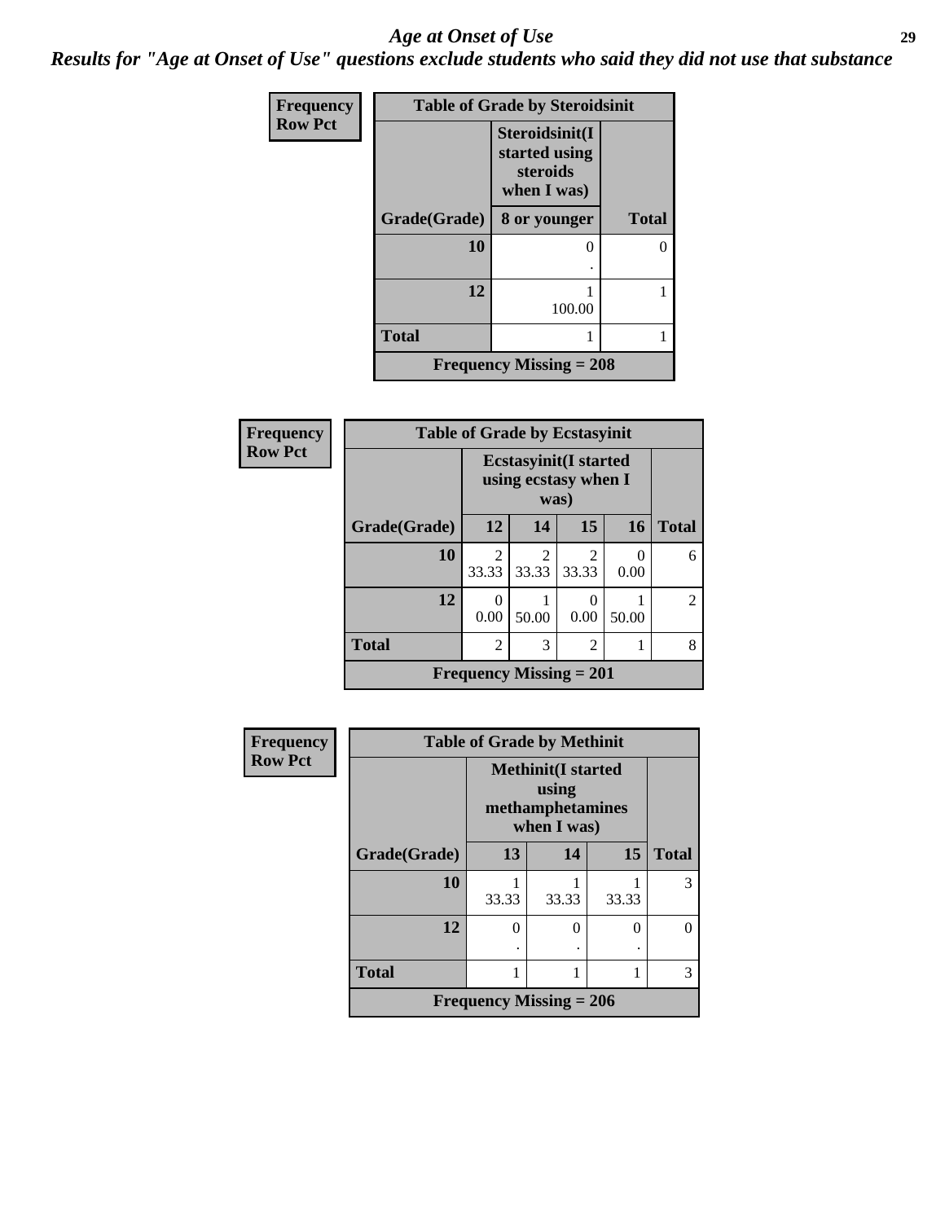# *Age at Onset of Use*

***Results for "Age at Onset of Use" questions exclude students who said they did not use that substance***

**Frequency**
**Row Pct**

| Table of Grade by Steroidsinit | | |
|---|---|---|
| | Steroidsinit(I started using steroids when I was) | |
| Grade(Grade) | 8 or younger | Total |
| 10 | 0<br>. | 0 |
| 12 | 1<br>100.00 | 1 |
| Total | 1 | 1 |
| Frequency Missing = 208 | | |

**Frequency**
**Row Pct**

| Table of Grade by Ecstasyinit | | | | | |
|---|---|---|---|---|---|
| | Ecstasyinit(I started using ecstasy when I was) | | | | |
| Grade(Grade) | 12 | 14 | 15 | 16 | Total |
| 10 | 2<br>33.33 | 2<br>33.33 | 2<br>33.33 | 0<br>0.00 | 6 |
| 12 | 0<br>0.00 | 1<br>50.00 | 0<br>0.00 | 1<br>50.00 | 2 |
| Total | 2 | 3 | 2 | 1 | 8 |
| Frequency Missing = 201 | | | | | |

**Frequency**
**Row Pct**

| Table of Grade by Methinit | | | | |
|---|---|---|---|---|
| | Methinit(I started using methamphetamines when I was) | | | |
| Grade(Grade) | 13 | 14 | 15 | Total |
| 10 | 1<br>33.33 | 1<br>33.33 | 1<br>33.33 | 3 |
| 12 | 0<br>. | 0<br>. | 0<br>. | 0 |
| Total | 1 | 1 | 1 | 3 |
| Frequency Missing = 206 | | | | |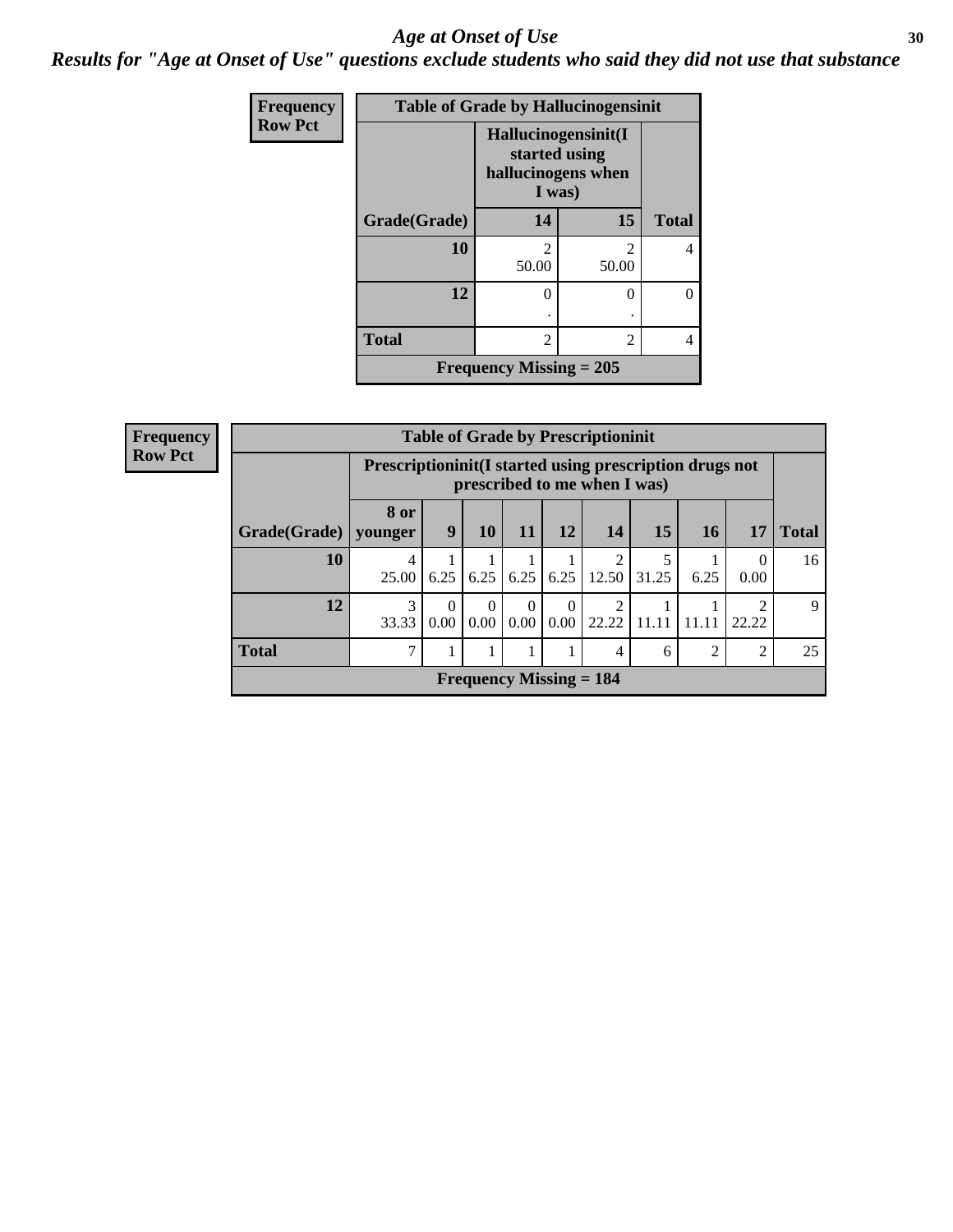## Age at Onset of Use

### Results for "Age at Onset of Use" questions exclude students who said they did not use that substance

**Frequency**
**Row Pct**

| Table of Grade by Hallucinogensinit | | | |
|---|---|---|---|
| | Hallucinogensinit(I started using hallucinogens when I was) | | |
| Grade(Grade) | 14 | 15 | Total |
| 10 | 2<br>50.00 | 2<br>50.00 | 4 |
| 12 | 0<br>. | 0<br>. | 0 |
| Total | 2 | 2 | 4 |
| Frequency Missing = 205 | | | |

**Frequency**
**Row Pct**

| Table of Grade by Prescriptioninit | | | | | | | | | | |
|---|---|---|---|---|---|---|---|---|---|---|
| | Prescriptioninit(I started using prescription drugs not prescribed to me when I was) | | | | | | | | | |
| Grade(Grade) | 8 or younger | 9 | 10 | 11 | 12 | 14 | 15 | 16 | 17 | Total |
| 10 | 4<br>25.00 | 1<br>6.25 | 1<br>6.25 | 1<br>6.25 | 1<br>6.25 | 2<br>12.50 | 5<br>31.25 | 1<br>6.25 | 0<br>0.00 | 16 |
| 12 | 3<br>33.33 | 0<br>0.00 | 0<br>0.00 | 0<br>0.00 | 0<br>0.00 | 2<br>22.22 | 1<br>11.11 | 1<br>11.11 | 2<br>22.22 | 9 |
| Total | 7 | 1 | 1 | 1 | 1 | 4 | 6 | 2 | 2 | 25 |
| Frequency Missing = 184 | | | | | | | | | | |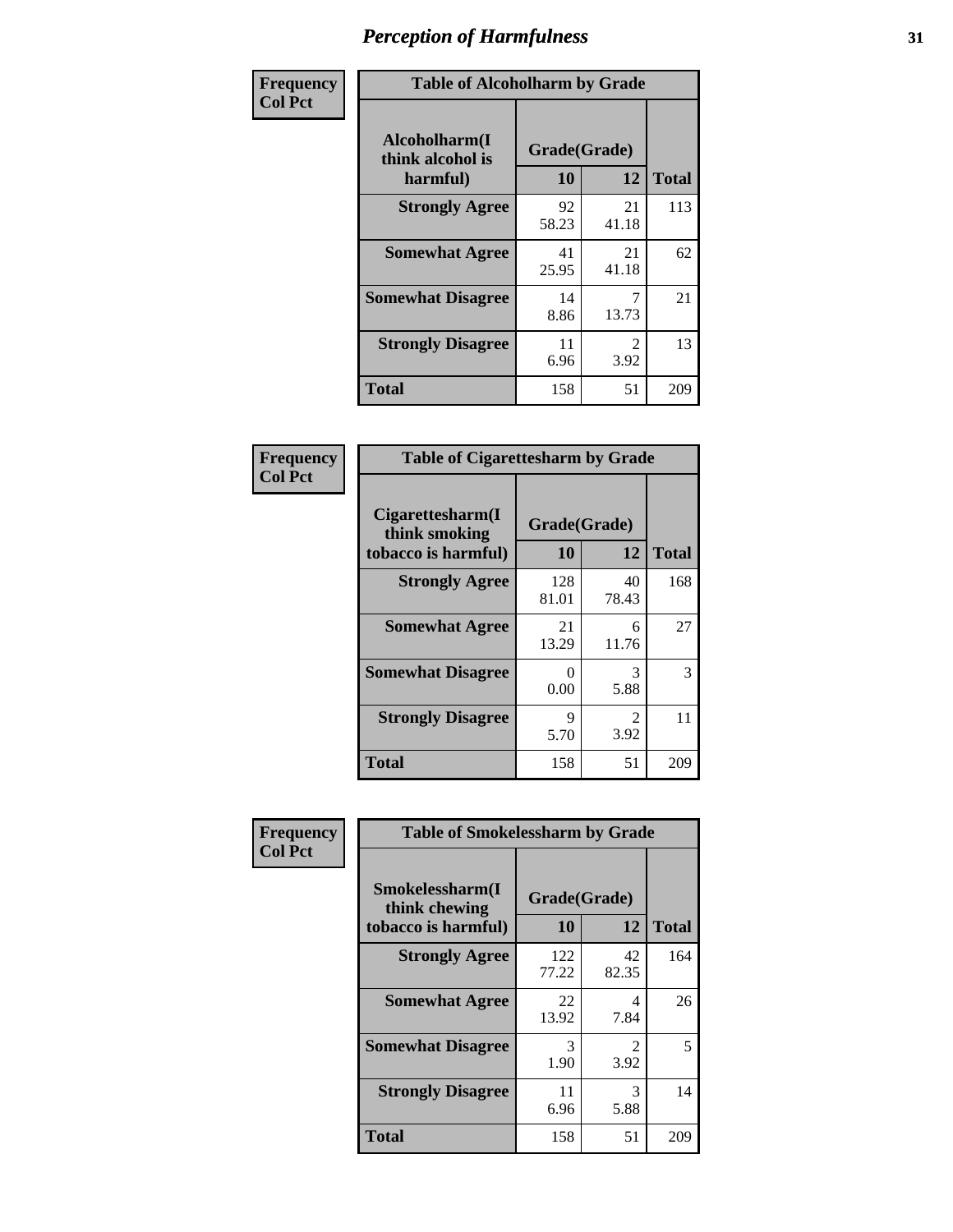# Perception of Harmfulness

**Frequency**
**Col Pct**

| Table of Alcoholharm by Grade | | | |
|---|---|---|---|
| Alcoholharm(I think alcohol is harmful) | Grade(Grade) | | Total |
| | 10 | 12 | |
| **Strongly Agree** | 92<br>58.23 | 21<br>41.18 | 113 |
| **Somewhat Agree** | 41<br>25.95 | 21<br>41.18 | 62 |
| **Somewhat Disagree** | 14<br>8.86 | 7<br>13.73 | 21 |
| **Strongly Disagree** | 11<br>6.96 | 2<br>3.92 | 13 |
| **Total** | 158 | 51 | 209 |

**Frequency**
**Col Pct**

| Table of Cigarettesharm by Grade | | | |
|---|---|---|---|
| Cigarettesharm(I think smoking tobacco is harmful) | Grade(Grade) | | Total |
| | 10 | 12 | |
| **Strongly Agree** | 128<br>81.01 | 40<br>78.43 | 168 |
| **Somewhat Agree** | 21<br>13.29 | 6<br>11.76 | 27 |
| **Somewhat Disagree** | 0<br>0.00 | 3<br>5.88 | 3 |
| **Strongly Disagree** | 9<br>5.70 | 2<br>3.92 | 11 |
| **Total** | 158 | 51 | 209 |

**Frequency**
**Col Pct**

| Table of Smokelessharm by Grade | | | |
|---|---|---|---|
| Smokelessharm(I think chewing tobacco is harmful) | Grade(Grade) | | Total |
| | 10 | 12 | |
| **Strongly Agree** | 122<br>77.22 | 42<br>82.35 | 164 |
| **Somewhat Agree** | 22<br>13.92 | 4<br>7.84 | 26 |
| **Somewhat Disagree** | 3<br>1.90 | 2<br>3.92 | 5 |
| **Strongly Disagree** | 11<br>6.96 | 3<br>5.88 | 14 |
| **Total** | 158 | 51 | 209 |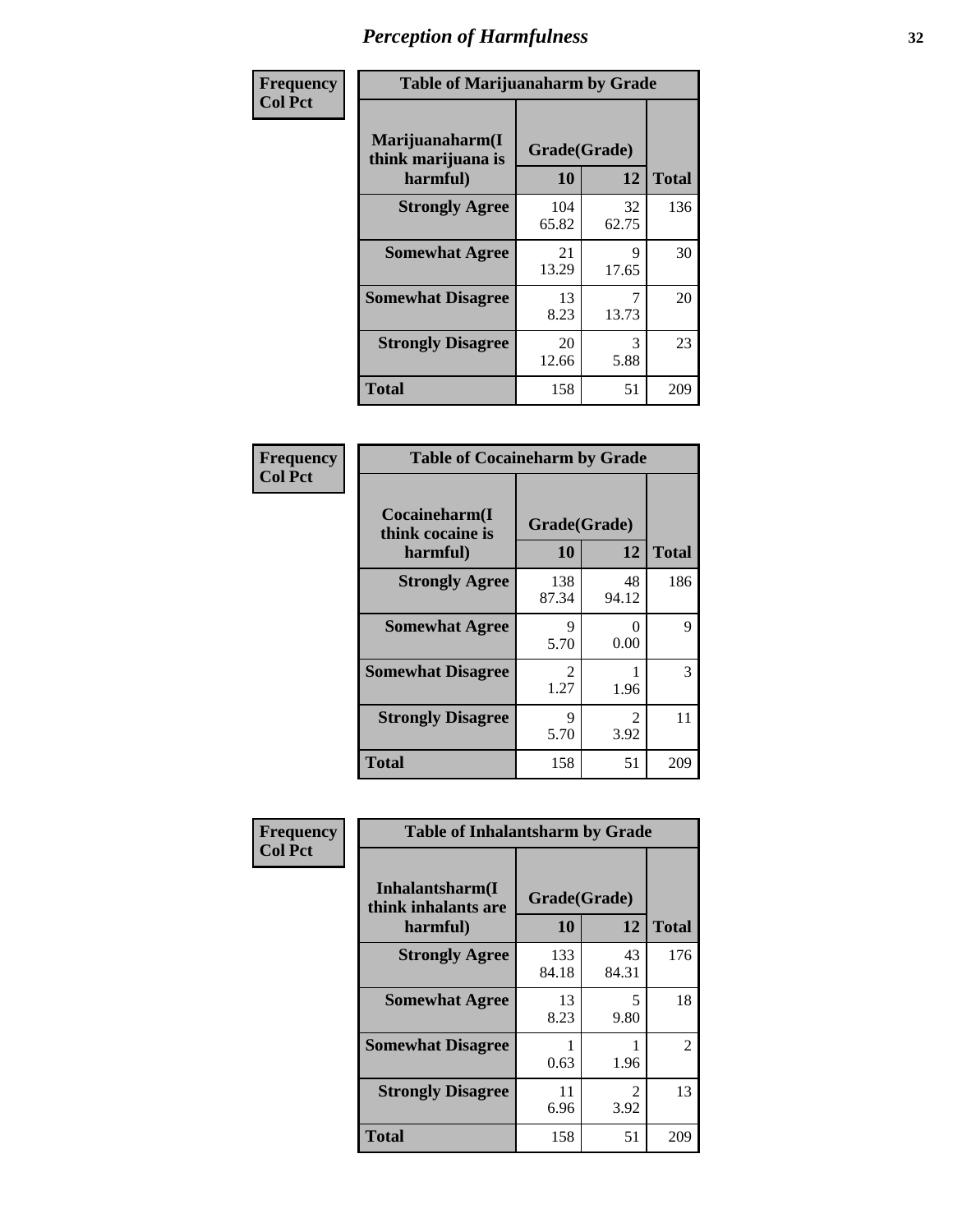# Perception of Harmfulness

**Frequency**
**Col Pct**

| Table of Marijuanaharm by Grade | | | |
|---|---|---|---|
| Marijuanaharm(I think marijuana is harmful) | Grade(Grade) | | Total |
| | 10 | 12 | |
| **Strongly Agree** | 104<br>65.82 | 32<br>62.75 | 136 |
| **Somewhat Agree** | 21<br>13.29 | 9<br>17.65 | 30 |
| **Somewhat Disagree** | 13<br>8.23 | 7<br>13.73 | 20 |
| **Strongly Disagree** | 20<br>12.66 | 3<br>5.88 | 23 |
| **Total** | 158 | 51 | 209 |

**Frequency**
**Col Pct**

| Table of Cocaineharm by Grade | | | |
|---|---|---|---|
| Cocaineharm(I think cocaine is harmful) | Grade(Grade) | | Total |
| | 10 | 12 | |
| **Strongly Agree** | 138<br>87.34 | 48<br>94.12 | 186 |
| **Somewhat Agree** | 9<br>5.70 | 0<br>0.00 | 9 |
| **Somewhat Disagree** | 2<br>1.27 | 1<br>1.96 | 3 |
| **Strongly Disagree** | 9<br>5.70 | 2<br>3.92 | 11 |
| **Total** | 158 | 51 | 209 |

**Frequency**
**Col Pct**

| Table of Inhalantsharm by Grade | | | |
|---|---|---|---|
| Inhalantsharm(I think inhalants are harmful) | Grade(Grade) | | Total |
| | 10 | 12 | |
| **Strongly Agree** | 133<br>84.18 | 43<br>84.31 | 176 |
| **Somewhat Agree** | 13<br>8.23 | 5<br>9.80 | 18 |
| **Somewhat Disagree** | 1<br>0.63 | 1<br>1.96 | 2 |
| **Strongly Disagree** | 11<br>6.96 | 2<br>3.92 | 13 |
| **Total** | 158 | 51 | 209 |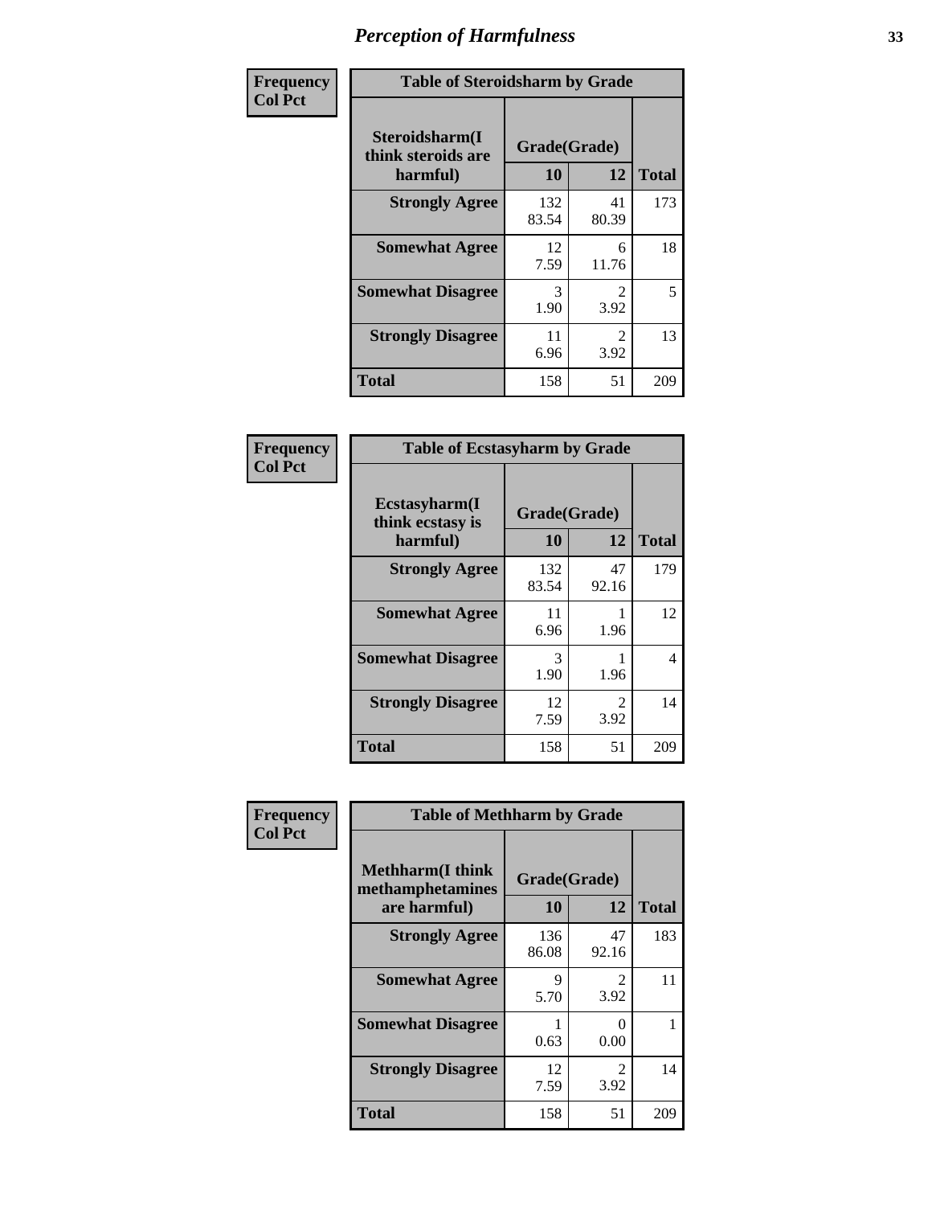# Perception of Harmfulness

| Frequency<br>Col Pct | Table of Steroidsharm by Grade | | |
|---|---|---|---|
| **Steroidsharm(I think steroids are harmful)** | **Grade(Grade)** | | |
| | **10** | **12** | **Total** |
| **Strongly Agree** | 132<br>83.54 | 41<br>80.39 | 173 |
| **Somewhat Agree** | 12<br>7.59 | 6<br>11.76 | 18 |
| **Somewhat Disagree** | 3<br>1.90 | 2<br>3.92 | 5 |
| **Strongly Disagree** | 11<br>6.96 | 2<br>3.92 | 13 |
| **Total** | 158 | 51 | 209 |

| Frequency<br>Col Pct | Table of Ecstasyharm by Grade | | |
|---|---|---|---|
| **Ecstasyharm(I think ecstasy is harmful)** | **Grade(Grade)** | | |
| | **10** | **12** | **Total** |
| **Strongly Agree** | 132<br>83.54 | 47<br>92.16 | 179 |
| **Somewhat Agree** | 11<br>6.96 | 1<br>1.96 | 12 |
| **Somewhat Disagree** | 3<br>1.90 | 1<br>1.96 | 4 |
| **Strongly Disagree** | 12<br>7.59 | 2<br>3.92 | 14 |
| **Total** | 158 | 51 | 209 |

| Frequency<br>Col Pct | Table of Methharm by Grade | | |
|---|---|---|---|
| **Methharm(I think methamphetamines are harmful)** | **Grade(Grade)** | | |
| | **10** | **12** | **Total** |
| **Strongly Agree** | 136<br>86.08 | 47<br>92.16 | 183 |
| **Somewhat Agree** | 9<br>5.70 | 2<br>3.92 | 11 |
| **Somewhat Disagree** | 1<br>0.63 | 0<br>0.00 | 1 |
| **Strongly Disagree** | 12<br>7.59 | 2<br>3.92 | 14 |
| **Total** | 158 | 51 | 209 |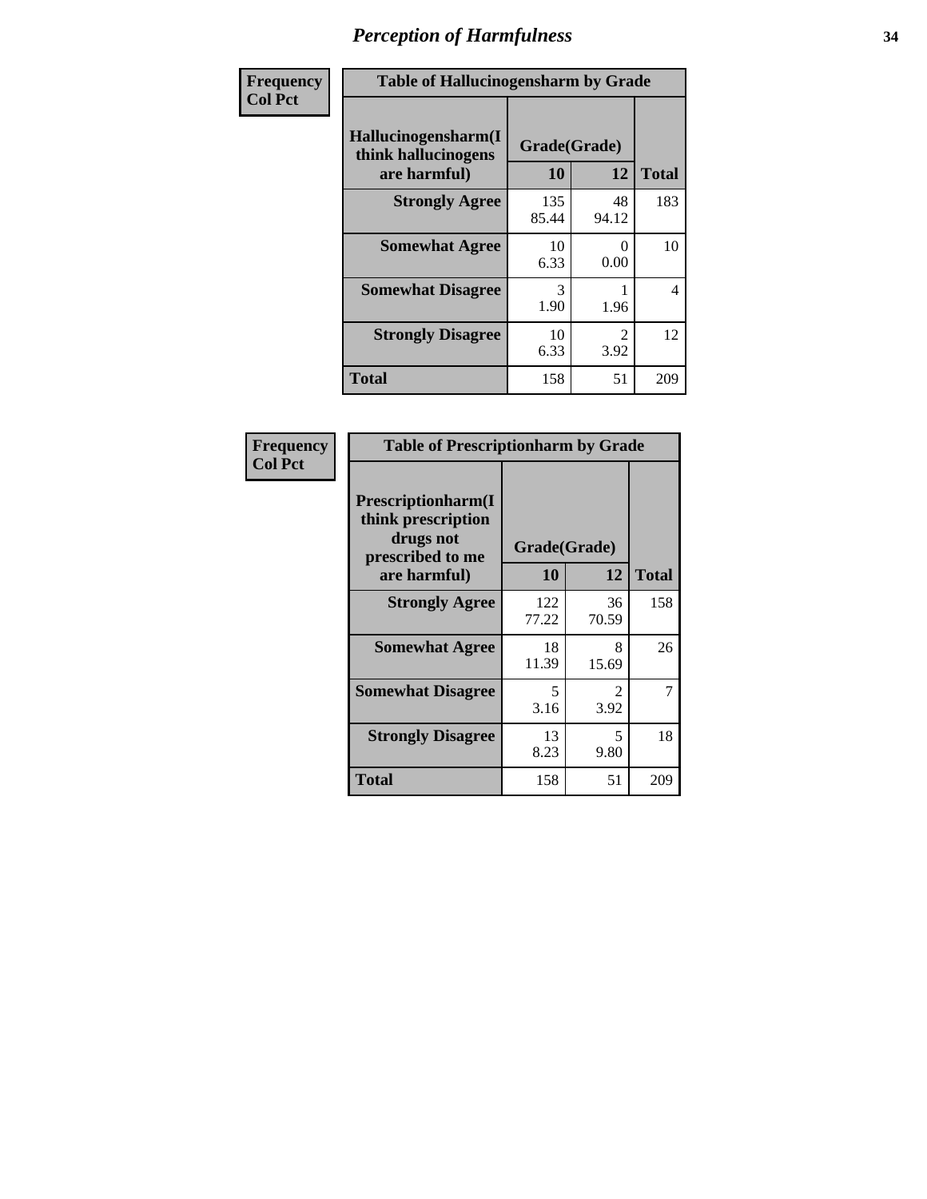# Perception of Harmfulness

**Frequency**
**Col Pct**

**Table of Hallucinogensharm by Grade**

| Hallucinogensharm(I think hallucinogens are harmful) | Grade(Grade) 10 | 12 | Total |
|---|---|---|---|
| **Strongly Agree** | 135<br>85.44 | 48<br>94.12 | 183 |
| **Somewhat Agree** | 10<br>6.33 | 0<br>0.00 | 10 |
| **Somewhat Disagree** | 3<br>1.90 | 1<br>1.96 | 4 |
| **Strongly Disagree** | 10<br>6.33 | 2<br>3.92 | 12 |
| **Total** | 158 | 51 | 209 |

**Frequency**
**Col Pct**

**Table of Prescriptionharm by Grade**

| Prescriptionharm(I think prescription drugs not prescribed to me are harmful) | Grade(Grade) 10 | 12 | Total |
|---|---|---|---|
| **Strongly Agree** | 122<br>77.22 | 36<br>70.59 | 158 |
| **Somewhat Agree** | 18<br>11.39 | 8<br>15.69 | 26 |
| **Somewhat Disagree** | 5<br>3.16 | 2<br>3.92 | 7 |
| **Strongly Disagree** | 13<br>8.23 | 5<br>9.80 | 18 |
| **Total** | 158 | 51 | 209 |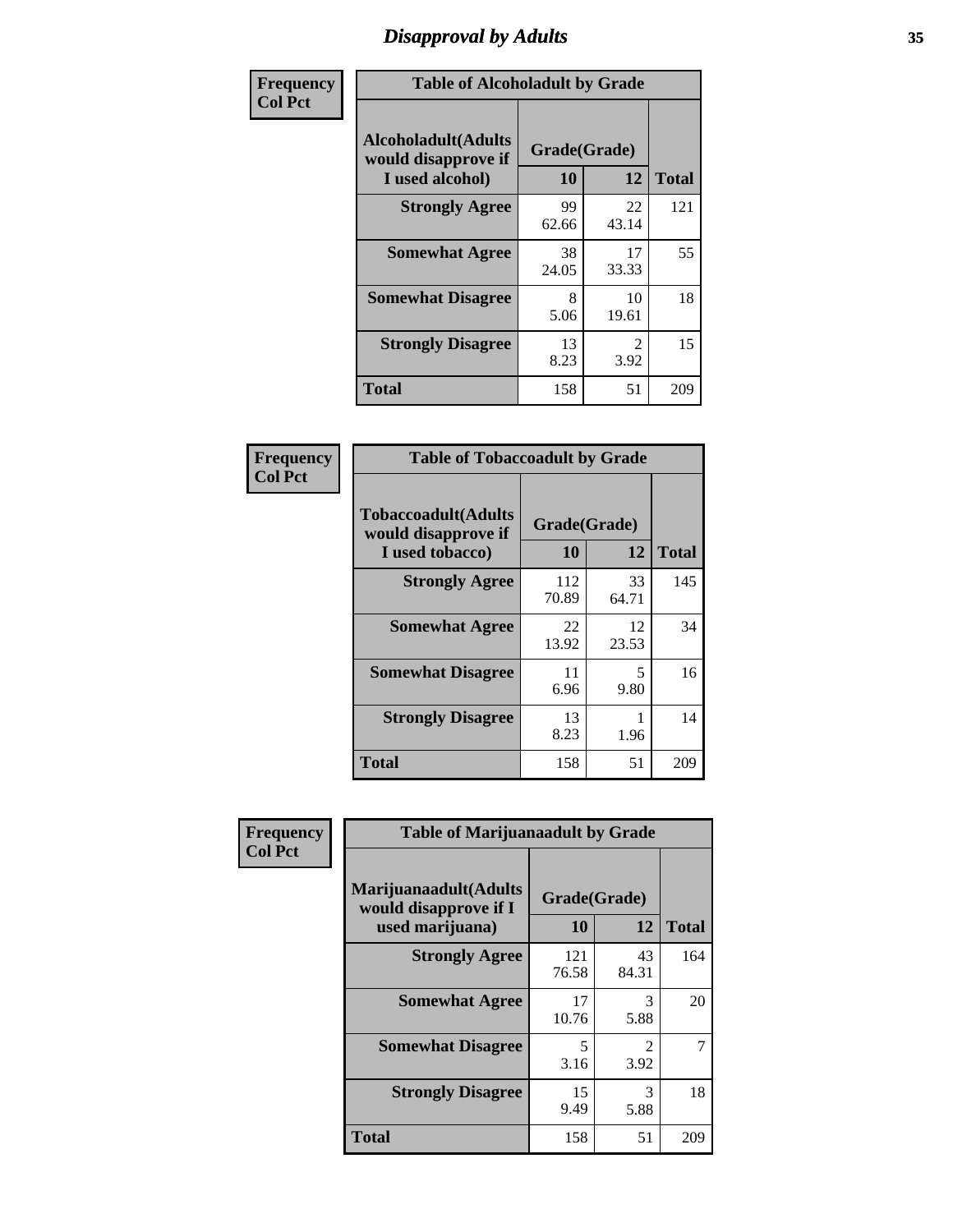# Disapproval by Adults

**Frequency**
**Col Pct**

| Table of Alcoholadult by Grade | | | |
|---|---|---|---|
| **Alcoholadult(Adults would disapprove if I used alcohol)** | **Grade(Grade)** | | **Total** |
| | **10** | **12** | |
| **Strongly Agree** | 99<br>62.66 | 22<br>43.14 | 121 |
| **Somewhat Agree** | 38<br>24.05 | 17<br>33.33 | 55 |
| **Somewhat Disagree** | 8<br>5.06 | 10<br>19.61 | 18 |
| **Strongly Disagree** | 13<br>8.23 | 2<br>3.92 | 15 |
| **Total** | 158 | 51 | 209 |

**Frequency**
**Col Pct**

| Table of Tobaccoadult by Grade | | | |
|---|---|---|---|
| **Tobaccoadult(Adults would disapprove if I used tobacco)** | **Grade(Grade)** | | **Total** |
| | **10** | **12** | |
| **Strongly Agree** | 112<br>70.89 | 33<br>64.71 | 145 |
| **Somewhat Agree** | 22<br>13.92 | 12<br>23.53 | 34 |
| **Somewhat Disagree** | 11<br>6.96 | 5<br>9.80 | 16 |
| **Strongly Disagree** | 13<br>8.23 | 1<br>1.96 | 14 |
| **Total** | 158 | 51 | 209 |

**Frequency**
**Col Pct**

| Table of Marijuanaadult by Grade | | | |
|---|---|---|---|
| **Marijuanaadult(Adults would disapprove if I used marijuana)** | **Grade(Grade)** | | **Total** |
| | **10** | **12** | |
| **Strongly Agree** | 121<br>76.58 | 43<br>84.31 | 164 |
| **Somewhat Agree** | 17<br>10.76 | 3<br>5.88 | 20 |
| **Somewhat Disagree** | 5<br>3.16 | 2<br>3.92 | 7 |
| **Strongly Disagree** | 15<br>9.49 | 3<br>5.88 | 18 |
| **Total** | 158 | 51 | 209 |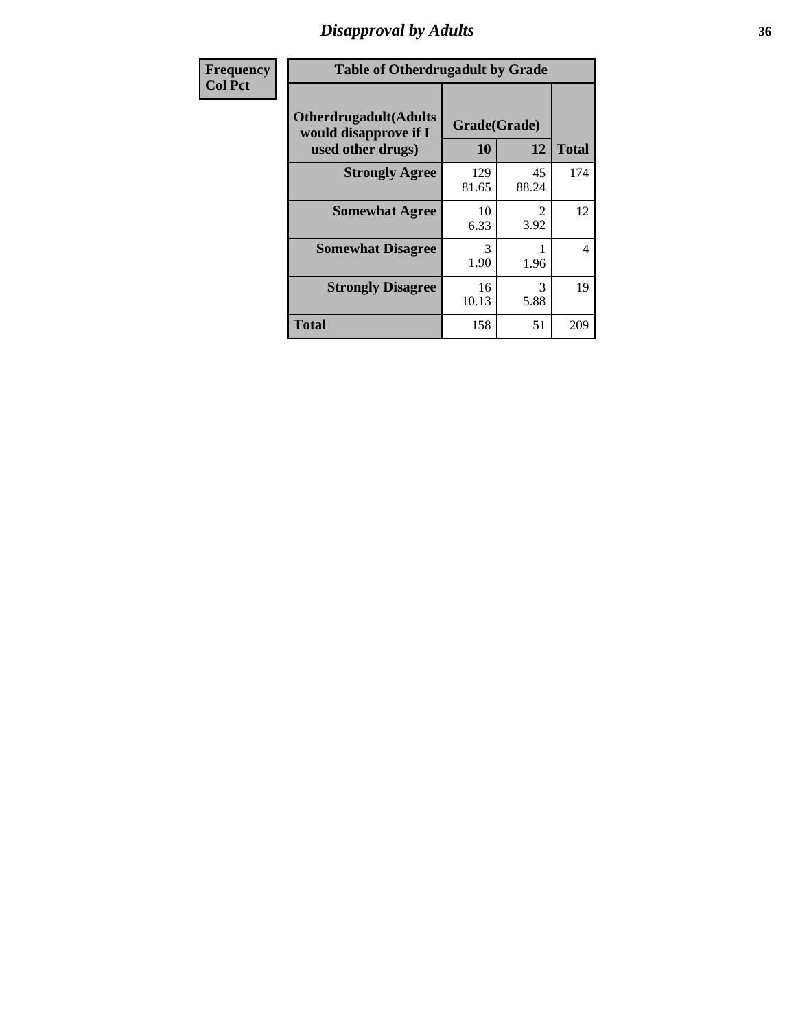# Disapproval by Adults

| Frequency<br>Col Pct |
|---|

**Table of Otherdrugadult by Grade**

| Otherdrugadult(Adults would disapprove if I used other drugs) | Grade(Grade) | | |
|---|---|---|---|
| | 10 | 12 | Total |
| **Strongly Agree** | 129<br>81.65 | 45<br>88.24 | 174 |
| **Somewhat Agree** | 10<br>6.33 | 2<br>3.92 | 12 |
| **Somewhat Disagree** | 3<br>1.90 | 1<br>1.96 | 4 |
| **Strongly Disagree** | 16<br>10.13 | 3<br>5.88 | 19 |
| **Total** | 158 | 51 | 209 |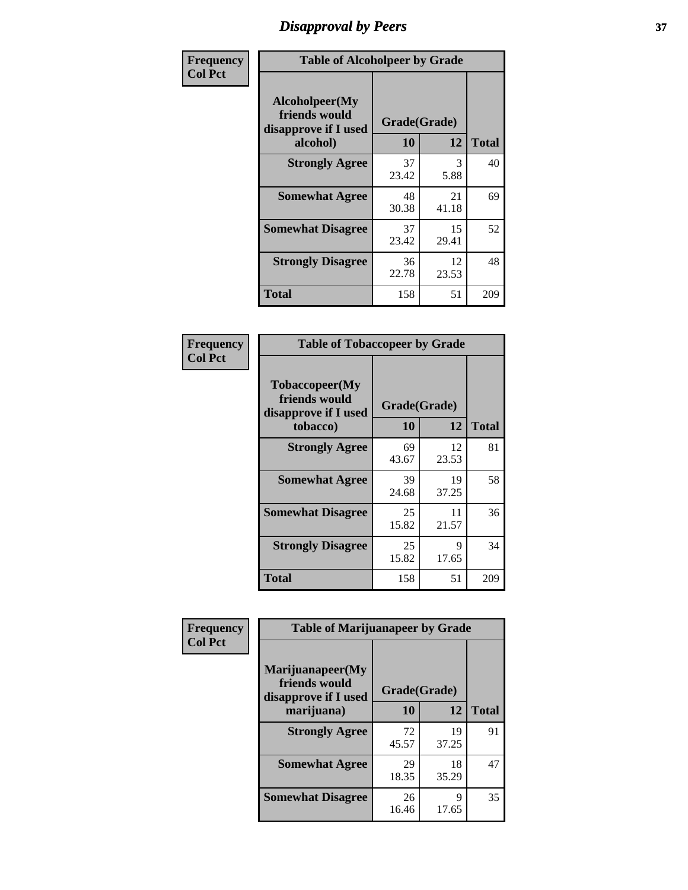# Disapproval by Peers

Frequency
Col Pct

| Alcoholpeer(My friends would disapprove if I used alcohol) | Grade(Grade) 10 | 12 | Total |
|---|---|---|---|
| **Strongly Agree** | 37<br>23.42 | 3<br>5.88 | 40 |
| **Somewhat Agree** | 48<br>30.38 | 21<br>41.18 | 69 |
| **Somewhat Disagree** | 37<br>23.42 | 15<br>29.41 | 52 |
| **Strongly Disagree** | 36<br>22.78 | 12<br>23.53 | 48 |
| **Total** | 158 | 51 | 209 |

Table of Alcoholpeer by Grade

Frequency
Col Pct

| Tobaccopeer(My friends would disapprove if I used tobacco) | Grade(Grade) 10 | 12 | Total |
|---|---|---|---|
| **Strongly Agree** | 69<br>43.67 | 12<br>23.53 | 81 |
| **Somewhat Agree** | 39<br>24.68 | 19<br>37.25 | 58 |
| **Somewhat Disagree** | 25<br>15.82 | 11<br>21.57 | 36 |
| **Strongly Disagree** | 25<br>15.82 | 9<br>17.65 | 34 |
| **Total** | 158 | 51 | 209 |

Table of Tobaccopeer by Grade

Frequency
Col Pct

| Marijuanapeer(My friends would disapprove if I used marijuana) | Grade(Grade) 10 | 12 | Total |
|---|---|---|---|
| **Strongly Agree** | 72<br>45.57 | 19<br>37.25 | 91 |
| **Somewhat Agree** | 29<br>18.35 | 18<br>35.29 | 47 |
| **Somewhat Disagree** | 26<br>16.46 | 9<br>17.65 | 35 |

Table of Marijuanapeer by Grade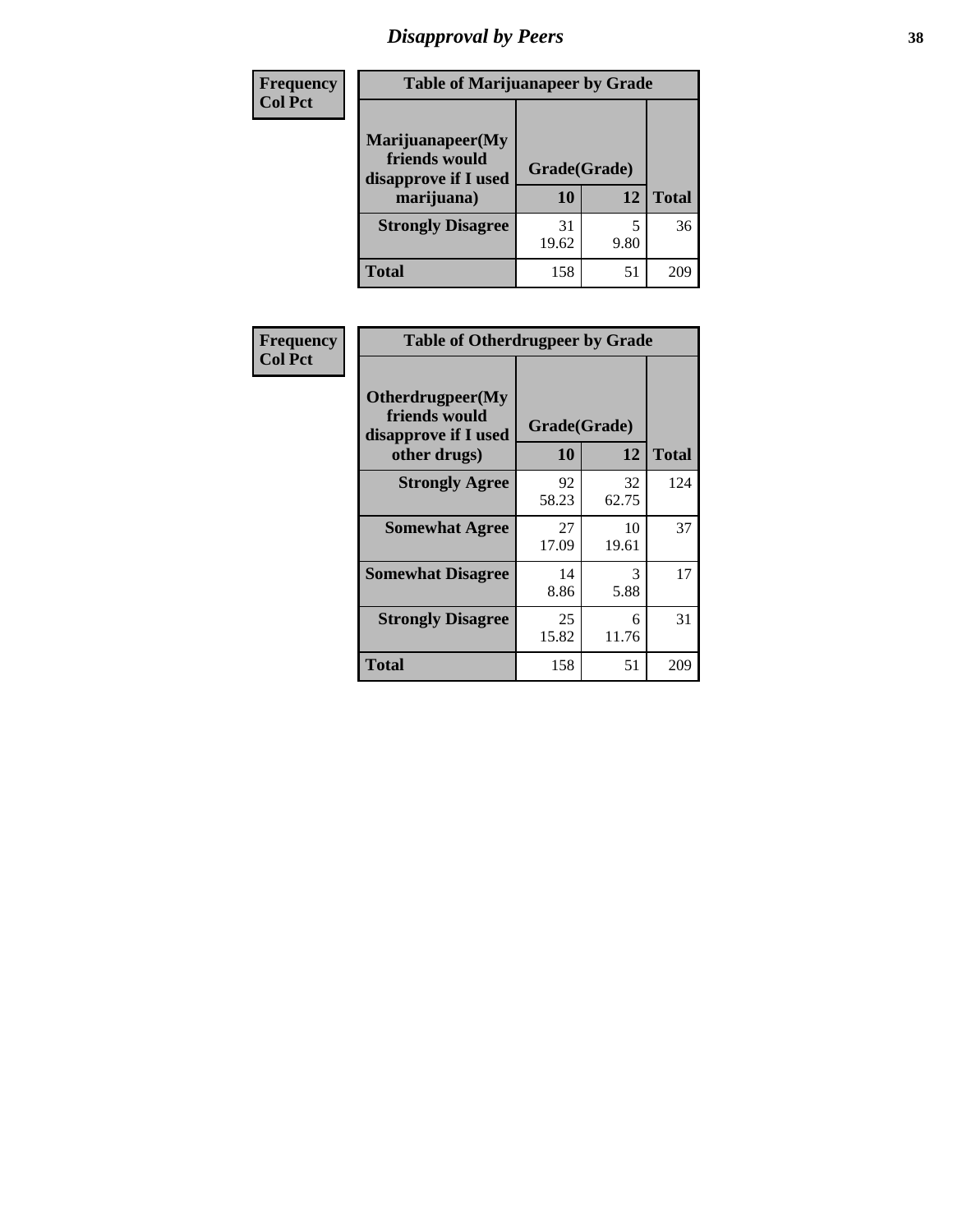# Disapproval by Peers

**Frequency**
**Col Pct**

| Table of Marijuanapeer by Grade | | | |
|---|---|---|---|
| Marijuanapeer(My friends would disapprove if I used marijuana) | Grade(Grade) | | |
| | 10 | 12 | Total |
| **Strongly Disagree** | 31<br>19.62 | 5<br>9.80 | 36 |
| **Total** | 158 | 51 | 209 |

**Frequency**
**Col Pct**

| Table of Otherdrugpeer by Grade | | | |
|---|---|---|---|
| Otherdrugpeer(My friends would disapprove if I used other drugs) | Grade(Grade) | | |
| | 10 | 12 | Total |
| **Strongly Agree** | 92<br>58.23 | 32<br>62.75 | 124 |
| **Somewhat Agree** | 27<br>17.09 | 10<br>19.61 | 37 |
| **Somewhat Disagree** | 14<br>8.86 | 3<br>5.88 | 17 |
| **Strongly Disagree** | 25<br>15.82 | 6<br>11.76 | 31 |
| **Total** | 158 | 51 | 209 |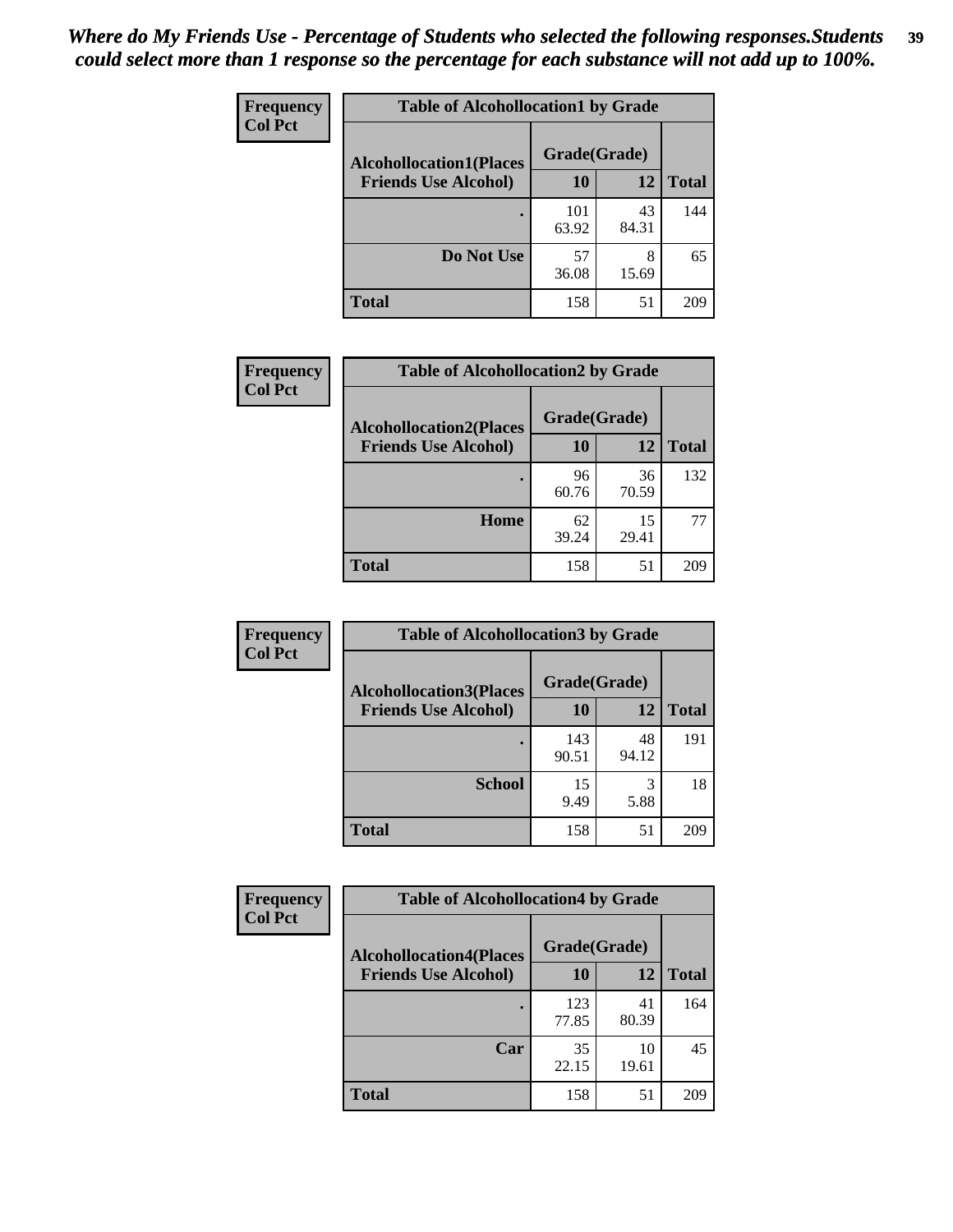*Where do My Friends Use - Percentage of Students who selected the following responses.Students could select more than 1 response so the percentage for each substance will not add up to 100%.*

**Frequency**
**Col Pct**

**Table of Alcohollocation1 by Grade**

| Alcohollocation1(Places Friends Use Alcohol) | Grade(Grade) 10 | 12 | Total |
|---|---|---|---|
| . | 101<br>63.92 | 43<br>84.31 | 144 |
| Do Not Use | 57<br>36.08 | 8<br>15.69 | 65 |
| Total | 158 | 51 | 209 |

**Frequency**
**Col Pct**

**Table of Alcohollocation2 by Grade**

| Alcohollocation2(Places Friends Use Alcohol) | Grade(Grade) 10 | 12 | Total |
|---|---|---|---|
| . | 96<br>60.76 | 36<br>70.59 | 132 |
| Home | 62<br>39.24 | 15<br>29.41 | 77 |
| Total | 158 | 51 | 209 |

**Frequency**
**Col Pct**

**Table of Alcohollocation3 by Grade**

| Alcohollocation3(Places Friends Use Alcohol) | Grade(Grade) 10 | 12 | Total |
|---|---|---|---|
| . | 143<br>90.51 | 48<br>94.12 | 191 |
| School | 15<br>9.49 | 3<br>5.88 | 18 |
| Total | 158 | 51 | 209 |

**Frequency**
**Col Pct**

**Table of Alcohollocation4 by Grade**

| Alcohollocation4(Places Friends Use Alcohol) | Grade(Grade) 10 | 12 | Total |
|---|---|---|---|
| . | 123<br>77.85 | 41<br>80.39 | 164 |
| Car | 35<br>22.15 | 10<br>19.61 | 45 |
| Total | 158 | 51 | 209 |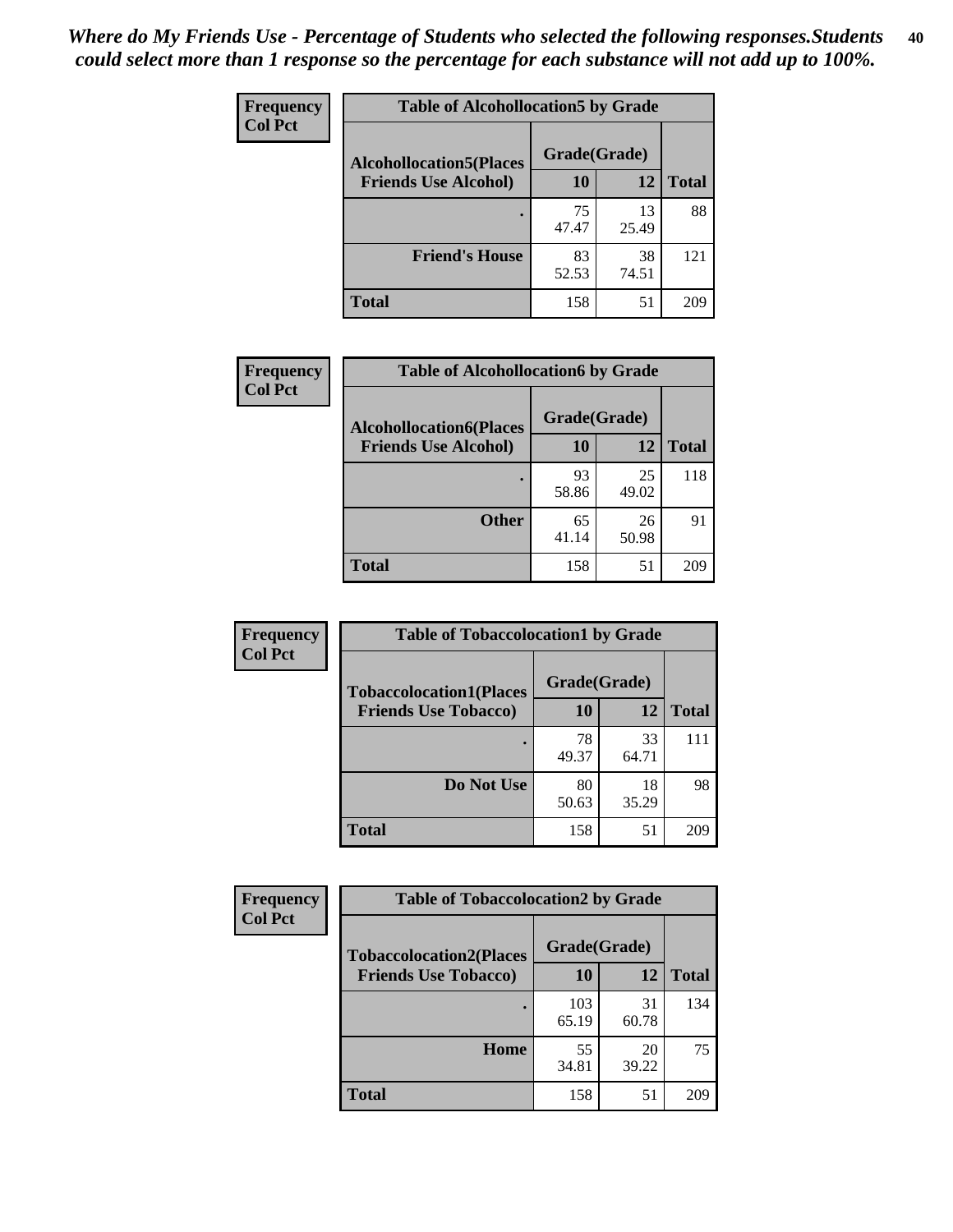*Where do My Friends Use - Percentage of Students who selected the following responses.Students could select more than 1 response so the percentage for each substance will not add up to 100%.*

**Frequency**
**Col Pct**

| Table of Alcohollocation5 by Grade | | | |
|---|---|---|---|
| **Alcohollocation5(Places Friends Use Alcohol)** | **Grade(Grade)** | | |
| | **10** | **12** | **Total** |
| **.** | 75<br>47.47 | 13<br>25.49 | 88 |
| **Friend's House** | 83<br>52.53 | 38<br>74.51 | 121 |
| **Total** | 158 | 51 | 209 |

**Frequency**
**Col Pct**

| Table of Alcohollocation6 by Grade | | | |
|---|---|---|---|
| **Alcohollocation6(Places Friends Use Alcohol)** | **Grade(Grade)** | | |
| | **10** | **12** | **Total** |
| **.** | 93<br>58.86 | 25<br>49.02 | 118 |
| **Other** | 65<br>41.14 | 26<br>50.98 | 91 |
| **Total** | 158 | 51 | 209 |

**Frequency**
**Col Pct**

| Table of Tobaccolocation1 by Grade | | | |
|---|---|---|---|
| **Tobaccolocation1(Places Friends Use Tobacco)** | **Grade(Grade)** | | |
| | **10** | **12** | **Total** |
| **.** | 78<br>49.37 | 33<br>64.71 | 111 |
| **Do Not Use** | 80<br>50.63 | 18<br>35.29 | 98 |
| **Total** | 158 | 51 | 209 |

**Frequency**
**Col Pct**

| Table of Tobaccolocation2 by Grade | | | |
|---|---|---|---|
| **Tobaccolocation2(Places Friends Use Tobacco)** | **Grade(Grade)** | | |
| | **10** | **12** | **Total** |
| **.** | 103<br>65.19 | 31<br>60.78 | 134 |
| **Home** | 55<br>34.81 | 20<br>39.22 | 75 |
| **Total** | 158 | 51 | 209 |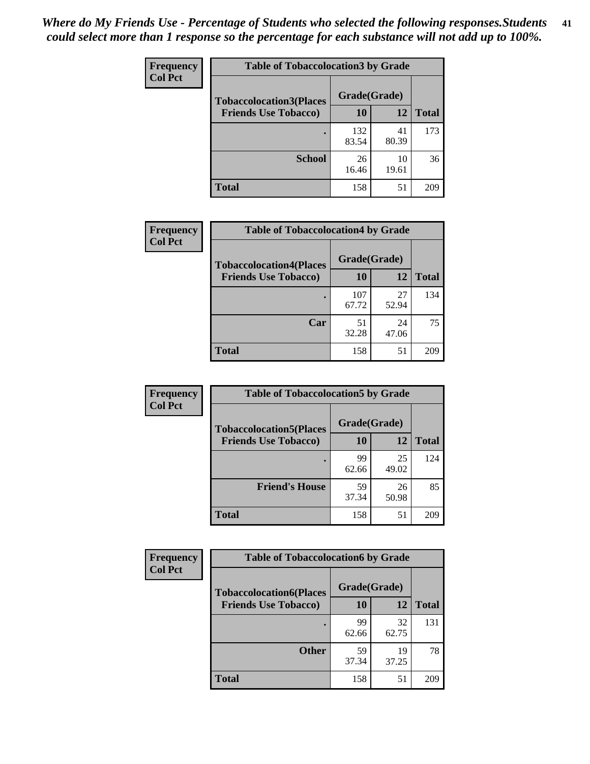*Where do My Friends Use - Percentage of Students who selected the following responses.Students could select more than 1 response so the percentage for each substance will not add up to 100%.*

**Frequency**
**Col Pct**

| Table of Tobaccolocation3 by Grade | | | |
|---|---|---|---|
| **Tobaccolocation3(Places Friends Use Tobacco)** | **Grade(Grade)** | | **Total** |
| | **10** | **12** | |
| **.** | 132<br>83.54 | 41<br>80.39 | 173 |
| **School** | 26<br>16.46 | 10<br>19.61 | 36 |
| **Total** | 158 | 51 | 209 |

**Frequency**
**Col Pct**

| Table of Tobaccolocation4 by Grade | | | |
|---|---|---|---|
| **Tobaccolocation4(Places Friends Use Tobacco)** | **Grade(Grade)** | | **Total** |
| | **10** | **12** | |
| **.** | 107<br>67.72 | 27<br>52.94 | 134 |
| **Car** | 51<br>32.28 | 24<br>47.06 | 75 |
| **Total** | 158 | 51 | 209 |

**Frequency**
**Col Pct**

| Table of Tobaccolocation5 by Grade | | | |
|---|---|---|---|
| **Tobaccolocation5(Places Friends Use Tobacco)** | **Grade(Grade)** | | **Total** |
| | **10** | **12** | |
| **.** | 99<br>62.66 | 25<br>49.02 | 124 |
| **Friend's House** | 59<br>37.34 | 26<br>50.98 | 85 |
| **Total** | 158 | 51 | 209 |

**Frequency**
**Col Pct**

| Table of Tobaccolocation6 by Grade | | | |
|---|---|---|---|
| **Tobaccolocation6(Places Friends Use Tobacco)** | **Grade(Grade)** | | **Total** |
| | **10** | **12** | |
| **.** | 99<br>62.66 | 32<br>62.75 | 131 |
| **Other** | 59<br>37.34 | 19<br>37.25 | 78 |
| **Total** | 158 | 51 | 209 |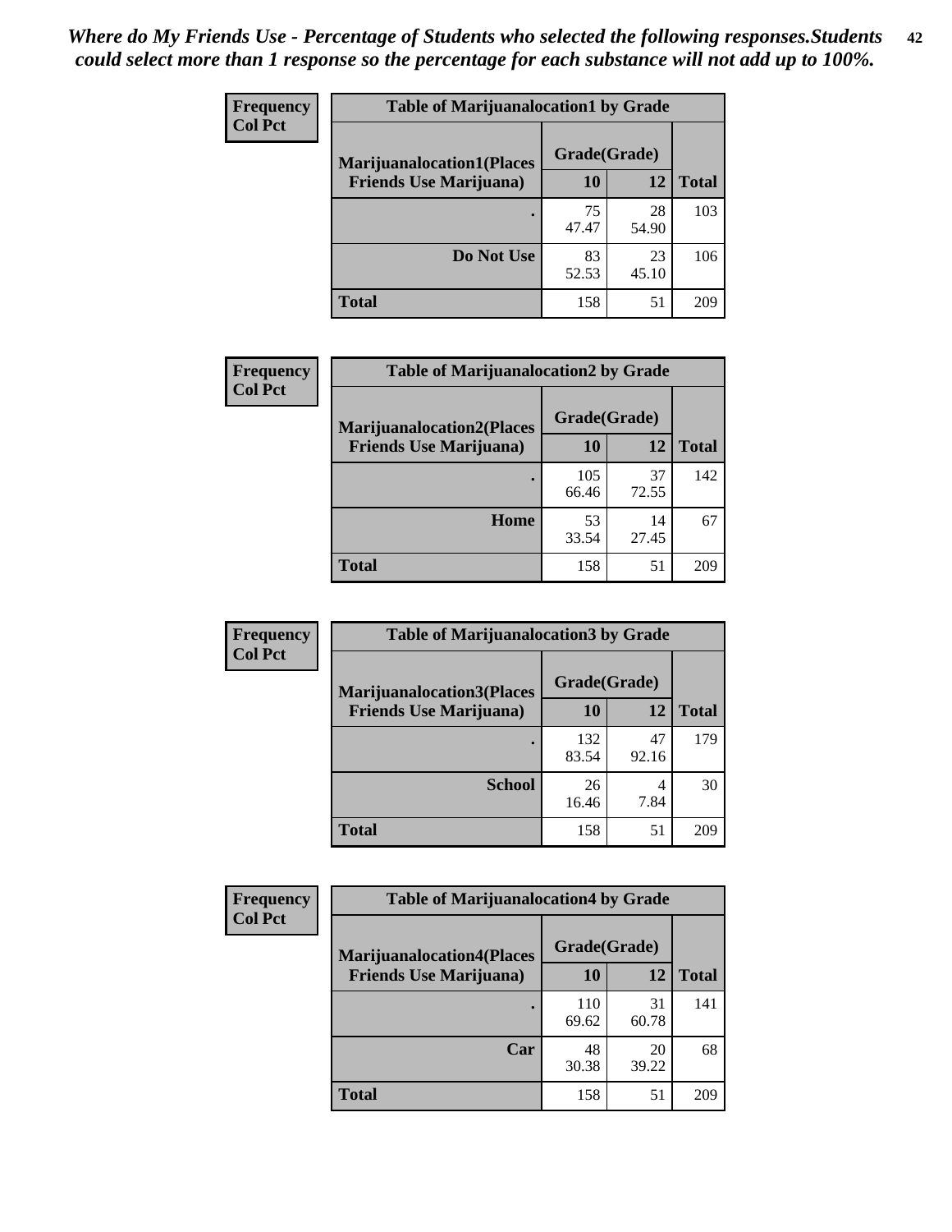*Where do My Friends Use - Percentage of Students who selected the following responses.Students could select more than 1 response so the percentage for each substance will not add up to 100%.*

**Frequency**
**Col Pct**

| Table of Marijuanalocation1 by Grade | | | |
|---|---|---|---|
| **Marijuanalocation1(Places Friends Use Marijuana)** | **Grade(Grade)** | | **Total** |
| | **10** | **12** | |
| **.** | 75<br>47.47 | 28<br>54.90 | 103 |
| **Do Not Use** | 83<br>52.53 | 23<br>45.10 | 106 |
| **Total** | 158 | 51 | 209 |

**Frequency**
**Col Pct**

| Table of Marijuanalocation2 by Grade | | | |
|---|---|---|---|
| **Marijuanalocation2(Places Friends Use Marijuana)** | **Grade(Grade)** | | **Total** |
| | **10** | **12** | |
| **.** | 105<br>66.46 | 37<br>72.55 | 142 |
| **Home** | 53<br>33.54 | 14<br>27.45 | 67 |
| **Total** | 158 | 51 | 209 |

**Frequency**
**Col Pct**

| Table of Marijuanalocation3 by Grade | | | |
|---|---|---|---|
| **Marijuanalocation3(Places Friends Use Marijuana)** | **Grade(Grade)** | | **Total** |
| | **10** | **12** | |
| **.** | 132<br>83.54 | 47<br>92.16 | 179 |
| **School** | 26<br>16.46 | 4<br>7.84 | 30 |
| **Total** | 158 | 51 | 209 |

**Frequency**
**Col Pct**

| Table of Marijuanalocation4 by Grade | | | |
|---|---|---|---|
| **Marijuanalocation4(Places Friends Use Marijuana)** | **Grade(Grade)** | | **Total** |
| | **10** | **12** | |
| **.** | 110<br>69.62 | 31<br>60.78 | 141 |
| **Car** | 48<br>30.38 | 20<br>39.22 | 68 |
| **Total** | 158 | 51 | 209 |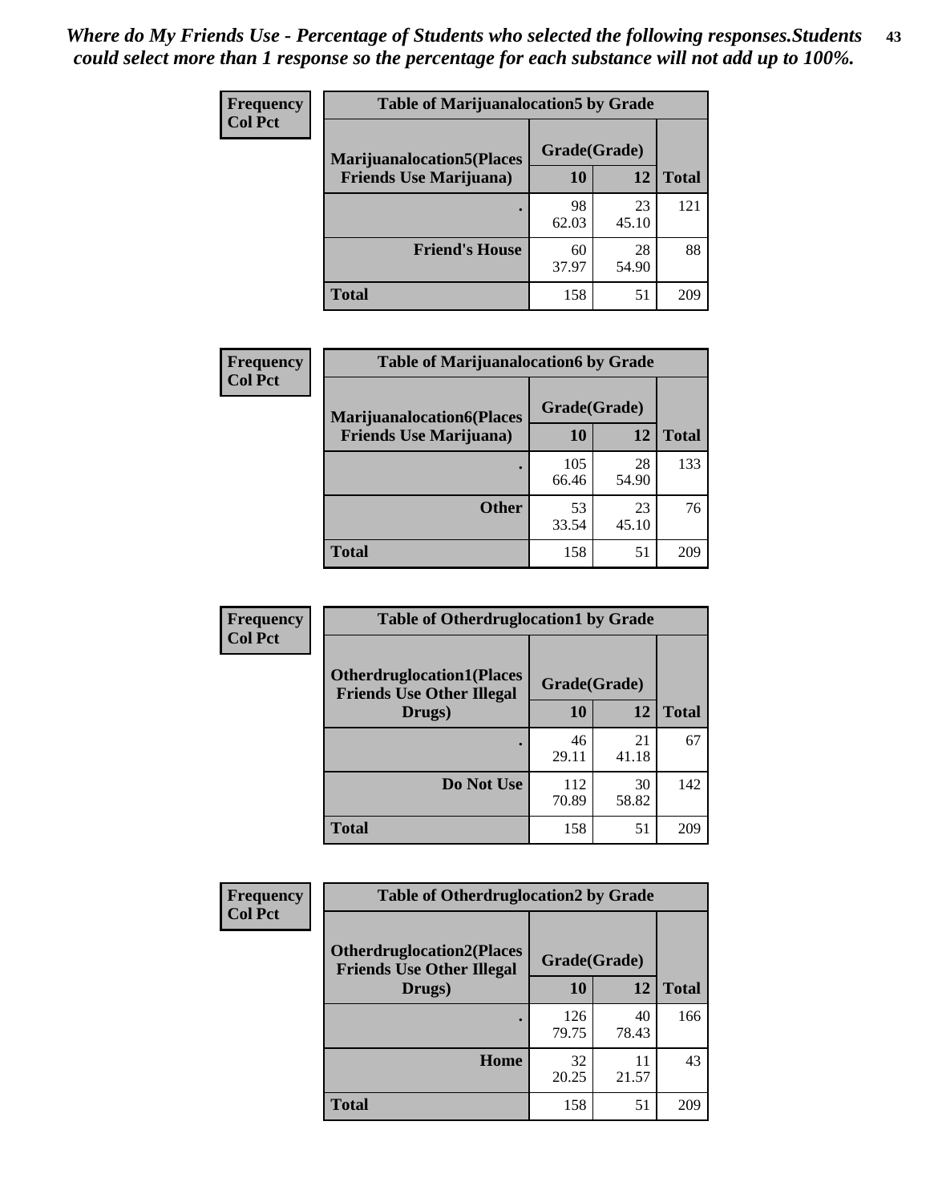*Where do My Friends Use - Percentage of Students who selected the following responses.Students could select more than 1 response so the percentage for each substance will not add up to 100%.*

**Frequency**
**Col Pct**

| Table of Marijuanalocation5 by Grade | | | |
|---|---|---|---|
| **Marijuanalocation5(Places Friends Use Marijuana)** | **Grade(Grade)** | | **Total** |
| | **10** | **12** | |
| **.** | 98<br>62.03 | 23<br>45.10 | 121 |
| **Friend's House** | 60<br>37.97 | 28<br>54.90 | 88 |
| **Total** | 158 | 51 | 209 |

**Frequency**
**Col Pct**

| Table of Marijuanalocation6 by Grade | | | |
|---|---|---|---|
| **Marijuanalocation6(Places Friends Use Marijuana)** | **Grade(Grade)** | | **Total** |
| | **10** | **12** | |
| **.** | 105<br>66.46 | 28<br>54.90 | 133 |
| **Other** | 53<br>33.54 | 23<br>45.10 | 76 |
| **Total** | 158 | 51 | 209 |

**Frequency**
**Col Pct**

| Table of Otherdruglocation1 by Grade | | | |
|---|---|---|---|
| **Otherdruglocation1(Places Friends Use Other Illegal Drugs)** | **Grade(Grade)** | | **Total** |
| | **10** | **12** | |
| **.** | 46<br>29.11 | 21<br>41.18 | 67 |
| **Do Not Use** | 112<br>70.89 | 30<br>58.82 | 142 |
| **Total** | 158 | 51 | 209 |

**Frequency**
**Col Pct**

| Table of Otherdruglocation2 by Grade | | | |
|---|---|---|---|
| **Otherdruglocation2(Places Friends Use Other Illegal Drugs)** | **Grade(Grade)** | | **Total** |
| | **10** | **12** | |
| **.** | 126<br>79.75 | 40<br>78.43 | 166 |
| **Home** | 32<br>20.25 | 11<br>21.57 | 43 |
| **Total** | 158 | 51 | 209 |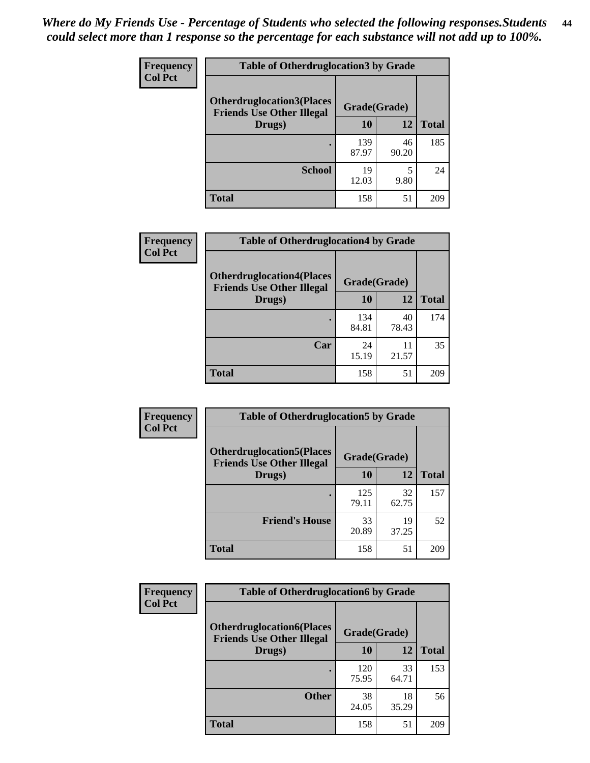*Where do My Friends Use - Percentage of Students who selected the following responses.Students could select more than 1 response so the percentage for each substance will not add up to 100%.*

**Frequency**
**Col Pct**

| Table of Otherdruglocation3 by Grade | | | |
|---|---|---|---|
| **Otherdruglocation3(Places Friends Use Other Illegal Drugs)** | **Grade(Grade)** | | **Total** |
| | **10** | **12** | |
| **.** | 139<br>87.97 | 46<br>90.20 | 185 |
| **School** | 19<br>12.03 | 5<br>9.80 | 24 |
| **Total** | 158 | 51 | 209 |

**Frequency**
**Col Pct**

| Table of Otherdruglocation4 by Grade | | | |
|---|---|---|---|
| **Otherdruglocation4(Places Friends Use Other Illegal Drugs)** | **Grade(Grade)** | | **Total** |
| | **10** | **12** | |
| **.** | 134<br>84.81 | 40<br>78.43 | 174 |
| **Car** | 24<br>15.19 | 11<br>21.57 | 35 |
| **Total** | 158 | 51 | 209 |

**Frequency**
**Col Pct**

| Table of Otherdruglocation5 by Grade | | | |
|---|---|---|---|
| **Otherdruglocation5(Places Friends Use Other Illegal Drugs)** | **Grade(Grade)** | | **Total** |
| | **10** | **12** | |
| **.** | 125<br>79.11 | 32<br>62.75 | 157 |
| **Friend's House** | 33<br>20.89 | 19<br>37.25 | 52 |
| **Total** | 158 | 51 | 209 |

**Frequency**
**Col Pct**

| Table of Otherdruglocation6 by Grade | | | |
|---|---|---|---|
| **Otherdruglocation6(Places Friends Use Other Illegal Drugs)** | **Grade(Grade)** | | **Total** |
| | **10** | **12** | |
| **.** | 120<br>75.95 | 33<br>64.71 | 153 |
| **Other** | 38<br>24.05 | 18<br>35.29 | 56 |
| **Total** | 158 | 51 | 209 |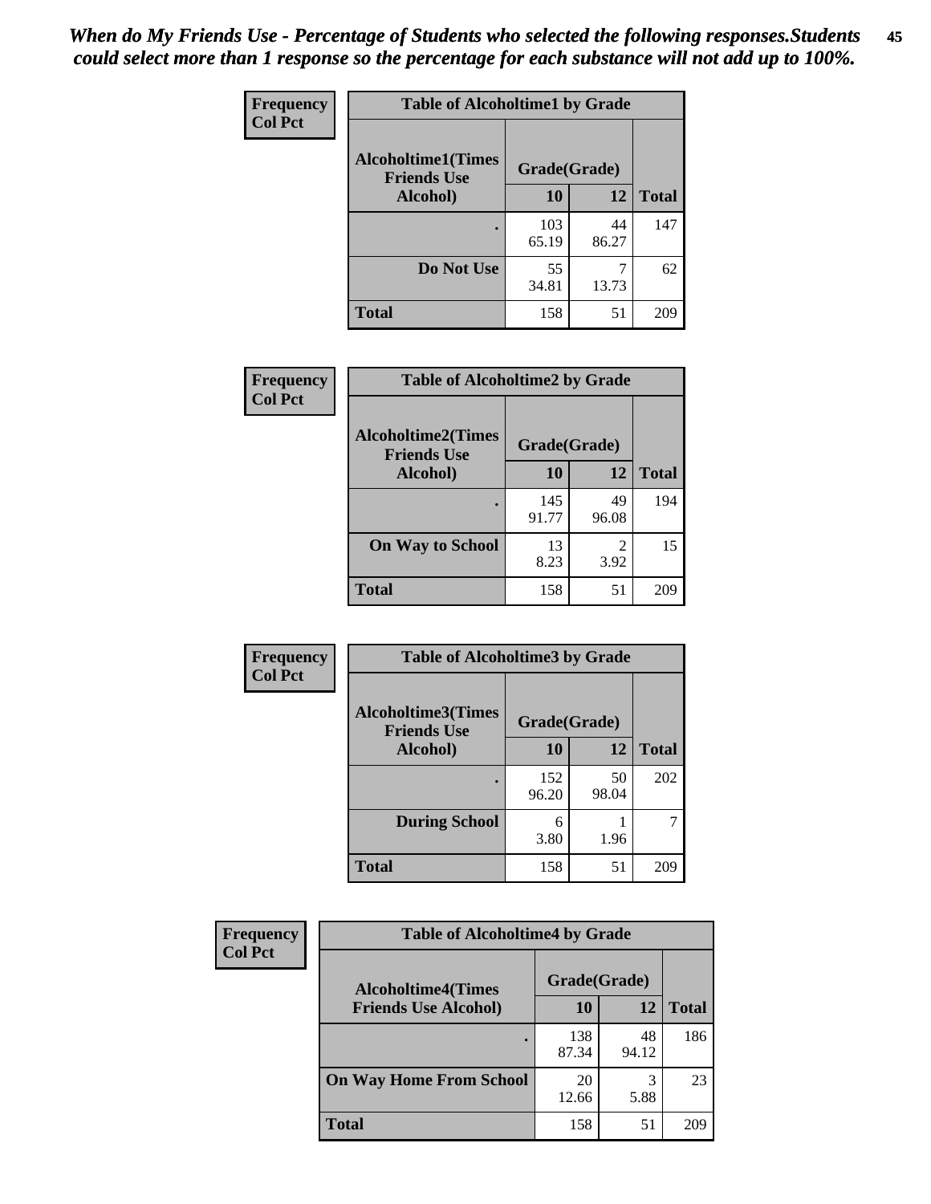*When do My Friends Use - Percentage of Students who selected the following responses.Students could select more than 1 response so the percentage for each substance will not add up to 100%.*

**Frequency**
**Col Pct**

| Table of Alcoholtime1 by Grade | | | |
|---|---|---|---|
| Alcoholtime1(Times Friends Use Alcohol) | Grade(Grade) | | |
| | 10 | 12 | Total |
| . | 103<br>65.19 | 44<br>86.27 | 147 |
| Do Not Use | 55<br>34.81 | 7<br>13.73 | 62 |
| Total | 158 | 51 | 209 |

**Frequency**
**Col Pct**

| Table of Alcoholtime2 by Grade | | | |
|---|---|---|---|
| Alcoholtime2(Times Friends Use Alcohol) | Grade(Grade) | | |
| | 10 | 12 | Total |
| . | 145<br>91.77 | 49<br>96.08 | 194 |
| On Way to School | 13<br>8.23 | 2<br>3.92 | 15 |
| Total | 158 | 51 | 209 |

**Frequency**
**Col Pct**

| Table of Alcoholtime3 by Grade | | | |
|---|---|---|---|
| Alcoholtime3(Times Friends Use Alcohol) | Grade(Grade) | | |
| | 10 | 12 | Total |
| . | 152<br>96.20 | 50<br>98.04 | 202 |
| During School | 6<br>3.80 | 1<br>1.96 | 7 |
| Total | 158 | 51 | 209 |

**Frequency**
**Col Pct**

| Table of Alcoholtime4 by Grade | | | |
|---|---|---|---|
| Alcoholtime4(Times Friends Use Alcohol) | Grade(Grade) | | |
| | 10 | 12 | Total |
| . | 138<br>87.34 | 48<br>94.12 | 186 |
| On Way Home From School | 20<br>12.66 | 3<br>5.88 | 23 |
| Total | 158 | 51 | 209 |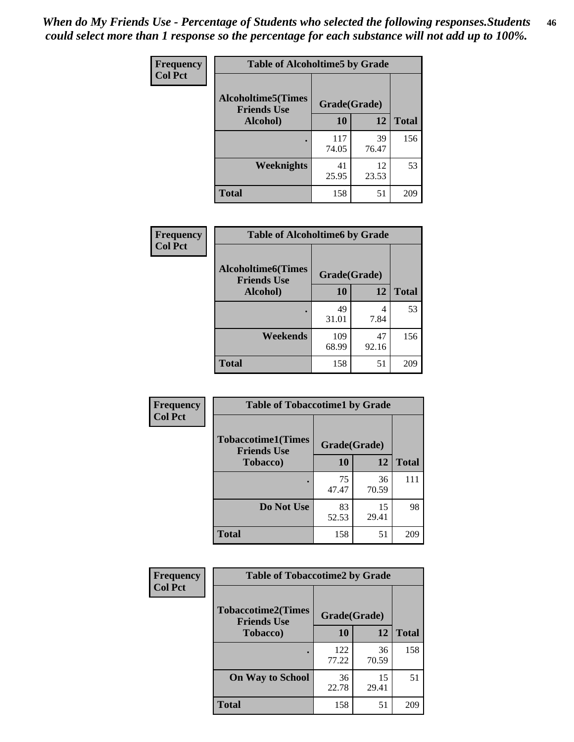*When do My Friends Use - Percentage of Students who selected the following responses.Students could select more than 1 response so the percentage for each substance will not add up to 100%.*

**Frequency**
**Col Pct**

| Table of Alcoholtime5 by Grade | | | |
|---|---|---|---|
| **Alcoholtime5(Times Friends Use Alcohol)** | **Grade(Grade)** | | |
| | **10** | **12** | **Total** |
| **.** | 117<br>74.05 | 39<br>76.47 | 156 |
| **Weeknights** | 41<br>25.95 | 12<br>23.53 | 53 |
| **Total** | 158 | 51 | 209 |

**Frequency**
**Col Pct**

| Table of Alcoholtime6 by Grade | | | |
|---|---|---|---|
| **Alcoholtime6(Times Friends Use Alcohol)** | **Grade(Grade)** | | |
| | **10** | **12** | **Total** |
| **.** | 49<br>31.01 | 4<br>7.84 | 53 |
| **Weekends** | 109<br>68.99 | 47<br>92.16 | 156 |
| **Total** | 158 | 51 | 209 |

**Frequency**
**Col Pct**

| Table of Tobaccotime1 by Grade | | | |
|---|---|---|---|
| **Tobaccotime1(Times Friends Use Tobacco)** | **Grade(Grade)** | | |
| | **10** | **12** | **Total** |
| **.** | 75<br>47.47 | 36<br>70.59 | 111 |
| **Do Not Use** | 83<br>52.53 | 15<br>29.41 | 98 |
| **Total** | 158 | 51 | 209 |

**Frequency**
**Col Pct**

| Table of Tobaccotime2 by Grade | | | |
|---|---|---|---|
| **Tobaccotime2(Times Friends Use Tobacco)** | **Grade(Grade)** | | |
| | **10** | **12** | **Total** |
| **.** | 122<br>77.22 | 36<br>70.59 | 158 |
| **On Way to School** | 36<br>22.78 | 15<br>29.41 | 51 |
| **Total** | 158 | 51 | 209 |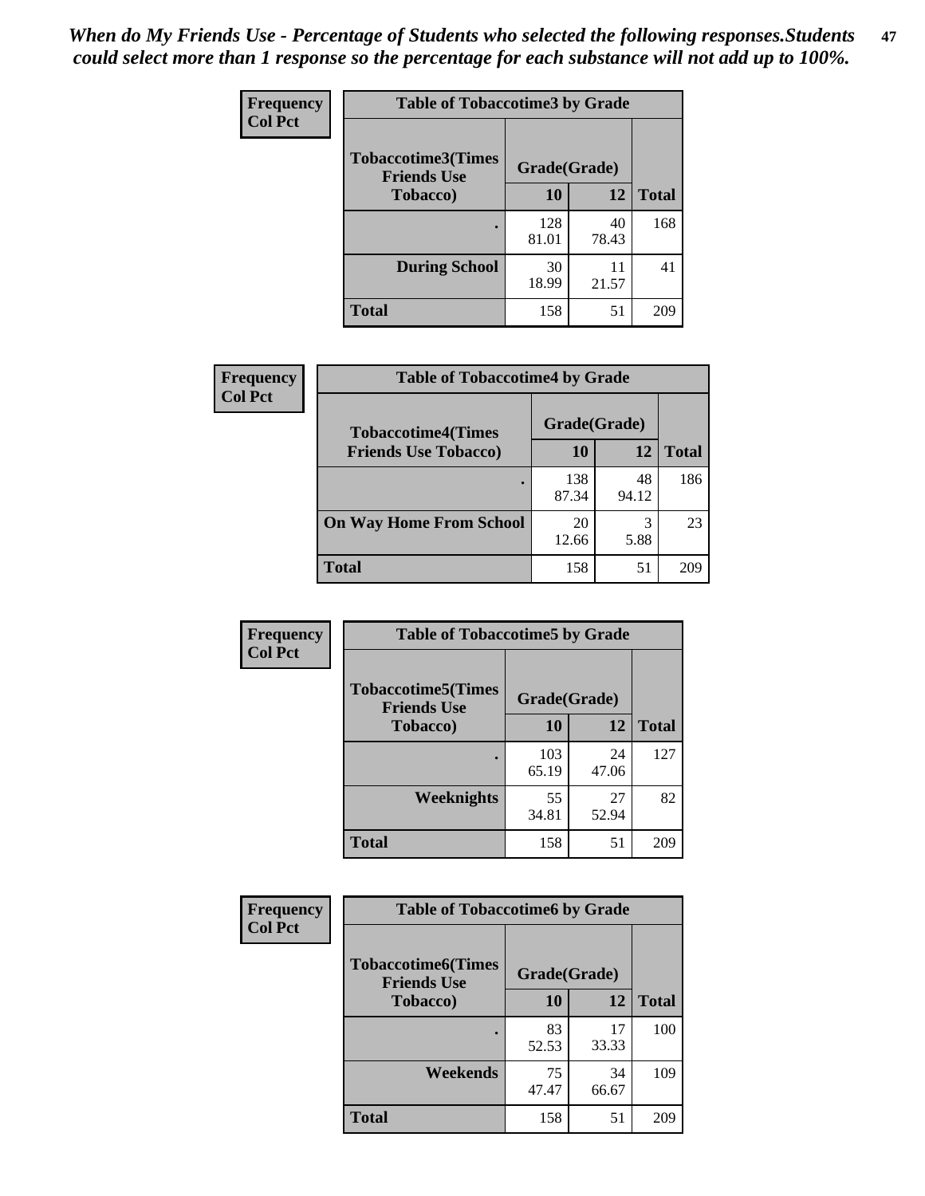*When do My Friends Use - Percentage of Students who selected the following responses.Students could select more than 1 response so the percentage for each substance will not add up to 100%.*

**Frequency**
**Col Pct**

| Table of Tobaccotime3 by Grade | | | |
|---|---|---|---|
| **Tobaccotime3(Times Friends Use Tobacco)** | **Grade(Grade)** | | **Total** |
| | **10** | **12** | |
| **.** | 128<br>81.01 | 40<br>78.43 | 168 |
| **During School** | 30<br>18.99 | 11<br>21.57 | 41 |
| **Total** | 158 | 51 | 209 |

**Frequency**
**Col Pct**

| Table of Tobaccotime4 by Grade | | | |
|---|---|---|---|
| **Tobaccotime4(Times Friends Use Tobacco)** | **Grade(Grade)** | | **Total** |
| | **10** | **12** | |
| **.** | 138<br>87.34 | 48<br>94.12 | 186 |
| **On Way Home From School** | 20<br>12.66 | 3<br>5.88 | 23 |
| **Total** | 158 | 51 | 209 |

**Frequency**
**Col Pct**

| Table of Tobaccotime5 by Grade | | | |
|---|---|---|---|
| **Tobaccotime5(Times Friends Use Tobacco)** | **Grade(Grade)** | | **Total** |
| | **10** | **12** | |
| **.** | 103<br>65.19 | 24<br>47.06 | 127 |
| **Weeknights** | 55<br>34.81 | 27<br>52.94 | 82 |
| **Total** | 158 | 51 | 209 |

**Frequency**
**Col Pct**

| Table of Tobaccotime6 by Grade | | | |
|---|---|---|---|
| **Tobaccotime6(Times Friends Use Tobacco)** | **Grade(Grade)** | | **Total** |
| | **10** | **12** | |
| **.** | 83<br>52.53 | 17<br>33.33 | 100 |
| **Weekends** | 75<br>47.47 | 34<br>66.67 | 109 |
| **Total** | 158 | 51 | 209 |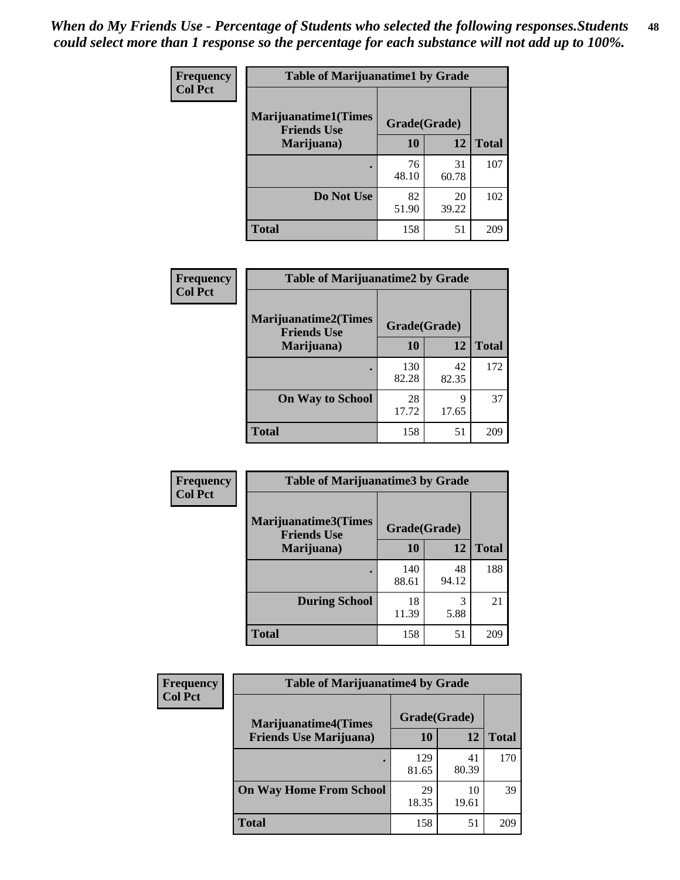*When do My Friends Use - Percentage of Students who selected the following responses.Students could select more than 1 response so the percentage for each substance will not add up to 100%.*

**Frequency**
**Col Pct**

| Table of Marijuanatime1 by Grade | | | |
|---|---|---|---|
| **Marijuanatime1(Times Friends Use Marijuana)** | **Grade(Grade)** | | |
| | **10** | **12** | **Total** |
| **.** | 76<br>48.10 | 31<br>60.78 | 107 |
| **Do Not Use** | 82<br>51.90 | 20<br>39.22 | 102 |
| **Total** | 158 | 51 | 209 |

**Frequency**
**Col Pct**

| Table of Marijuanatime2 by Grade | | | |
|---|---|---|---|
| **Marijuanatime2(Times Friends Use Marijuana)** | **Grade(Grade)** | | |
| | **10** | **12** | **Total** |
| **.** | 130<br>82.28 | 42<br>82.35 | 172 |
| **On Way to School** | 28<br>17.72 | 9<br>17.65 | 37 |
| **Total** | 158 | 51 | 209 |

**Frequency**
**Col Pct**

| Table of Marijuanatime3 by Grade | | | |
|---|---|---|---|
| **Marijuanatime3(Times Friends Use Marijuana)** | **Grade(Grade)** | | |
| | **10** | **12** | **Total** |
| **.** | 140<br>88.61 | 48<br>94.12 | 188 |
| **During School** | 18<br>11.39 | 3<br>5.88 | 21 |
| **Total** | 158 | 51 | 209 |

**Frequency**
**Col Pct**

| Table of Marijuanatime4 by Grade | | | |
|---|---|---|---|
| **Marijuanatime4(Times Friends Use Marijuana)** | **Grade(Grade)** | | |
| | **10** | **12** | **Total** |
| **.** | 129<br>81.65 | 41<br>80.39 | 170 |
| **On Way Home From School** | 29<br>18.35 | 10<br>19.61 | 39 |
| **Total** | 158 | 51 | 209 |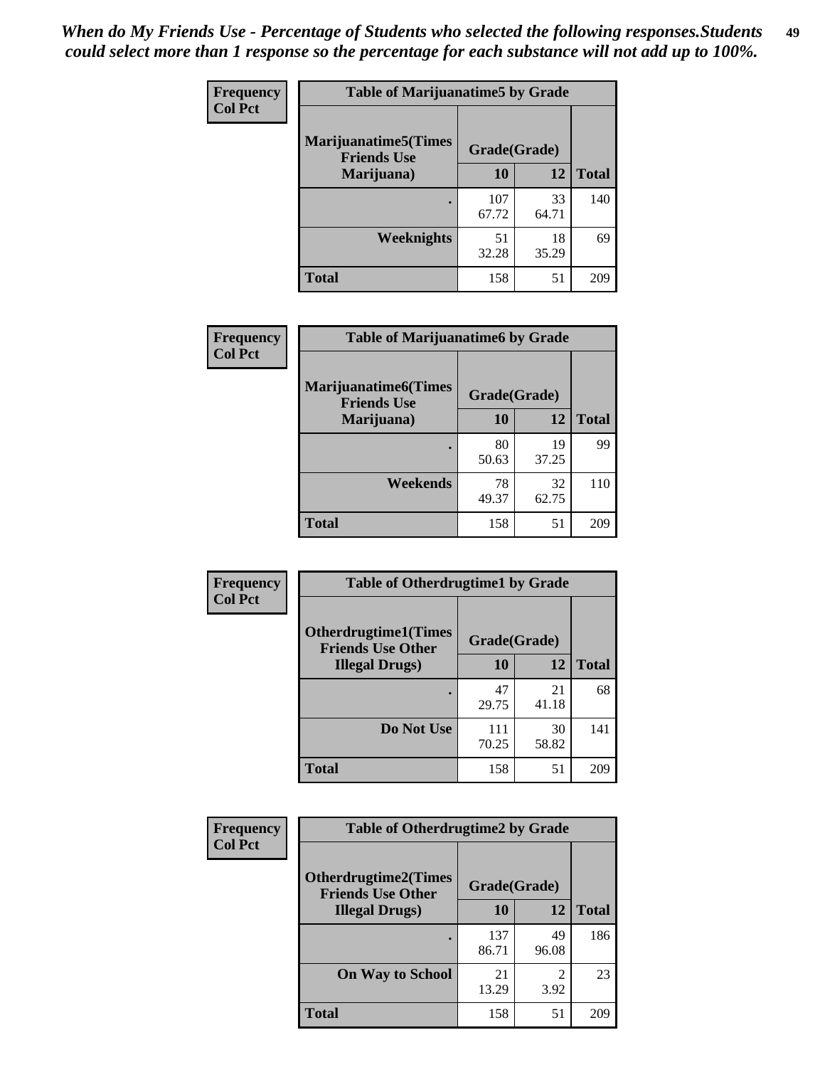*When do My Friends Use - Percentage of Students who selected the following responses.Students could select more than 1 response so the percentage for each substance will not add up to 100%.*

| Frequency Col Pct | Table of Marijuanatime5 by Grade | | |
|---|---|---|---|
| Marijuanatime5(Times Friends Use Marijuana) | Grade(Grade) | | |
| | 10 | 12 | Total |
| . | 107 67.72 | 33 64.71 | 140 |
| Weeknights | 51 32.28 | 18 35.29 | 69 |
| Total | 158 | 51 | 209 |

| Frequency Col Pct | Table of Marijuanatime6 by Grade | | |
|---|---|---|---|
| Marijuanatime6(Times Friends Use Marijuana) | Grade(Grade) | | |
| | 10 | 12 | Total |
| . | 80 50.63 | 19 37.25 | 99 |
| Weekends | 78 49.37 | 32 62.75 | 110 |
| Total | 158 | 51 | 209 |

| Frequency Col Pct | Table of Otherdrugtime1 by Grade | | |
|---|---|---|---|
| Otherdrugtime1(Times Friends Use Other Illegal Drugs) | Grade(Grade) | | |
| | 10 | 12 | Total |
| . | 47 29.75 | 21 41.18 | 68 |
| Do Not Use | 111 70.25 | 30 58.82 | 141 |
| Total | 158 | 51 | 209 |

| Frequency Col Pct | Table of Otherdrugtime2 by Grade | | |
|---|---|---|---|
| Otherdrugtime2(Times Friends Use Other Illegal Drugs) | Grade(Grade) | | |
| | 10 | 12 | Total |
| . | 137 86.71 | 49 96.08 | 186 |
| On Way to School | 21 13.29 | 2 3.92 | 23 |
| Total | 158 | 51 | 209 |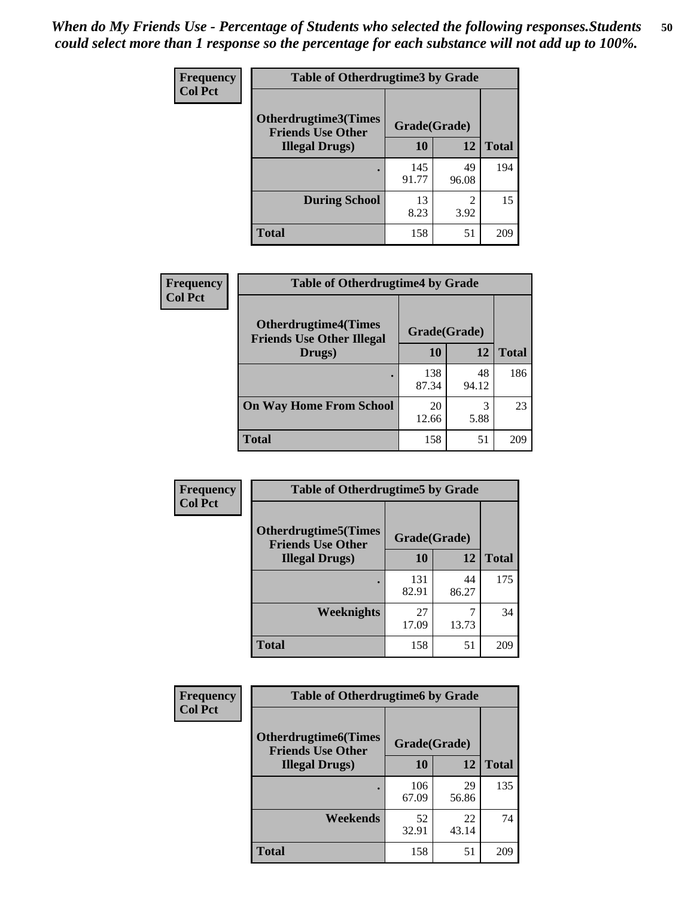*When do My Friends Use - Percentage of Students who selected the following responses.Students could select more than 1 response so the percentage for each substance will not add up to 100%.*

**Frequency**
**Col Pct**

| Table of Otherdrugtime3 by Grade | | | |
|---|---|---|---|
| **Otherdrugtime3(Times Friends Use Other Illegal Drugs)** | **Grade(Grade)** | | **Total** |
| | **10** | **12** | |
| **.** | 145<br>91.77 | 49<br>96.08 | 194 |
| **During School** | 13<br>8.23 | 2<br>3.92 | 15 |
| **Total** | 158 | 51 | 209 |

**Frequency**
**Col Pct**

| Table of Otherdrugtime4 by Grade | | | |
|---|---|---|---|
| **Otherdrugtime4(Times Friends Use Other Illegal Drugs)** | **Grade(Grade)** | | **Total** |
| | **10** | **12** | |
| **.** | 138<br>87.34 | 48<br>94.12 | 186 |
| **On Way Home From School** | 20<br>12.66 | 3<br>5.88 | 23 |
| **Total** | 158 | 51 | 209 |

**Frequency**
**Col Pct**

| Table of Otherdrugtime5 by Grade | | | |
|---|---|---|---|
| **Otherdrugtime5(Times Friends Use Other Illegal Drugs)** | **Grade(Grade)** | | **Total** |
| | **10** | **12** | |
| **.** | 131<br>82.91 | 44<br>86.27 | 175 |
| **Weeknights** | 27<br>17.09 | 7<br>13.73 | 34 |
| **Total** | 158 | 51 | 209 |

**Frequency**
**Col Pct**

| Table of Otherdrugtime6 by Grade | | | |
|---|---|---|---|
| **Otherdrugtime6(Times Friends Use Other Illegal Drugs)** | **Grade(Grade)** | | **Total** |
| | **10** | **12** | |
| **.** | 106<br>67.09 | 29<br>56.86 | 135 |
| **Weekends** | 52<br>32.91 | 22<br>43.14 | 74 |
| **Total** | 158 | 51 | 209 |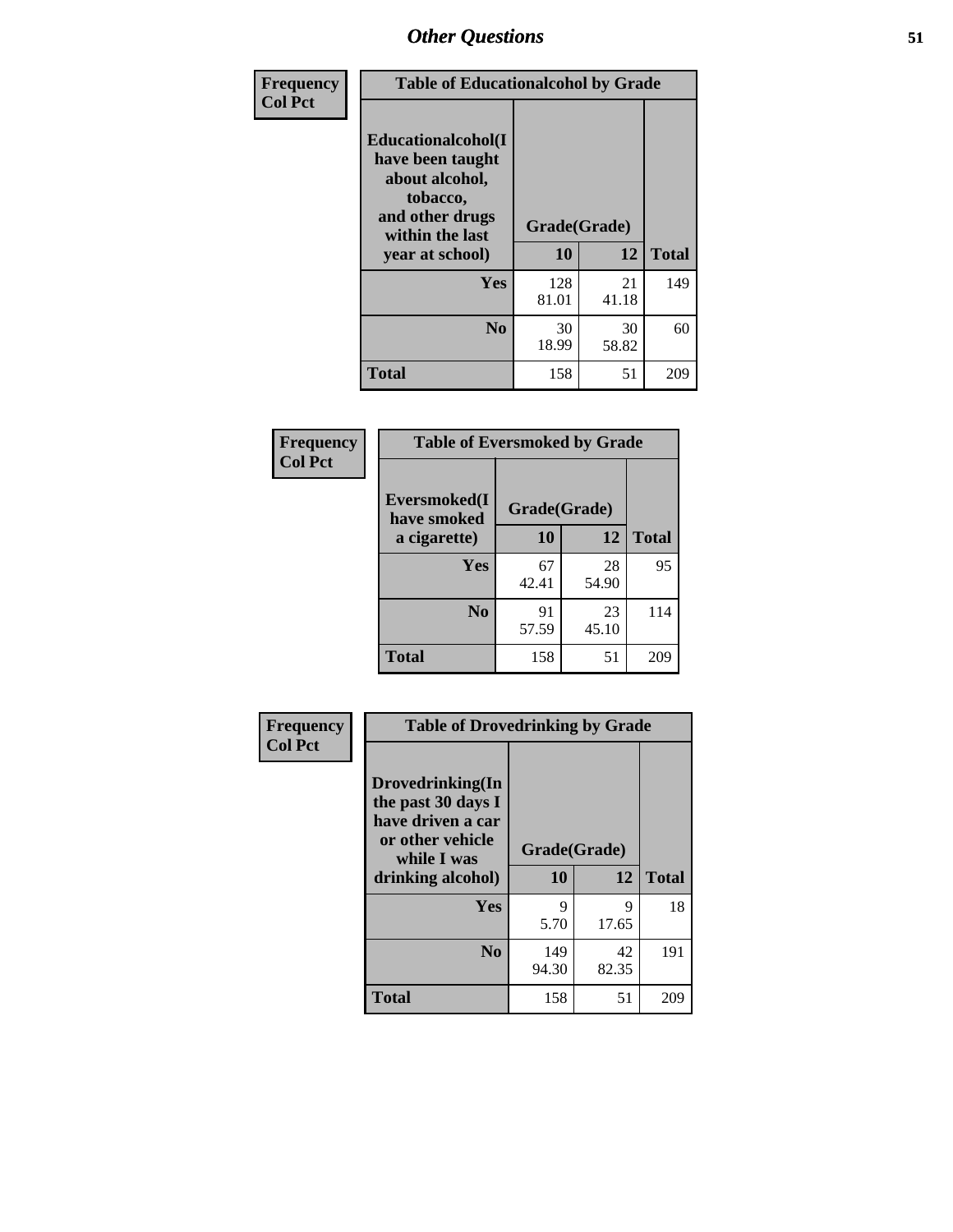## Other Questions

**Frequency**
**Col Pct**

**Table of Educationalalcohol by Grade**

| Educationalalcohol(I have been taught about alcohol, tobacco, and other drugs within the last year at school) | Grade(Grade) | | Total |
|---|---|---|---|
| | 10 | 12 | |
| Yes | 128<br>81.01 | 21<br>41.18 | 149 |
| No | 30<br>18.99 | 30<br>58.82 | 60 |
| Total | 158 | 51 | 209 |

**Frequency**
**Col Pct**

**Table of Eversmoked by Grade**

| Eversmoked(I have smoked a cigarette) | Grade(Grade) | | Total |
|---|---|---|---|
| | 10 | 12 | |
| Yes | 67<br>42.41 | 28<br>54.90 | 95 |
| No | 91<br>57.59 | 23<br>45.10 | 114 |
| Total | 158 | 51 | 209 |

**Frequency**
**Col Pct**

**Table of Drovedrinking by Grade**

| Drovedrinking(In the past 30 days I have driven a car or other vehicle while I was drinking alcohol) | Grade(Grade) | | Total |
|---|---|---|---|
| | 10 | 12 | |
| Yes | 9<br>5.70 | 9<br>17.65 | 18 |
| No | 149<br>94.30 | 42<br>82.35 | 191 |
| Total | 158 | 51 | 209 |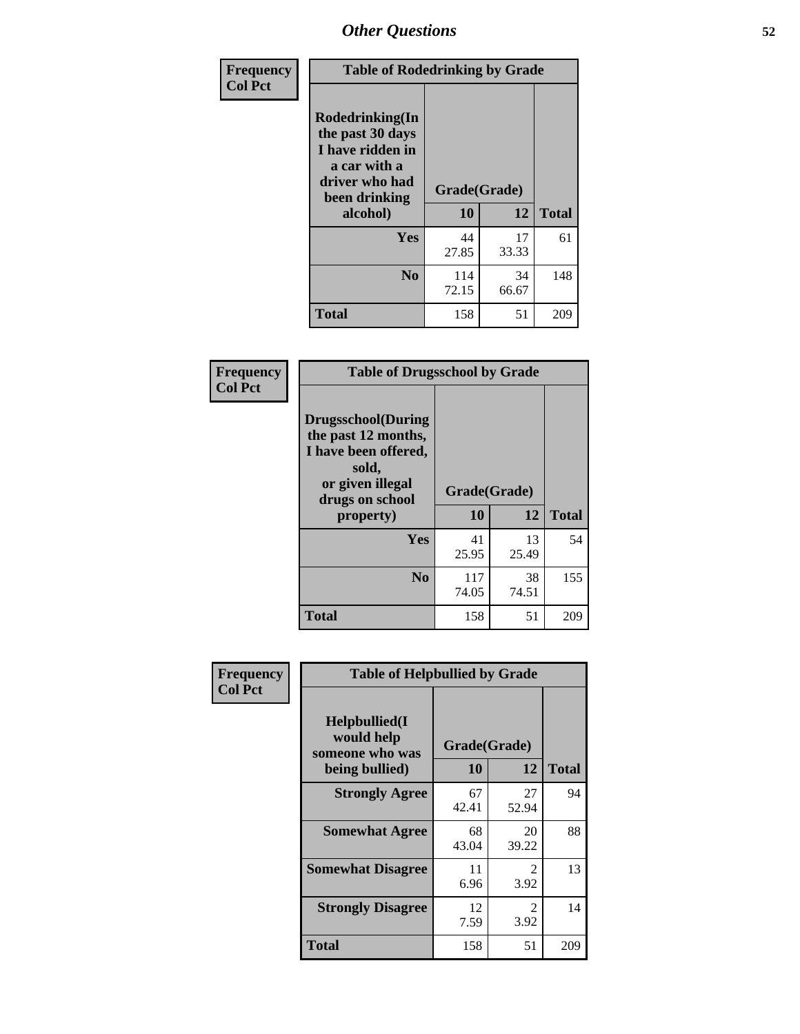# Other Questions

**Frequency**
**Col Pct**

| Table of Rodedrinking by Grade | | | |
|---|---|---|---|
| Rodedrinking(In the past 30 days I have ridden in a car with a driver who had been drinking alcohol) | Grade(Grade) | | |
| | 10 | 12 | Total |
| Yes | 44<br>27.85 | 17<br>33.33 | 61 |
| No | 114<br>72.15 | 34<br>66.67 | 148 |
| Total | 158 | 51 | 209 |

**Frequency**
**Col Pct**

| Table of Drugsschool by Grade | | | |
|---|---|---|---|
| Drugsschool(During the past 12 months, I have been offered, sold, or given illegal drugs on school property) | Grade(Grade) | | |
| | 10 | 12 | Total |
| Yes | 41<br>25.95 | 13<br>25.49 | 54 |
| No | 117<br>74.05 | 38<br>74.51 | 155 |
| Total | 158 | 51 | 209 |

**Frequency**
**Col Pct**

| Table of Helpbullied by Grade | | | |
|---|---|---|---|
| Helpbullied(I would help someone who was being bullied) | Grade(Grade) | | |
| | 10 | 12 | Total |
| Strongly Agree | 67<br>42.41 | 27<br>52.94 | 94 |
| Somewhat Agree | 68<br>43.04 | 20<br>39.22 | 88 |
| Somewhat Disagree | 11<br>6.96 | 2<br>3.92 | 13 |
| Strongly Disagree | 12<br>7.59 | 2<br>3.92 | 14 |
| Total | 158 | 51 | 209 |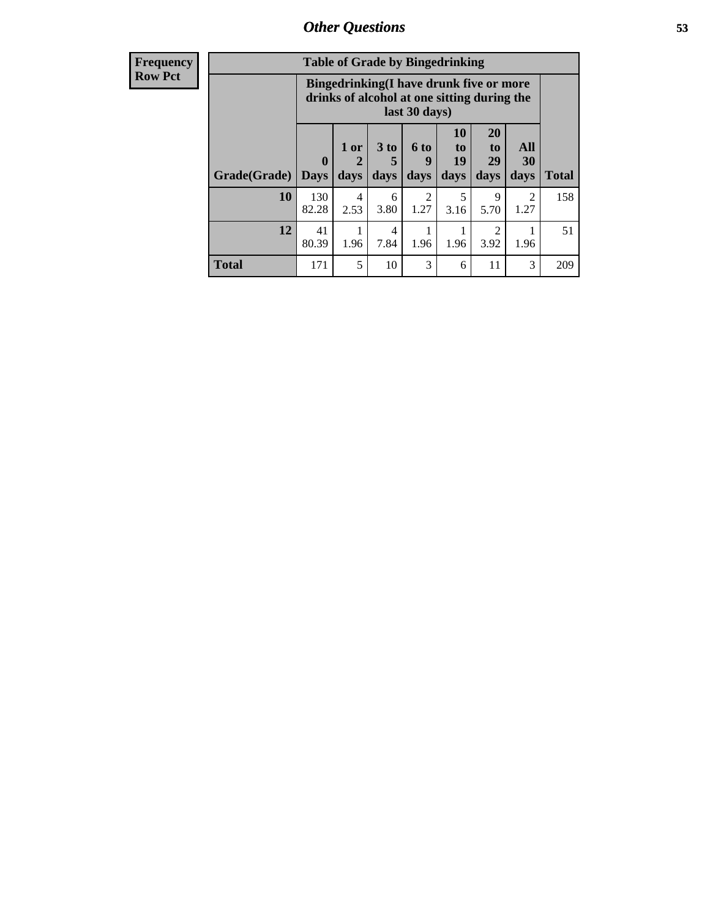## Other Questions

| Frequency Row Pct |
|---|

**Table of Grade by Bingedrinking**

| Grade(Grade) | Bingedrinking(I have drunk five or more drinks of alcohol at one sitting during the last 30 days) | | | | | | | Total |
|---|---|---|---|---|---|---|---|---|
| | 0 Days | 1 or 2 days | 3 to 5 days | 6 to 9 days | 10 to 19 days | 20 to 29 days | All 30 days | |
| **10** | 130<br>82.28 | 4<br>2.53 | 6<br>3.80 | 2<br>1.27 | 5<br>3.16 | 9<br>5.70 | 2<br>1.27 | 158 |
| **12** | 41<br>80.39 | 1<br>1.96 | 4<br>7.84 | 1<br>1.96 | 1<br>1.96 | 2<br>3.92 | 1<br>1.96 | 51 |
| **Total** | 171 | 5 | 10 | 3 | 6 | 11 | 3 | 209 |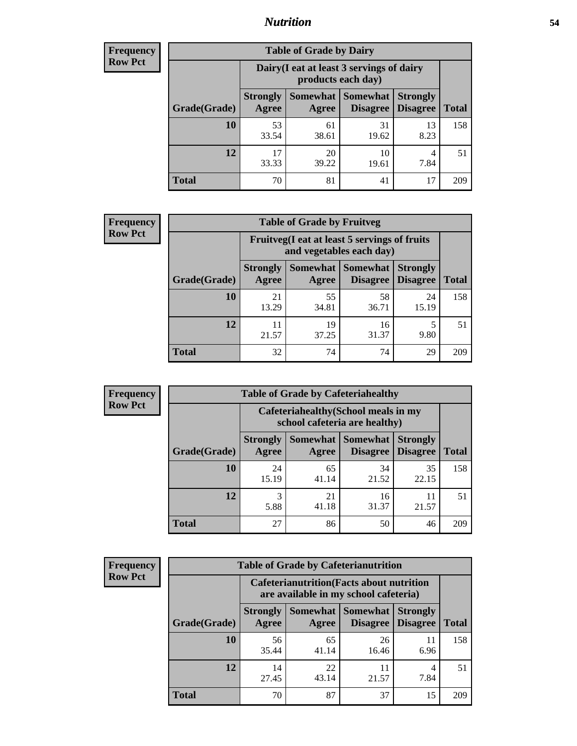## Nutrition

**Frequency**
**Row Pct**

| Table of Grade by Dairy | | | | | |
|---|---|---|---|---|---|
| | Dairy(I eat at least 3 servings of dairy products each day) | | | | |
| Grade(Grade) | Strongly Agree | Somewhat Agree | Somewhat Disagree | Strongly Disagree | Total |
| **10** | 53<br>33.54 | 61<br>38.61 | 31<br>19.62 | 13<br>8.23 | 158 |
| **12** | 17<br>33.33 | 20<br>39.22 | 10<br>19.61 | 4<br>7.84 | 51 |
| **Total** | 70 | 81 | 41 | 17 | 209 |

**Frequency**
**Row Pct**

| Table of Grade by Fruitveg | | | | | |
|---|---|---|---|---|---|
| | Fruitveg(I eat at least 5 servings of fruits and vegetables each day) | | | | |
| Grade(Grade) | Strongly Agree | Somewhat Agree | Somewhat Disagree | Strongly Disagree | Total |
| **10** | 21<br>13.29 | 55<br>34.81 | 58<br>36.71 | 24<br>15.19 | 158 |
| **12** | 11<br>21.57 | 19<br>37.25 | 16<br>31.37 | 5<br>9.80 | 51 |
| **Total** | 32 | 74 | 74 | 29 | 209 |

**Frequency**
**Row Pct**

| Table of Grade by Cafeteriahealthy | | | | | |
|---|---|---|---|---|---|
| | Cafeteriahealthy(School meals in my school cafeteria are healthy) | | | | |
| Grade(Grade) | Strongly Agree | Somewhat Agree | Somewhat Disagree | Strongly Disagree | Total |
| **10** | 24<br>15.19 | 65<br>41.14 | 34<br>21.52 | 35<br>22.15 | 158 |
| **12** | 3<br>5.88 | 21<br>41.18 | 16<br>31.37 | 11<br>21.57 | 51 |
| **Total** | 27 | 86 | 50 | 46 | 209 |

**Frequency**
**Row Pct**

| Table of Grade by Cafeterianutrition | | | | | |
|---|---|---|---|---|---|
| | Cafeterianutrition(Facts about nutrition are available in my school cafeteria) | | | | |
| Grade(Grade) | Strongly Agree | Somewhat Agree | Somewhat Disagree | Strongly Disagree | Total |
| **10** | 56<br>35.44 | 65<br>41.14 | 26<br>16.46 | 11<br>6.96 | 158 |
| **12** | 14<br>27.45 | 22<br>43.14 | 11<br>21.57 | 4<br>7.84 | 51 |
| **Total** | 70 | 87 | 37 | 15 | 209 |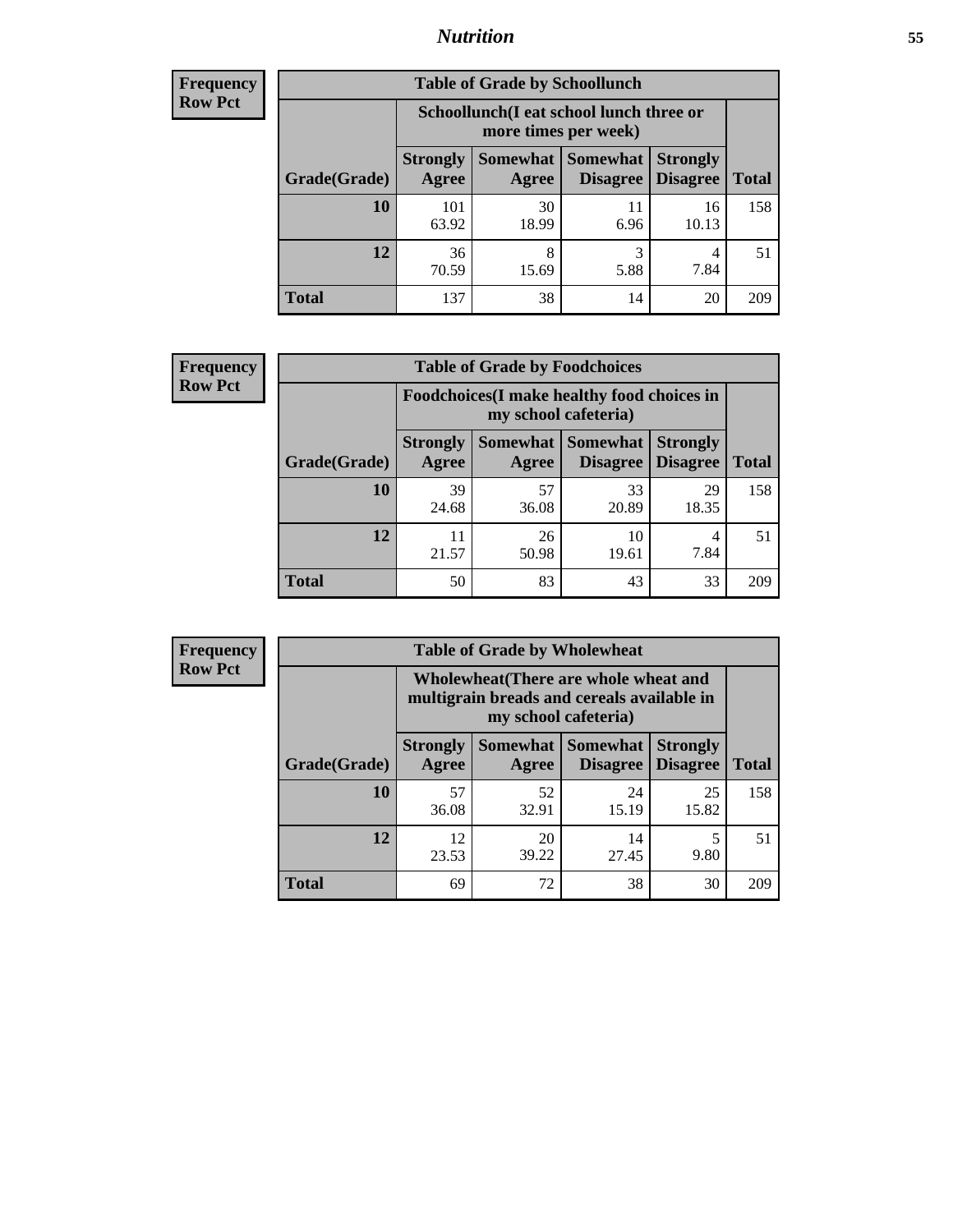**Frequency Row Pct**

| Table of Grade by Schoollunch | | | | | |
|---|---|---|---|---|---|
| | Schoollunch(I eat school lunch three or more times per week) | | | | |
| Grade(Grade) | Strongly Agree | Somewhat Agree | Somewhat Disagree | Strongly Disagree | Total |
| 10 | 101<br>63.92 | 30<br>18.99 | 11<br>6.96 | 16<br>10.13 | 158 |
| 12 | 36<br>70.59 | 8<br>15.69 | 3<br>5.88 | 4<br>7.84 | 51 |
| Total | 137 | 38 | 14 | 20 | 209 |

**Frequency Row Pct**

| Table of Grade by Foodchoices | | | | | |
|---|---|---|---|---|---|
| | Foodchoices(I make healthy food choices in my school cafeteria) | | | | |
| Grade(Grade) | Strongly Agree | Somewhat Agree | Somewhat Disagree | Strongly Disagree | Total |
| 10 | 39<br>24.68 | 57<br>36.08 | 33<br>20.89 | 29<br>18.35 | 158 |
| 12 | 11<br>21.57 | 26<br>50.98 | 10<br>19.61 | 4<br>7.84 | 51 |
| Total | 50 | 83 | 43 | 33 | 209 |

**Frequency Row Pct**

| Table of Grade by Wholewheat | | | | | |
|---|---|---|---|---|---|
| | Wholewheat(There are whole wheat and multigrain breads and cereals available in my school cafeteria) | | | | |
| Grade(Grade) | Strongly Agree | Somewhat Agree | Somewhat Disagree | Strongly Disagree | Total |
| 10 | 57<br>36.08 | 52<br>32.91 | 24<br>15.19 | 25<br>15.82 | 158 |
| 12 | 12<br>23.53 | 20<br>39.22 | 14<br>27.45 | 5<br>9.80 | 51 |
| Total | 69 | 72 | 38 | 30 | 209 |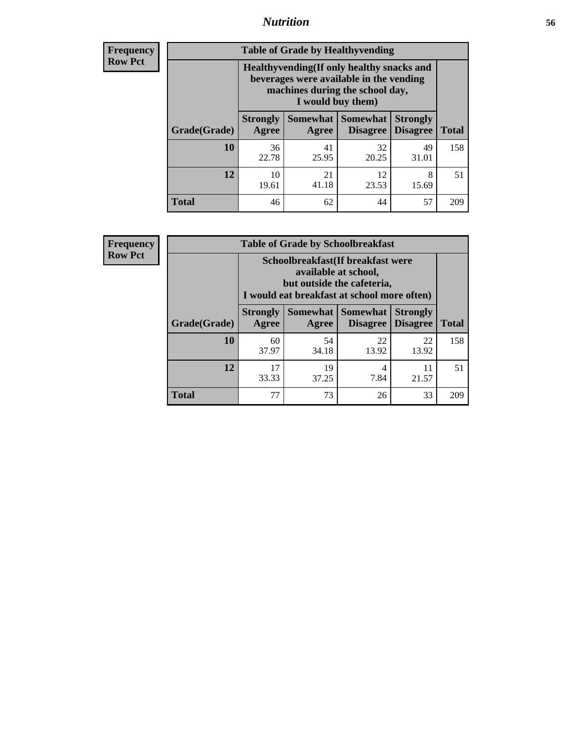**Frequency**
**Row Pct**

| Table of Grade by Healthyvending | | | | | |
|---|---|---|---|---|---|
| | Healthyvending(If only healthy snacks and beverages were available in the vending machines during the school day, I would buy them) | | | | |
| Grade(Grade) | Strongly Agree | Somewhat Agree | Somewhat Disagree | Strongly Disagree | Total |
| **10** | 36<br>22.78 | 41<br>25.95 | 32<br>20.25 | 49<br>31.01 | 158 |
| **12** | 10<br>19.61 | 21<br>41.18 | 12<br>23.53 | 8<br>15.69 | 51 |
| **Total** | 46 | 62 | 44 | 57 | 209 |

**Frequency**
**Row Pct**

| Table of Grade by Schoolbreakfast | | | | | |
|---|---|---|---|---|---|
| | Schoolbreakfast(If breakfast were available at school, but outside the cafeteria, I would eat breakfast at school more often) | | | | |
| Grade(Grade) | Strongly Agree | Somewhat Agree | Somewhat Disagree | Strongly Disagree | Total |
| **10** | 60<br>37.97 | 54<br>34.18 | 22<br>13.92 | 22<br>13.92 | 158 |
| **12** | 17<br>33.33 | 19<br>37.25 | 4<br>7.84 | 11<br>21.57 | 51 |
| **Total** | 77 | 73 | 26 | 33 | 209 |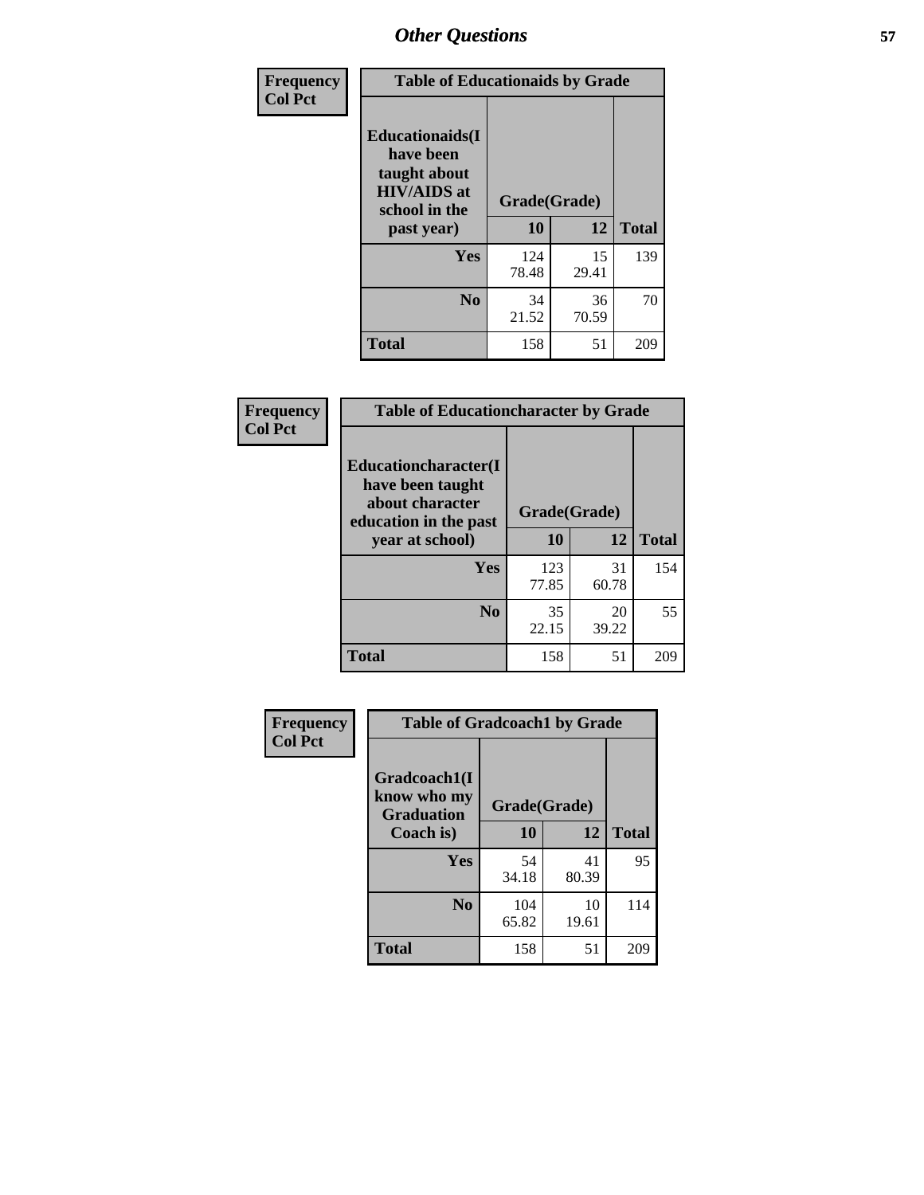## Other Questions

| Frequency Col Pct | Table of Educationaids by Grade | | |
|---|---|---|---|
| Educationaids(I have been taught about HIV/AIDS at school in the past year) | Grade(Grade) | | |
| | 10 | 12 | Total |
| Yes | 124<br>78.48 | 15<br>29.41 | 139 |
| No | 34<br>21.52 | 36<br>70.59 | 70 |
| Total | 158 | 51 | 209 |

| Frequency Col Pct | Table of Educationcharacter by Grade | | |
|---|---|---|---|
| Educationcharacter(I have been taught about character education in the past year at school) | Grade(Grade) | | |
| | 10 | 12 | Total |
| Yes | 123<br>77.85 | 31<br>60.78 | 154 |
| No | 35<br>22.15 | 20<br>39.22 | 55 |
| Total | 158 | 51 | 209 |

| Frequency Col Pct | Table of Gradcoach1 by Grade | | |
|---|---|---|---|
| Gradcoach1(I know who my Graduation Coach is) | Grade(Grade) | | |
| | 10 | 12 | Total |
| Yes | 54<br>34.18 | 41<br>80.39 | 95 |
| No | 104<br>65.82 | 10<br>19.61 | 114 |
| Total | 158 | 51 | 209 |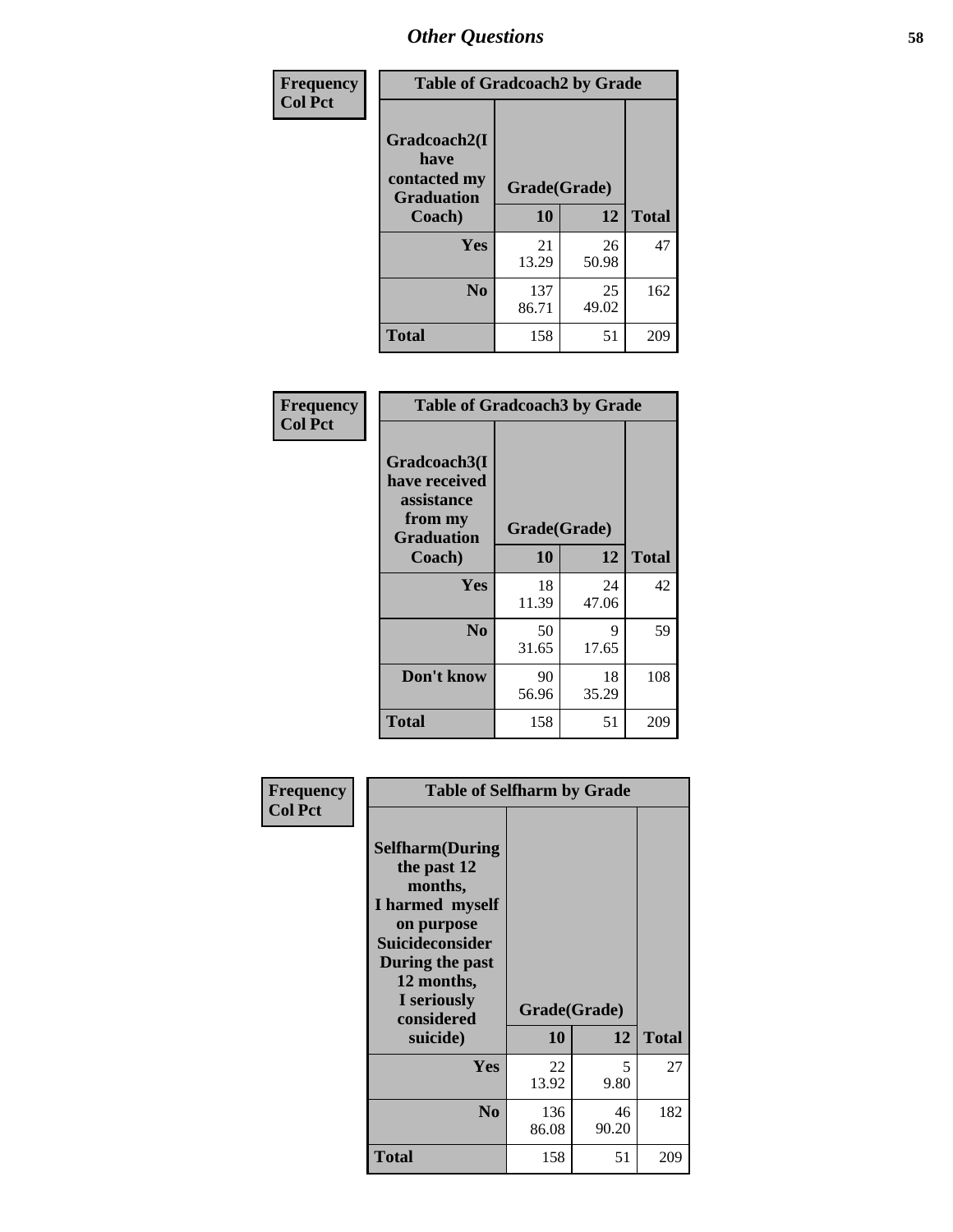# Other Questions

**Frequency**
**Col Pct**

| Table of Gradcoach2 by Grade | | | |
|---|---|---|---|
| Gradcoach2(I have contacted my Graduation Coach) | Grade(Grade) | | |
| | 10 | 12 | Total |
| Yes | 21<br>13.29 | 26<br>50.98 | 47 |
| No | 137<br>86.71 | 25<br>49.02 | 162 |
| Total | 158 | 51 | 209 |

**Frequency**
**Col Pct**

| Table of Gradcoach3 by Grade | | | |
|---|---|---|---|
| Gradcoach3(I have received assistance from my Graduation Coach) | Grade(Grade) | | |
| | 10 | 12 | Total |
| Yes | 18<br>11.39 | 24<br>47.06 | 42 |
| No | 50<br>31.65 | 9<br>17.65 | 59 |
| Don't know | 90<br>56.96 | 18<br>35.29 | 108 |
| Total | 158 | 51 | 209 |

**Frequency**
**Col Pct**

| Table of Selfharm by Grade | | | |
|---|---|---|---|
| Selfharm(During the past 12 months, I harmed myself on purpose Suicideconsider During the past 12 months, I seriously considered suicide) | Grade(Grade) | | |
| | 10 | 12 | Total |
| Yes | 22<br>13.92 | 5<br>9.80 | 27 |
| No | 136<br>86.08 | 46<br>90.20 | 182 |
| Total | 158 | 51 | 209 |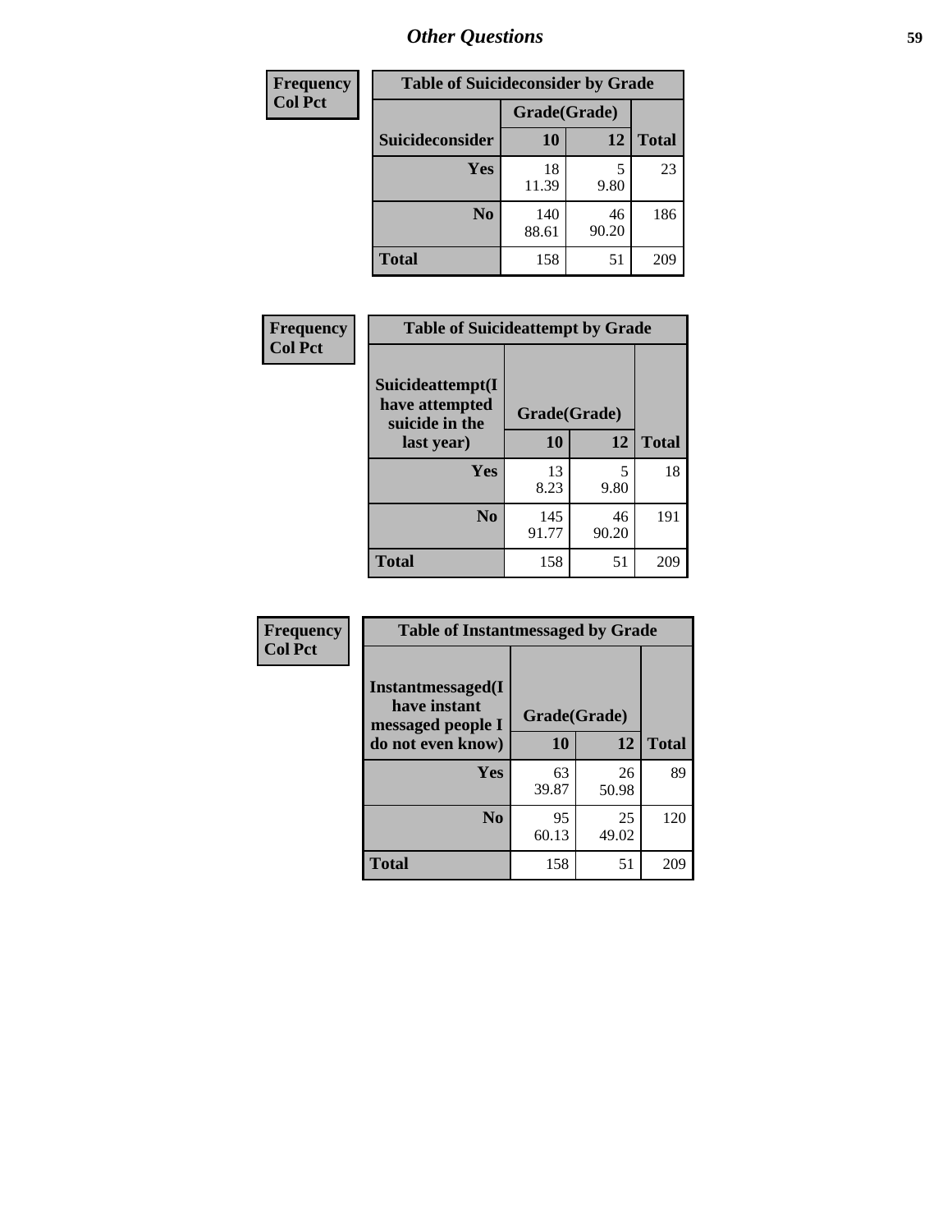## Other Questions

| Frequency<br>Col Pct |
|---|

| Table of Suicideconsider by Grade | | | |
|---|---|---|---|
| | Grade(Grade) | | |
| Suicideconsider | 10 | 12 | Total |
| Yes | 18<br>11.39 | 5<br>9.80 | 23 |
| No | 140<br>88.61 | 46<br>90.20 | 186 |
| Total | 158 | 51 | 209 |

| Frequency<br>Col Pct |
|---|

| Table of Suicideattempt by Grade | | | |
|---|---|---|---|
| Suicideattempt(I have attempted suicide in the last year) | Grade(Grade) | | |
| | 10 | 12 | Total |
| Yes | 13<br>8.23 | 5<br>9.80 | 18 |
| No | 145<br>91.77 | 46<br>90.20 | 191 |
| Total | 158 | 51 | 209 |

| Frequency<br>Col Pct |
|---|

| Table of Instantmessaged by Grade | | | |
|---|---|---|---|
| Instantmessaged(I have instant messaged people I do not even know) | Grade(Grade) | | |
| | 10 | 12 | Total |
| Yes | 63<br>39.87 | 26<br>50.98 | 89 |
| No | 95<br>60.13 | 25<br>49.02 | 120 |
| Total | 158 | 51 | 209 |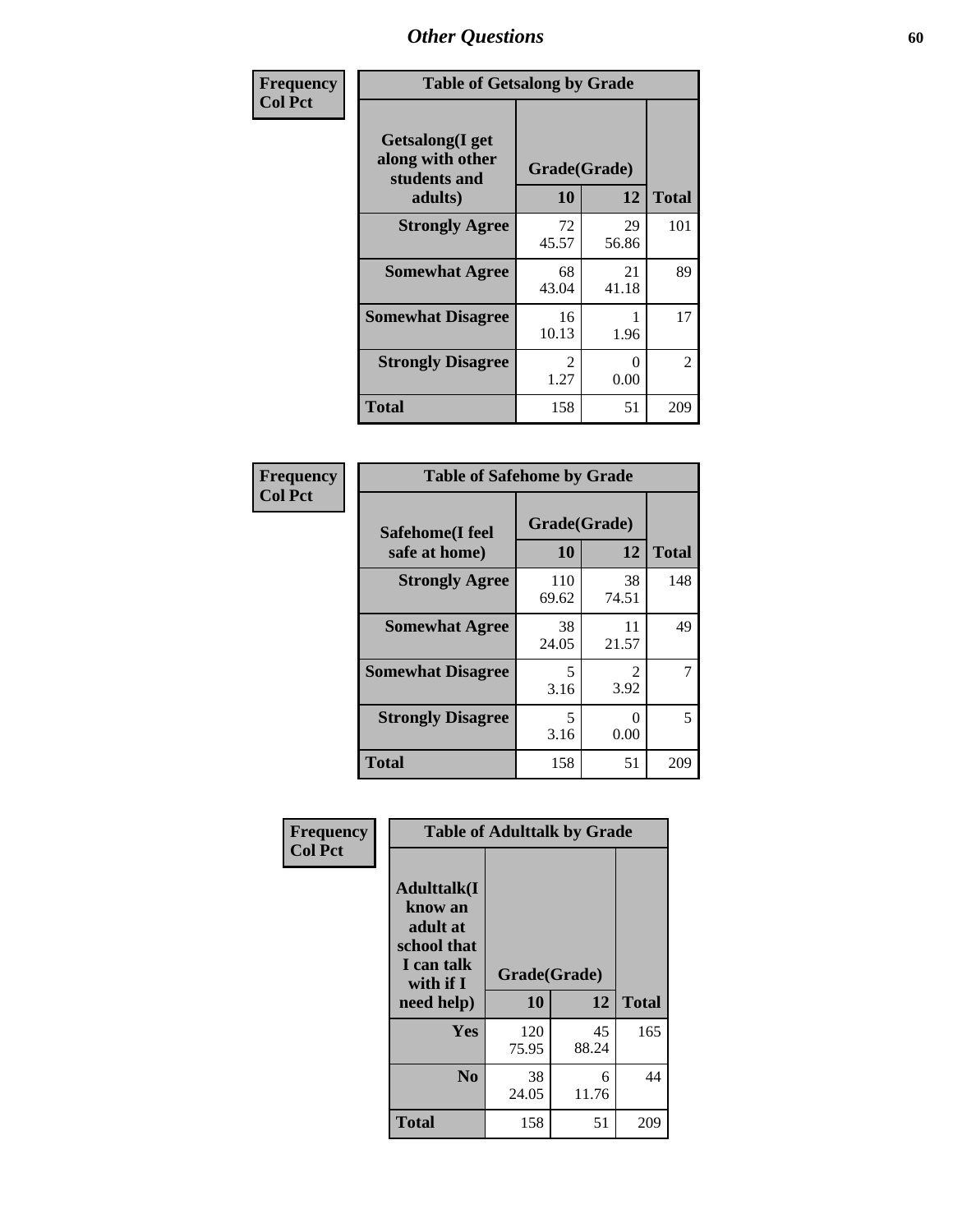## Other Questions

**Frequency**
**Col Pct**

**Table of Getsalong by Grade**

| Getsalong(I get along with other students and adults) | Grade(Grade) | | Total |
|---|---|---|---|
| | 10 | 12 | |
| **Strongly Agree** | 72<br>45.57 | 29<br>56.86 | 101 |
| **Somewhat Agree** | 68<br>43.04 | 21<br>41.18 | 89 |
| **Somewhat Disagree** | 16<br>10.13 | 1<br>1.96 | 17 |
| **Strongly Disagree** | 2<br>1.27 | 0<br>0.00 | 2 |
| **Total** | 158 | 51 | 209 |

**Frequency**
**Col Pct**

**Table of Safehome by Grade**

| Safehome(I feel safe at home) | Grade(Grade) | | Total |
|---|---|---|---|
| | 10 | 12 | |
| **Strongly Agree** | 110<br>69.62 | 38<br>74.51 | 148 |
| **Somewhat Agree** | 38<br>24.05 | 11<br>21.57 | 49 |
| **Somewhat Disagree** | 5<br>3.16 | 2<br>3.92 | 7 |
| **Strongly Disagree** | 5<br>3.16 | 0<br>0.00 | 5 |
| **Total** | 158 | 51 | 209 |

**Frequency**
**Col Pct**

**Table of Adulttalk by Grade**

| Adulttalk(I know an adult at school that I can talk with if I need help) | Grade(Grade) | | Total |
|---|---|---|---|
| | 10 | 12 | |
| **Yes** | 120<br>75.95 | 45<br>88.24 | 165 |
| **No** | 38<br>24.05 | 6<br>11.76 | 44 |
| **Total** | 158 | 51 | 209 |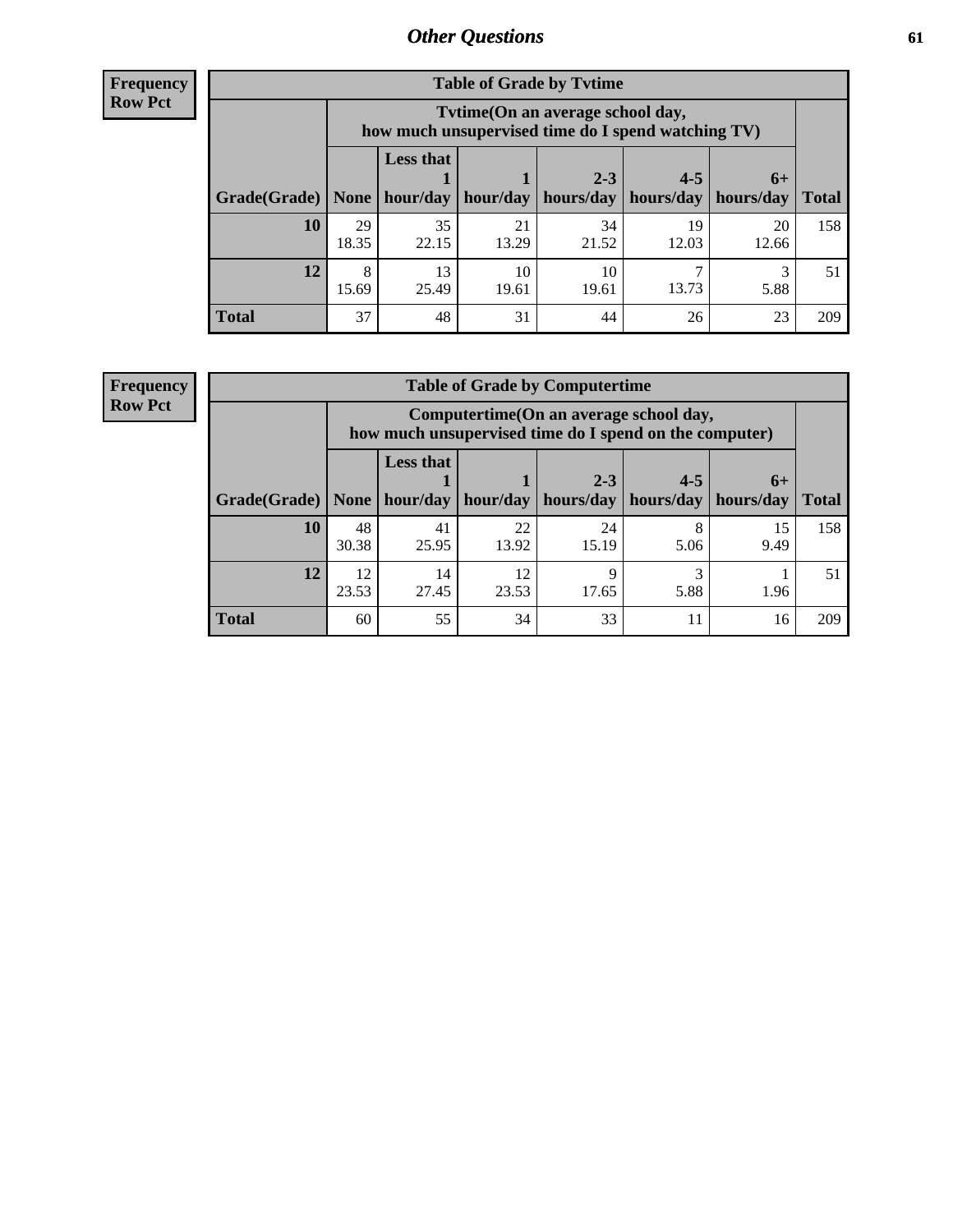## Other Questions

**Frequency**
**Row Pct**

| Table of Grade by Tvtime | | | | | | | |
|---|---|---|---|---|---|---|---|
| | Tvtime(On an average school day, how much unsupervised time do I spend watching TV) | | | | | | |
| Grade(Grade) | None | Less that 1 hour/day | 1 hour/day | 2-3 hours/day | 4-5 hours/day | 6+ hours/day | Total |
| **10** | 29<br>18.35 | 35<br>22.15 | 21<br>13.29 | 34<br>21.52 | 19<br>12.03 | 20<br>12.66 | 158 |
| **12** | 8<br>15.69 | 13<br>25.49 | 10<br>19.61 | 10<br>19.61 | 7<br>13.73 | 3<br>5.88 | 51 |
| **Total** | 37 | 48 | 31 | 44 | 26 | 23 | 209 |

**Frequency**
**Row Pct**

| Table of Grade by Computertime | | | | | | | |
|---|---|---|---|---|---|---|---|
| | Computertime(On an average school day, how much unsupervised time do I spend on the computer) | | | | | | |
| Grade(Grade) | None | Less that 1 hour/day | 1 hour/day | 2-3 hours/day | 4-5 hours/day | 6+ hours/day | Total |
| **10** | 48<br>30.38 | 41<br>25.95 | 22<br>13.92 | 24<br>15.19 | 8<br>5.06 | 15<br>9.49 | 158 |
| **12** | 12<br>23.53 | 14<br>27.45 | 12<br>23.53 | 9<br>17.65 | 3<br>5.88 | 1<br>1.96 | 51 |
| **Total** | 60 | 55 | 34 | 33 | 11 | 16 | 209 |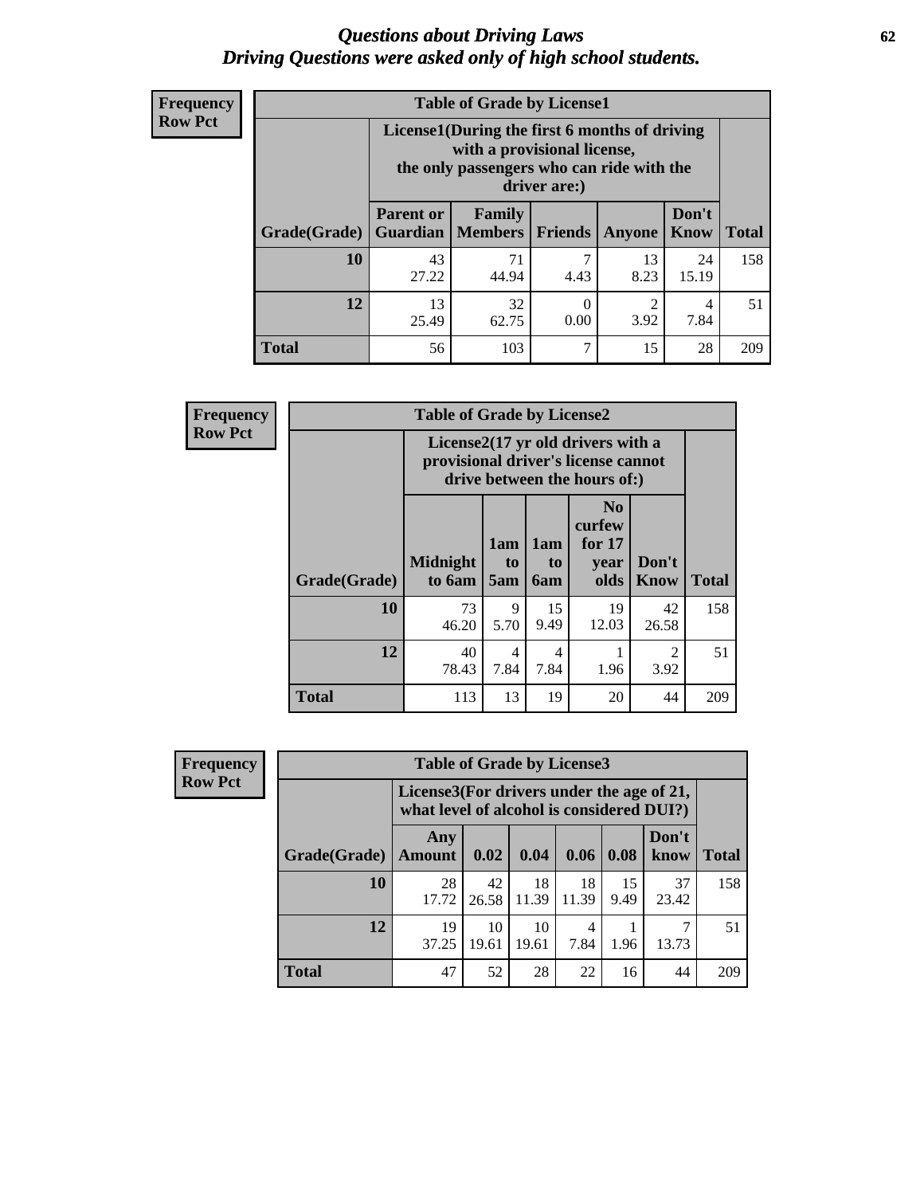# *Questions about Driving Laws*
# *Driving Questions were asked only of high school students.*

**Frequency**
**Row Pct**

**Table of Grade by License1**

| Grade(Grade) | License1(During the first 6 months of driving with a provisional license, the only passengers who can ride with the driver are:) | | | | | Total |
|---|---|---|---|---|---|---|
| | Parent or Guardian | Family Members | Friends | Anyone | Don't Know | |
| 10 | 43<br>27.22 | 71<br>44.94 | 7<br>4.43 | 13<br>8.23 | 24<br>15.19 | 158 |
| 12 | 13<br>25.49 | 32<br>62.75 | 0<br>0.00 | 2<br>3.92 | 4<br>7.84 | 51 |
| Total | 56 | 103 | 7 | 15 | 28 | 209 |

**Frequency**
**Row Pct**

**Table of Grade by License2**

| Grade(Grade) | License2(17 yr old drivers with a provisional driver's license cannot drive between the hours of:) | | | | | Total |
|---|---|---|---|---|---|---|
| | Midnight to 6am | 1am to 5am | 1am to 6am | No curfew for 17 year olds | Don't Know | |
| 10 | 73<br>46.20 | 9<br>5.70 | 15<br>9.49 | 19<br>12.03 | 42<br>26.58 | 158 |
| 12 | 40<br>78.43 | 4<br>7.84 | 4<br>7.84 | 1<br>1.96 | 2<br>3.92 | 51 |
| Total | 113 | 13 | 19 | 20 | 44 | 209 |

**Frequency**
**Row Pct**

**Table of Grade by License3**

| Grade(Grade) | License3(For drivers under the age of 21, what level of alcohol is considered DUI?) | | | | | | Total |
|---|---|---|---|---|---|---|---|
| | Any Amount | 0.02 | 0.04 | 0.06 | 0.08 | Don't know | |
| 10 | 28<br>17.72 | 42<br>26.58 | 18<br>11.39 | 18<br>11.39 | 15<br>9.49 | 37<br>23.42 | 158 |
| 12 | 19<br>37.25 | 10<br>19.61 | 10<br>19.61 | 4<br>7.84 | 1<br>1.96 | 7<br>13.73 | 51 |
| Total | 47 | 52 | 28 | 22 | 16 | 44 | 209 |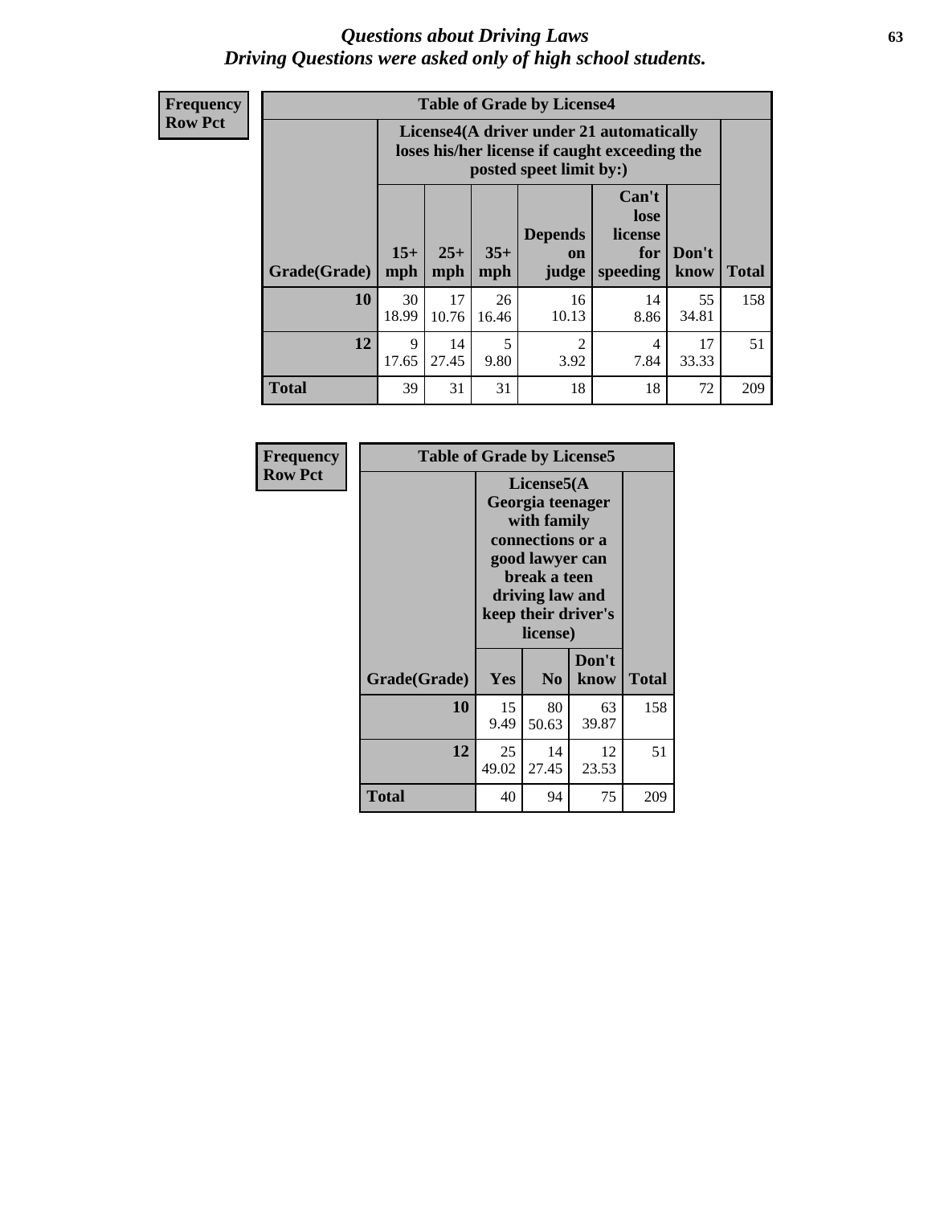# *Questions about Driving Laws*
## *Driving Questions were asked only of high school students.*

**Frequency**
**Row Pct**

**Table of Grade by License4**

| Grade(Grade) | License4(A driver under 21 automatically loses his/her license if caught exceeding the posted speet limit by:) 15+ mph | 25+ mph | 35+ mph | Depends on judge | Can't lose license for speeding | Don't know | Total |
|---|---|---|---|---|---|---|---|
| **10** | 30<br>18.99 | 17<br>10.76 | 26<br>16.46 | 16<br>10.13 | 14<br>8.86 | 55<br>34.81 | 158 |
| **12** | 9<br>17.65 | 14<br>27.45 | 5<br>9.80 | 2<br>3.92 | 4<br>7.84 | 17<br>33.33 | 51 |
| **Total** | 39 | 31 | 31 | 18 | 18 | 72 | 209 |

**Frequency**
**Row Pct**

**Table of Grade by License5**

| Grade(Grade) | License5(A Georgia teenager with family connections or a good lawyer can break a teen driving law and keep their driver's license) Yes | No | Don't know | Total |
|---|---|---|---|---|
| **10** | 15<br>9.49 | 80<br>50.63 | 63<br>39.87 | 158 |
| **12** | 25<br>49.02 | 14<br>27.45 | 12<br>23.53 | 51 |
| **Total** | 40 | 94 | 75 | 209 |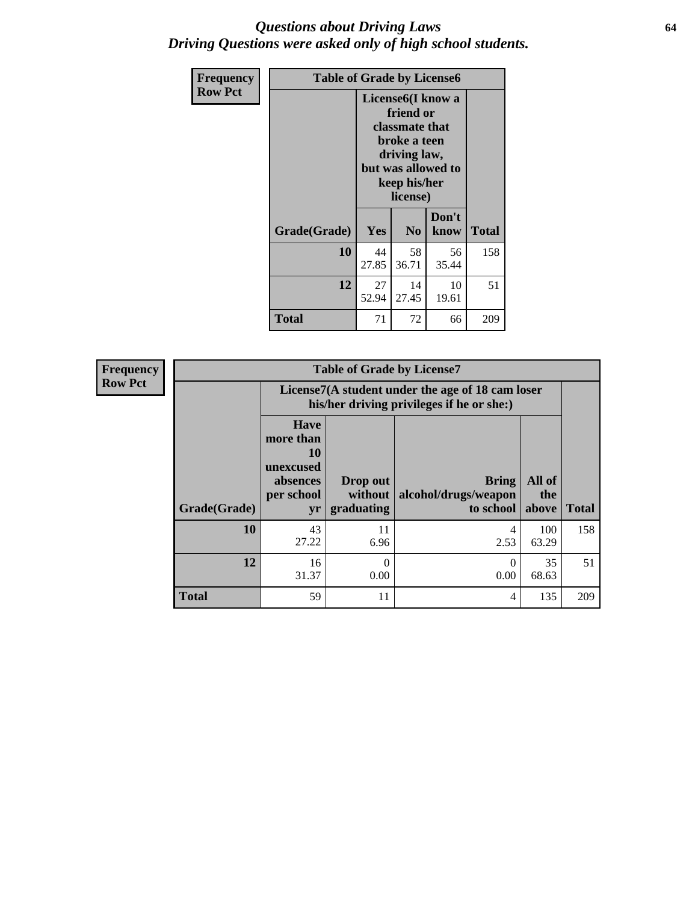# *Questions about Driving Laws*
## *Driving Questions were asked only of high school students.*

**Frequency**
**Row Pct**

| Table of Grade by License6 | | | | |
|---|---|---|---|---|
| | License6(I know a friend or classmate that broke a teen driving law, but was allowed to keep his/her license) | | | |
| **Grade(Grade)** | **Yes** | **No** | **Don't know** | **Total** |
| **10** | 44<br>27.85 | 58<br>36.71 | 56<br>35.44 | 158 |
| **12** | 27<br>52.94 | 14<br>27.45 | 10<br>19.61 | 51 |
| **Total** | 71 | 72 | 66 | 209 |

**Frequency**
**Row Pct**

| Table of Grade by License7 | | | | | |
|---|---|---|---|---|---|
| | License7(A student under the age of 18 cam loser his/her driving privileges if he or she:) | | | | |
| **Grade(Grade)** | **Have more than 10 unexcused absences per school yr** | **Drop out without graduating** | **Bring alcohol/drugs/weapon to school** | **All of the above** | **Total** |
| **10** | 43<br>27.22 | 11<br>6.96 | 4<br>2.53 | 100<br>63.29 | 158 |
| **12** | 16<br>31.37 | 0<br>0.00 | 0<br>0.00 | 35<br>68.63 | 51 |
| **Total** | 59 | 11 | 4 | 135 | 209 |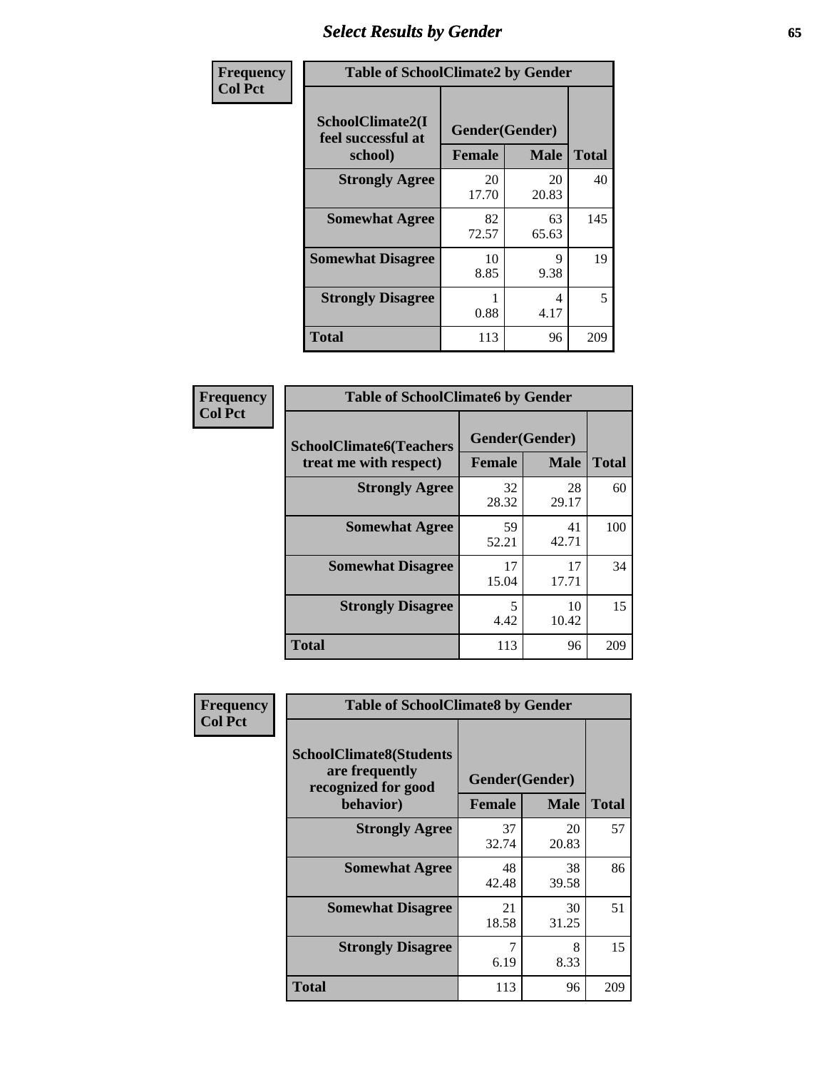# Select Results by Gender

**Frequency / Col Pct**

**Table of SchoolClimate2 by Gender**

| SchoolClimate2(I feel successful at school) | Gender(Gender) | | Total |
|---|---|---|---|
| | Female | Male | |
| Strongly Agree | 20<br>17.70 | 20<br>20.83 | 40 |
| Somewhat Agree | 82<br>72.57 | 63<br>65.63 | 145 |
| Somewhat Disagree | 10<br>8.85 | 9<br>9.38 | 19 |
| Strongly Disagree | 1<br>0.88 | 4<br>4.17 | 5 |
| Total | 113 | 96 | 209 |

**Frequency / Col Pct**

**Table of SchoolClimate6 by Gender**

| SchoolClimate6(Teachers treat me with respect) | Gender(Gender) | | Total |
|---|---|---|---|
| | Female | Male | |
| Strongly Agree | 32<br>28.32 | 28<br>29.17 | 60 |
| Somewhat Agree | 59<br>52.21 | 41<br>42.71 | 100 |
| Somewhat Disagree | 17<br>15.04 | 17<br>17.71 | 34 |
| Strongly Disagree | 5<br>4.42 | 10<br>10.42 | 15 |
| Total | 113 | 96 | 209 |

**Frequency / Col Pct**

**Table of SchoolClimate8 by Gender**

| SchoolClimate8(Students are frequently recognized for good behavior) | Gender(Gender) | | Total |
|---|---|---|---|
| | Female | Male | |
| Strongly Agree | 37<br>32.74 | 20<br>20.83 | 57 |
| Somewhat Agree | 48<br>42.48 | 38<br>39.58 | 86 |
| Somewhat Disagree | 21<br>18.58 | 30<br>31.25 | 51 |
| Strongly Disagree | 7<br>6.19 | 8<br>8.33 | 15 |
| Total | 113 | 96 | 209 |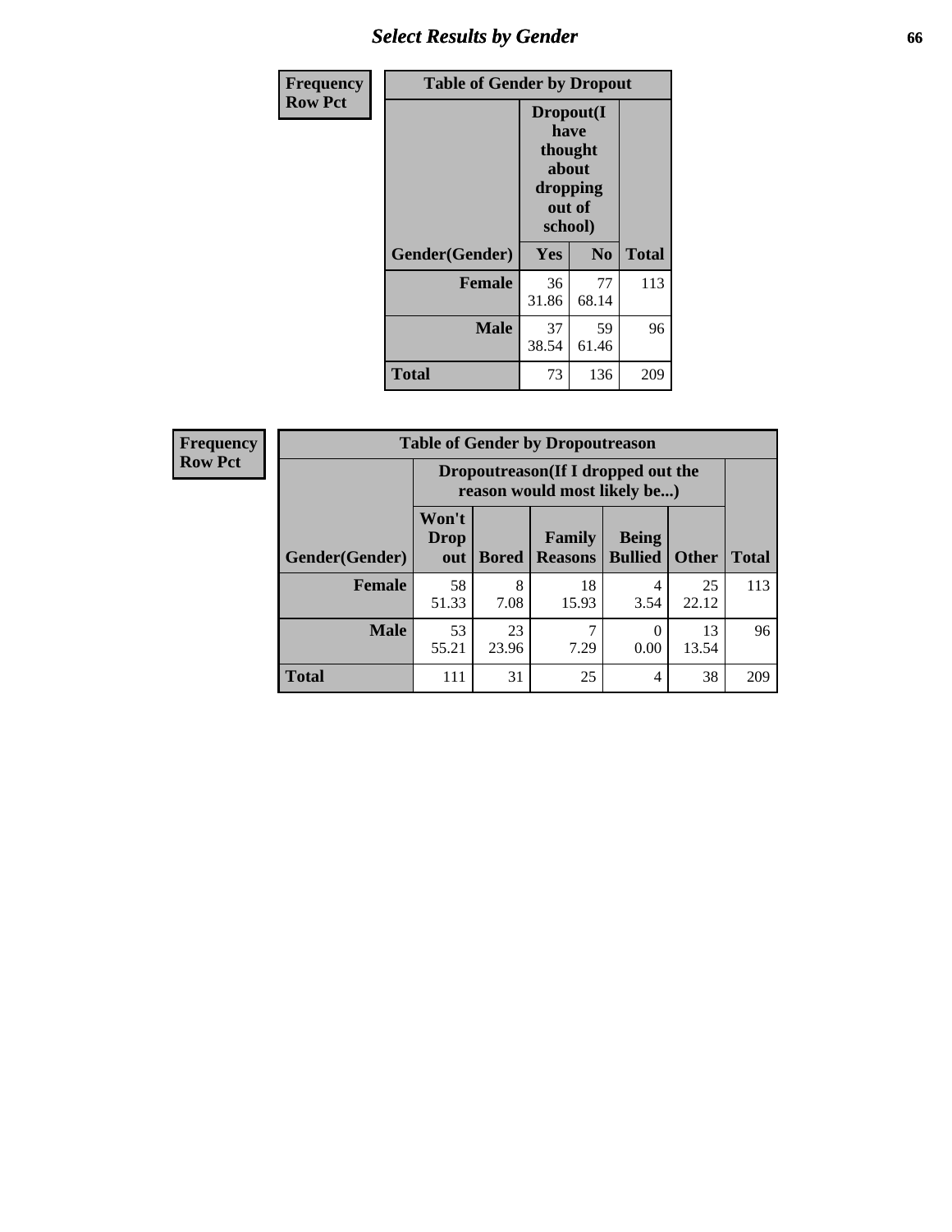## Table of Gender by Dropout

Frequency
Row Pct

| Gender(Gender) | Dropout(I have thought about dropping out of school) Yes | No | Total |
|---|---|---|---|
| Female | 36<br>31.86 | 77<br>68.14 | 113 |
| Male | 37<br>38.54 | 59<br>61.46 | 96 |
| Total | 73 | 136 | 209 |

## Table of Gender by Dropoutreason

Frequency
Row Pct

| | Dropoutreason(If I dropped out the reason would most likely be...) | | | | | |
|---|---|---|---|---|---|---|
| Gender(Gender) | Won't Drop out | Bored | Family Reasons | Being Bullied | Other | Total |
| Female | 58<br>51.33 | 8<br>7.08 | 18<br>15.93 | 4<br>3.54 | 25<br>22.12 | 113 |
| Male | 53<br>55.21 | 23<br>23.96 | 7<br>7.29 | 0<br>0.00 | 13<br>13.54 | 96 |
| Total | 111 | 31 | 25 | 4 | 38 | 209 |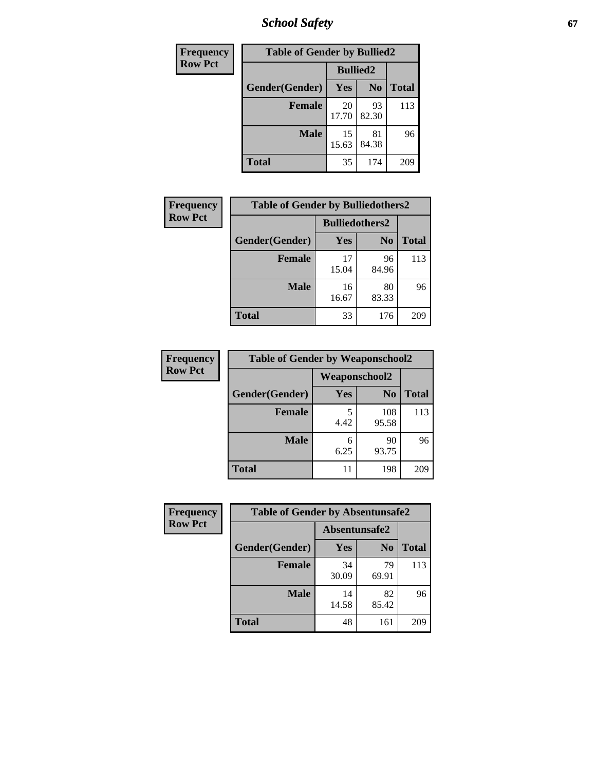| Frequency<br>Row Pct |
|---|

| Table of Gender by Bullied2 | | | |
|---|---|---|---|
| | Bullied2 | | |
| Gender(Gender) | Yes | No | Total |
| Female | 20<br>17.70 | 93<br>82.30 | 113 |
| Male | 15<br>15.63 | 81<br>84.38 | 96 |
| Total | 35 | 174 | 209 |

| Frequency<br>Row Pct |
|---|

| Table of Gender by Bulliedothers2 | | | |
|---|---|---|---|
| | Bulliedothers2 | | |
| Gender(Gender) | Yes | No | Total |
| Female | 17<br>15.04 | 96<br>84.96 | 113 |
| Male | 16<br>16.67 | 80<br>83.33 | 96 |
| Total | 33 | 176 | 209 |

| Frequency<br>Row Pct |
|---|

| Table of Gender by Weaponschool2 | | | |
|---|---|---|---|
| | Weaponschool2 | | |
| Gender(Gender) | Yes | No | Total |
| Female | 5<br>4.42 | 108<br>95.58 | 113 |
| Male | 6<br>6.25 | 90<br>93.75 | 96 |
| Total | 11 | 198 | 209 |

| Frequency<br>Row Pct |
|---|

| Table of Gender by Absentunsafe2 | | | |
|---|---|---|---|
| | Absentunsafe2 | | |
| Gender(Gender) | Yes | No | Total |
| Female | 34<br>30.09 | 79<br>69.91 | 113 |
| Male | 14<br>14.58 | 82<br>85.42 | 96 |
| Total | 48 | 161 | 209 |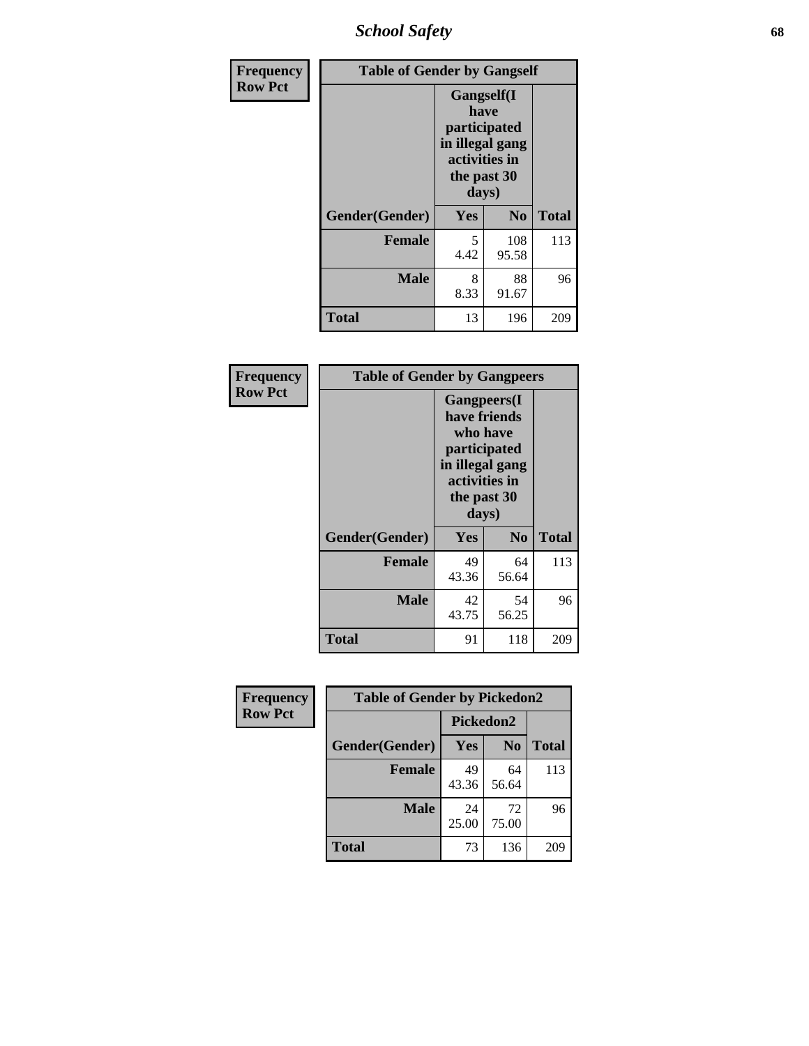| Frequency Row Pct | | | |
|---|---|---|---|

**Table of Gender by Gangself**

| Gender(Gender) | Gangself(I have participated in illegal gang activities in the past 30 days) Yes | No | Total |
|---|---|---|---|
| Female | 5<br>4.42 | 108<br>95.58 | 113 |
| Male | 8<br>8.33 | 88<br>91.67 | 96 |
| Total | 13 | 196 | 209 |

| Frequency Row Pct | | | |
|---|---|---|---|

**Table of Gender by Gangpeers**

| Gender(Gender) | Gangpeers(I have friends who have participated in illegal gang activities in the past 30 days) Yes | No | Total |
|---|---|---|---|
| Female | 49<br>43.36 | 64<br>56.64 | 113 |
| Male | 42<br>43.75 | 54<br>56.25 | 96 |
| Total | 91 | 118 | 209 |

| Frequency Row Pct | | | |
|---|---|---|---|

**Table of Gender by Pickedon2**

| Gender(Gender) | Pickedon2 Yes | No | Total |
|---|---|---|---|
| Female | 49<br>43.36 | 64<br>56.64 | 113 |
| Male | 24<br>25.00 | 72<br>75.00 | 96 |
| Total | 73 | 136 | 209 |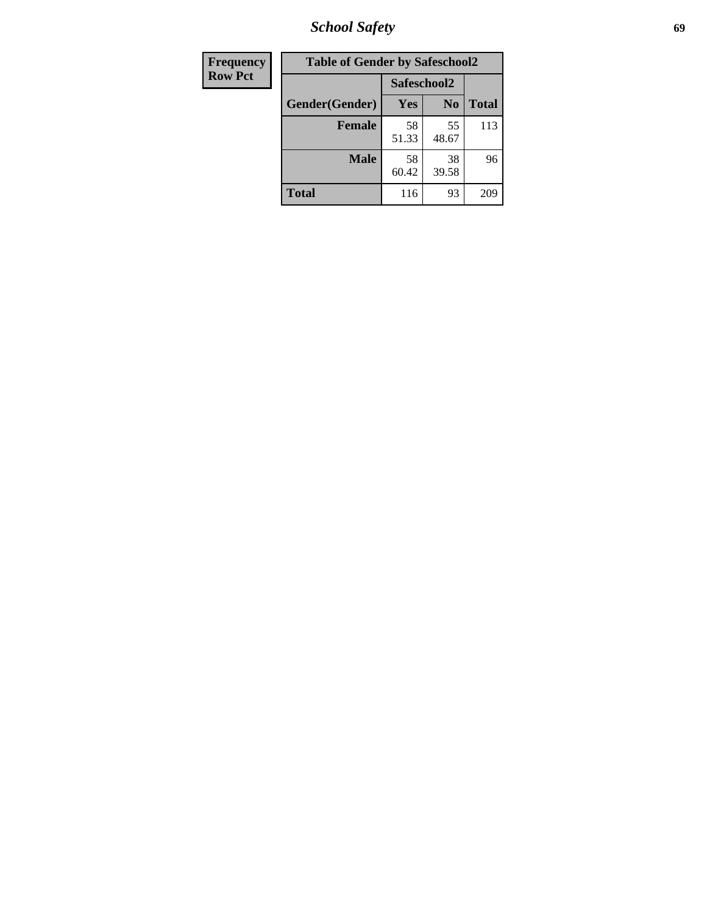| Frequency<br>Row Pct |
|---|

**Table of Gender by Safeschool2**

| Gender(Gender) | Safeschool2 | | Total |
|---|---|---|---|
| | Yes | No | |
| Female | 58<br>51.33 | 55<br>48.67 | 113 |
| Male | 58<br>60.42 | 38<br>39.58 | 96 |
| Total | 116 | 93 | 209 |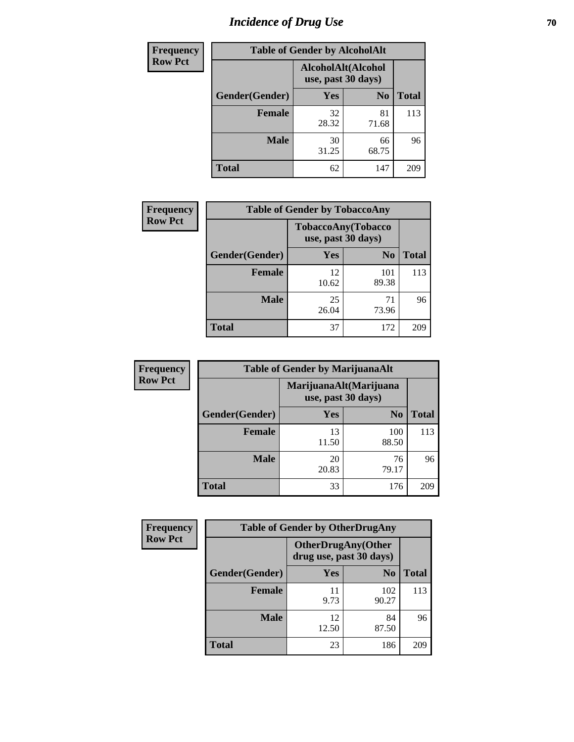# Incidence of Drug Use

**Frequency**
**Row Pct**

| Table of Gender by AlcoholAlt | | | |
|---|---|---|---|
| | AlcoholAlt(Alcohol use, past 30 days) | | |
| Gender(Gender) | Yes | No | Total |
| Female | 32<br>28.32 | 81<br>71.68 | 113 |
| Male | 30<br>31.25 | 66<br>68.75 | 96 |
| Total | 62 | 147 | 209 |

**Frequency**
**Row Pct**

| Table of Gender by TobaccoAny | | | |
|---|---|---|---|
| | TobaccoAny(Tobacco use, past 30 days) | | |
| Gender(Gender) | Yes | No | Total |
| Female | 12<br>10.62 | 101<br>89.38 | 113 |
| Male | 25<br>26.04 | 71<br>73.96 | 96 |
| Total | 37 | 172 | 209 |

**Frequency**
**Row Pct**

| Table of Gender by MarijuanaAlt | | | |
|---|---|---|---|
| | MarijuanaAlt(Marijuana use, past 30 days) | | |
| Gender(Gender) | Yes | No | Total |
| Female | 13<br>11.50 | 100<br>88.50 | 113 |
| Male | 20<br>20.83 | 76<br>79.17 | 96 |
| Total | 33 | 176 | 209 |

**Frequency**
**Row Pct**

| Table of Gender by OtherDrugAny | | | |
|---|---|---|---|
| | OtherDrugAny(Other drug use, past 30 days) | | |
| Gender(Gender) | Yes | No | Total |
| Female | 11<br>9.73 | 102<br>90.27 | 113 |
| Male | 12<br>12.50 | 84<br>87.50 | 96 |
| Total | 23 | 186 | 209 |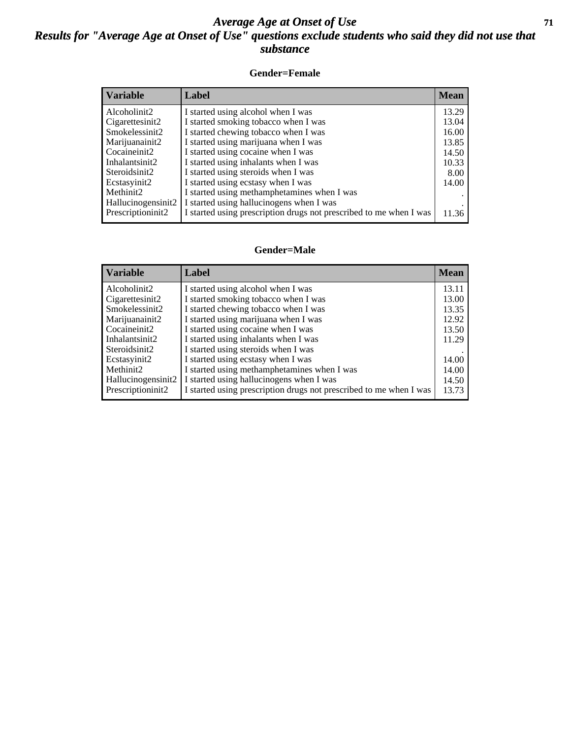# Average Age at Onset of Use

## Results for "Average Age at Onset of Use" questions exclude students who said they did not use that substance

### Gender=Female

| Variable | Label | Mean |
|---|---|---|
| Alcoholinit2 | I started using alcohol when I was | 13.29 |
| Cigarettesinit2 | I started smoking tobacco when I was | 13.04 |
| Smokelessinit2 | I started chewing tobacco when I was | 16.00 |
| Marijuanainit2 | I started using marijuana when I was | 13.85 |
| Cocaineinit2 | I started using cocaine when I was | 14.50 |
| Inhalantsinit2 | I started using inhalants when I was | 10.33 |
| Steroidsinit2 | I started using steroids when I was | 8.00 |
| Ecstasyinit2 | I started using ecstasy when I was | 14.00 |
| Methinit2 | I started using methamphetamines when I was | . |
| Hallucinogensinit2 | I started using hallucinogens when I was | . |
| Prescriptioninit2 | I started using prescription drugs not prescribed to me when I was | 11.36 |

### Gender=Male

| Variable | Label | Mean |
|---|---|---|
| Alcoholinit2 | I started using alcohol when I was | 13.11 |
| Cigarettesinit2 | I started smoking tobacco when I was | 13.00 |
| Smokelessinit2 | I started chewing tobacco when I was | 13.35 |
| Marijuanainit2 | I started using marijuana when I was | 12.92 |
| Cocaineinit2 | I started using cocaine when I was | 13.50 |
| Inhalantsinit2 | I started using inhalants when I was | 11.29 |
| Steroidsinit2 | I started using steroids when I was | . |
| Ecstasyinit2 | I started using ecstasy when I was | 14.00 |
| Methinit2 | I started using methamphetamines when I was | 14.00 |
| Hallucinogensinit2 | I started using hallucinogens when I was | 14.50 |
| Prescriptioninit2 | I started using prescription drugs not prescribed to me when I was | 13.73 |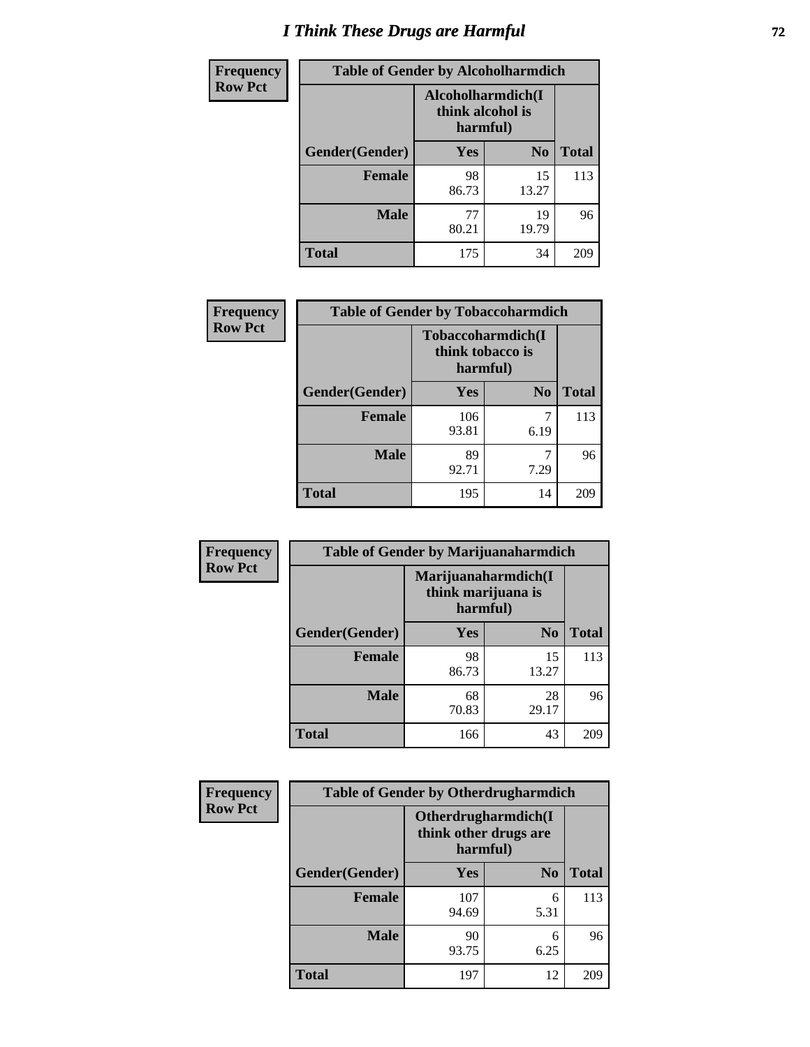# I Think These Drugs are Harmful

| Frequency<br>Row Pct | Table of Gender by Alcoholharmdich | | |
|---|---|---|---|
| | Alcoholharmdich(I think alcohol is harmful) | | |
| Gender(Gender) | Yes | No | Total |
| Female | 98<br>86.73 | 15<br>13.27 | 113 |
| Male | 77<br>80.21 | 19<br>19.79 | 96 |
| Total | 175 | 34 | 209 |

| Frequency<br>Row Pct | Table of Gender by Tobaccoharmdich | | |
|---|---|---|---|
| | Tobaccoharmdich(I think tobacco is harmful) | | |
| Gender(Gender) | Yes | No | Total |
| Female | 106<br>93.81 | 7<br>6.19 | 113 |
| Male | 89<br>92.71 | 7<br>7.29 | 96 |
| Total | 195 | 14 | 209 |

| Frequency<br>Row Pct | Table of Gender by Marijuanaharmdich | | |
|---|---|---|---|
| | Marijuanaharmdich(I think marijuana is harmful) | | |
| Gender(Gender) | Yes | No | Total |
| Female | 98<br>86.73 | 15<br>13.27 | 113 |
| Male | 68<br>70.83 | 28<br>29.17 | 96 |
| Total | 166 | 43 | 209 |

| Frequency<br>Row Pct | Table of Gender by Otherdrugharmdich | | |
|---|---|---|---|
| | Otherdrugharmdich(I think other drugs are harmful) | | |
| Gender(Gender) | Yes | No | Total |
| Female | 107<br>94.69 | 6<br>5.31 | 113 |
| Male | 90<br>93.75 | 6<br>6.25 | 96 |
| Total | 197 | 12 | 209 |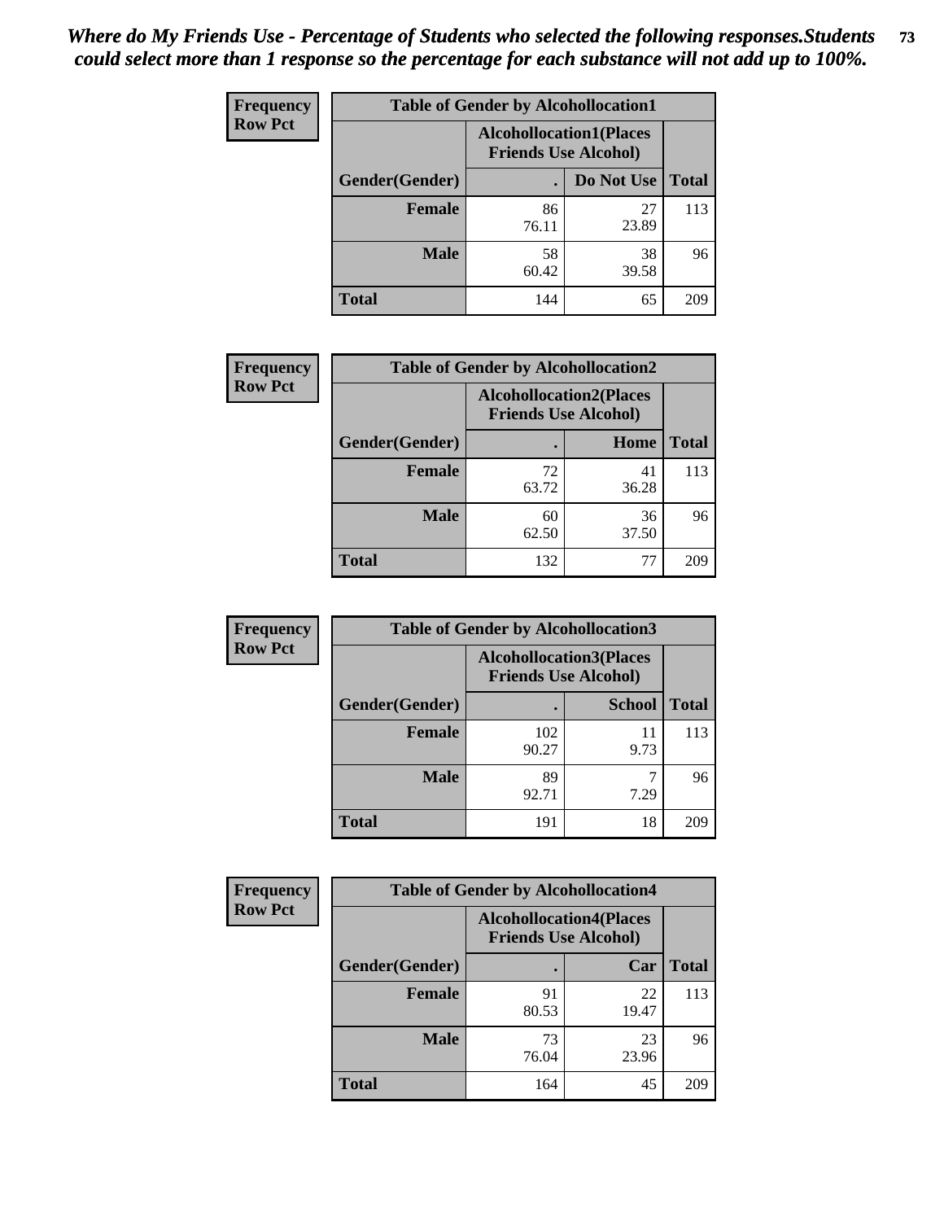*Where do My Friends Use - Percentage of Students who selected the following responses.Students could select more than 1 response so the percentage for each substance will not add up to 100%.*

**Frequency**
**Row Pct**

| Table of Gender by Alcohollocation1 | | | |
|---|---|---|---|
| | Alcohollocation1(Places Friends Use Alcohol) | | |
| Gender(Gender) | . | Do Not Use | Total |
| Female | 86<br>76.11 | 27<br>23.89 | 113 |
| Male | 58<br>60.42 | 38<br>39.58 | 96 |
| Total | 144 | 65 | 209 |

**Frequency**
**Row Pct**

| Table of Gender by Alcohollocation2 | | | |
|---|---|---|---|
| | Alcohollocation2(Places Friends Use Alcohol) | | |
| Gender(Gender) | . | Home | Total |
| Female | 72<br>63.72 | 41<br>36.28 | 113 |
| Male | 60<br>62.50 | 36<br>37.50 | 96 |
| Total | 132 | 77 | 209 |

**Frequency**
**Row Pct**

| Table of Gender by Alcohollocation3 | | | |
|---|---|---|---|
| | Alcohollocation3(Places Friends Use Alcohol) | | |
| Gender(Gender) | . | School | Total |
| Female | 102<br>90.27 | 11<br>9.73 | 113 |
| Male | 89<br>92.71 | 7<br>7.29 | 96 |
| Total | 191 | 18 | 209 |

**Frequency**
**Row Pct**

| Table of Gender by Alcohollocation4 | | | |
|---|---|---|---|
| | Alcohollocation4(Places Friends Use Alcohol) | | |
| Gender(Gender) | . | Car | Total |
| Female | 91<br>80.53 | 22<br>19.47 | 113 |
| Male | 73<br>76.04 | 23<br>23.96 | 96 |
| Total | 164 | 45 | 209 |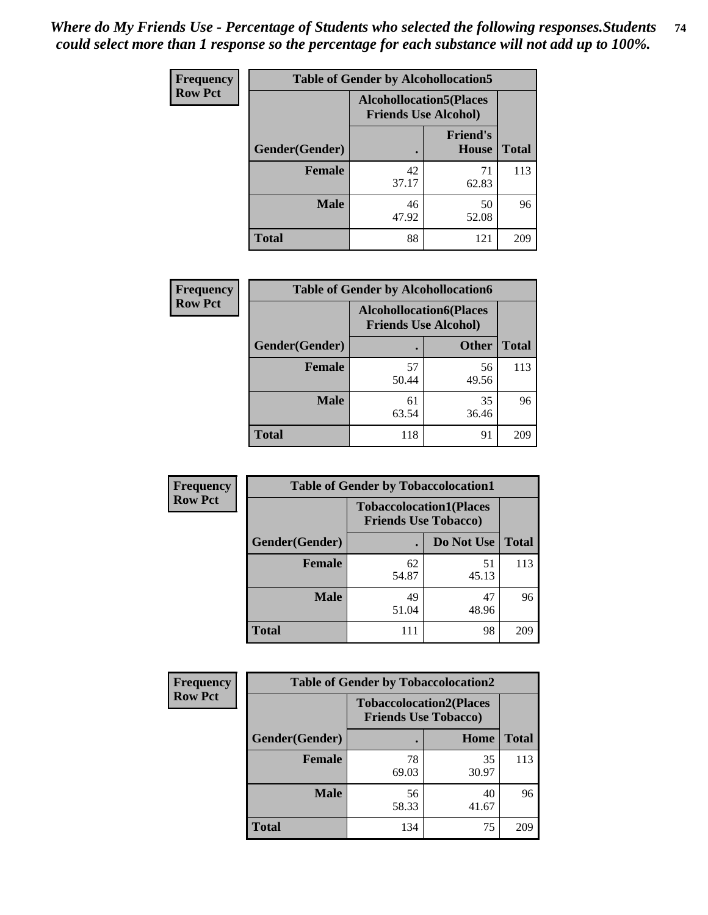*Where do My Friends Use - Percentage of Students who selected the following responses.Students could select more than 1 response so the percentage for each substance will not add up to 100%.*

**Frequency**
**Row Pct**

| Table of Gender by Alcohollocation5 | | | |
|---|---|---|---|
| | Alcohollocation5(Places Friends Use Alcohol) | | |
| Gender(Gender) | . | Friend's House | Total |
| **Female** | 42<br>37.17 | 71<br>62.83 | 113 |
| **Male** | 46<br>47.92 | 50<br>52.08 | 96 |
| **Total** | 88 | 121 | 209 |

**Frequency**
**Row Pct**

| Table of Gender by Alcohollocation6 | | | |
|---|---|---|---|
| | Alcohollocation6(Places Friends Use Alcohol) | | |
| Gender(Gender) | . | Other | Total |
| **Female** | 57<br>50.44 | 56<br>49.56 | 113 |
| **Male** | 61<br>63.54 | 35<br>36.46 | 96 |
| **Total** | 118 | 91 | 209 |

**Frequency**
**Row Pct**

| Table of Gender by Tobaccolocation1 | | | |
|---|---|---|---|
| | Tobaccolocation1(Places Friends Use Tobacco) | | |
| Gender(Gender) | . | Do Not Use | Total |
| **Female** | 62<br>54.87 | 51<br>45.13 | 113 |
| **Male** | 49<br>51.04 | 47<br>48.96 | 96 |
| **Total** | 111 | 98 | 209 |

**Frequency**
**Row Pct**

| Table of Gender by Tobaccolocation2 | | | |
|---|---|---|---|
| | Tobaccolocation2(Places Friends Use Tobacco) | | |
| Gender(Gender) | . | Home | Total |
| **Female** | 78<br>69.03 | 35<br>30.97 | 113 |
| **Male** | 56<br>58.33 | 40<br>41.67 | 96 |
| **Total** | 134 | 75 | 209 |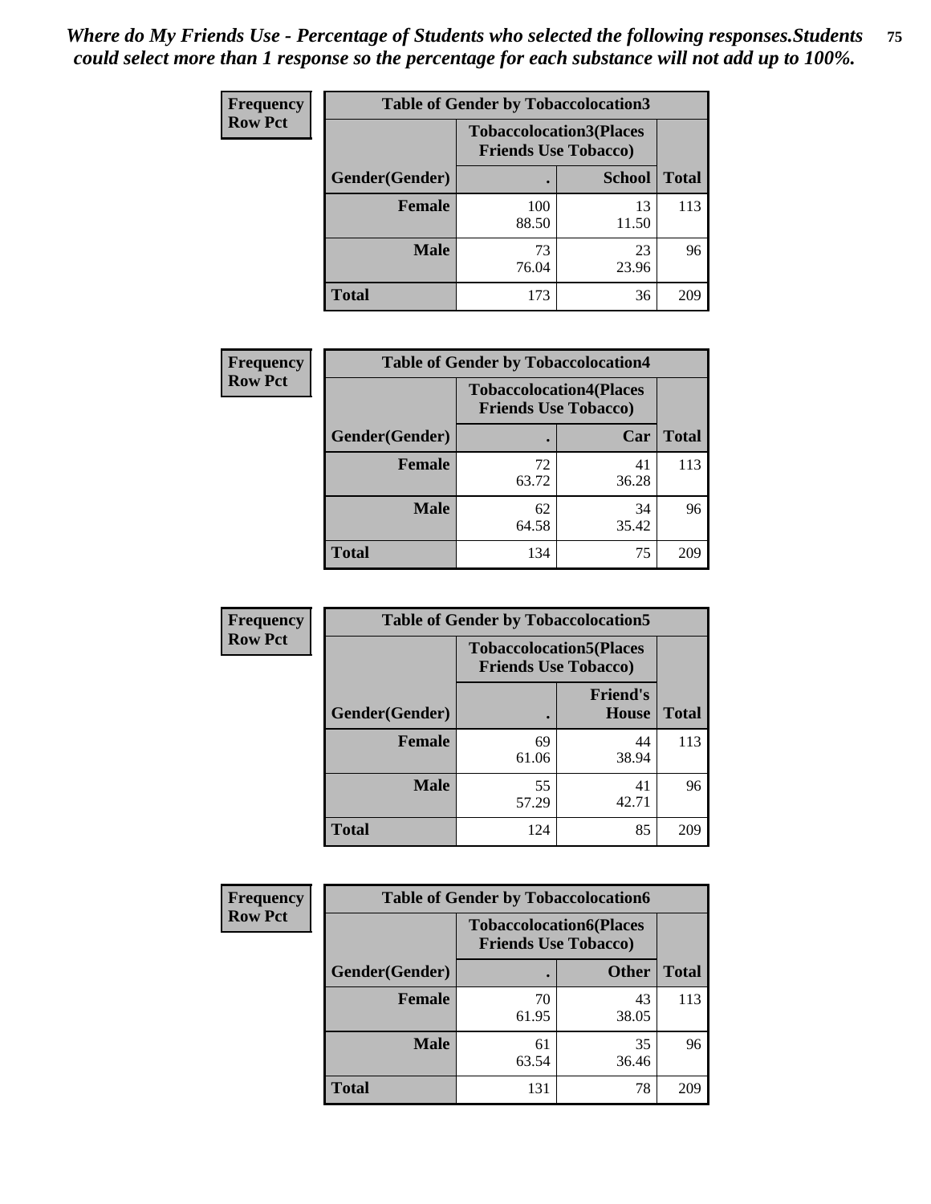*Where do My Friends Use - Percentage of Students who selected the following responses.Students could select more than 1 response so the percentage for each substance will not add up to 100%.*

**Frequency Row Pct**

| Table of Gender by Tobaccolocation3 | | | |
|---|---|---|---|
| | Tobaccolocation3(Places Friends Use Tobacco) | | |
| Gender(Gender) | . | School | Total |
| Female | 100<br>88.50 | 13<br>11.50 | 113 |
| Male | 73<br>76.04 | 23<br>23.96 | 96 |
| Total | 173 | 36 | 209 |

**Frequency Row Pct**

| Table of Gender by Tobaccolocation4 | | | |
|---|---|---|---|
| | Tobaccolocation4(Places Friends Use Tobacco) | | |
| Gender(Gender) | . | Car | Total |
| Female | 72<br>63.72 | 41<br>36.28 | 113 |
| Male | 62<br>64.58 | 34<br>35.42 | 96 |
| Total | 134 | 75 | 209 |

**Frequency Row Pct**

| Table of Gender by Tobaccolocation5 | | | |
|---|---|---|---|
| | Tobaccolocation5(Places Friends Use Tobacco) | | |
| Gender(Gender) | . | Friend's House | Total |
| Female | 69<br>61.06 | 44<br>38.94 | 113 |
| Male | 55<br>57.29 | 41<br>42.71 | 96 |
| Total | 124 | 85 | 209 |

**Frequency Row Pct**

| Table of Gender by Tobaccolocation6 | | | |
|---|---|---|---|
| | Tobaccolocation6(Places Friends Use Tobacco) | | |
| Gender(Gender) | . | Other | Total |
| Female | 70<br>61.95 | 43<br>38.05 | 113 |
| Male | 61<br>63.54 | 35<br>36.46 | 96 |
| Total | 131 | 78 | 209 |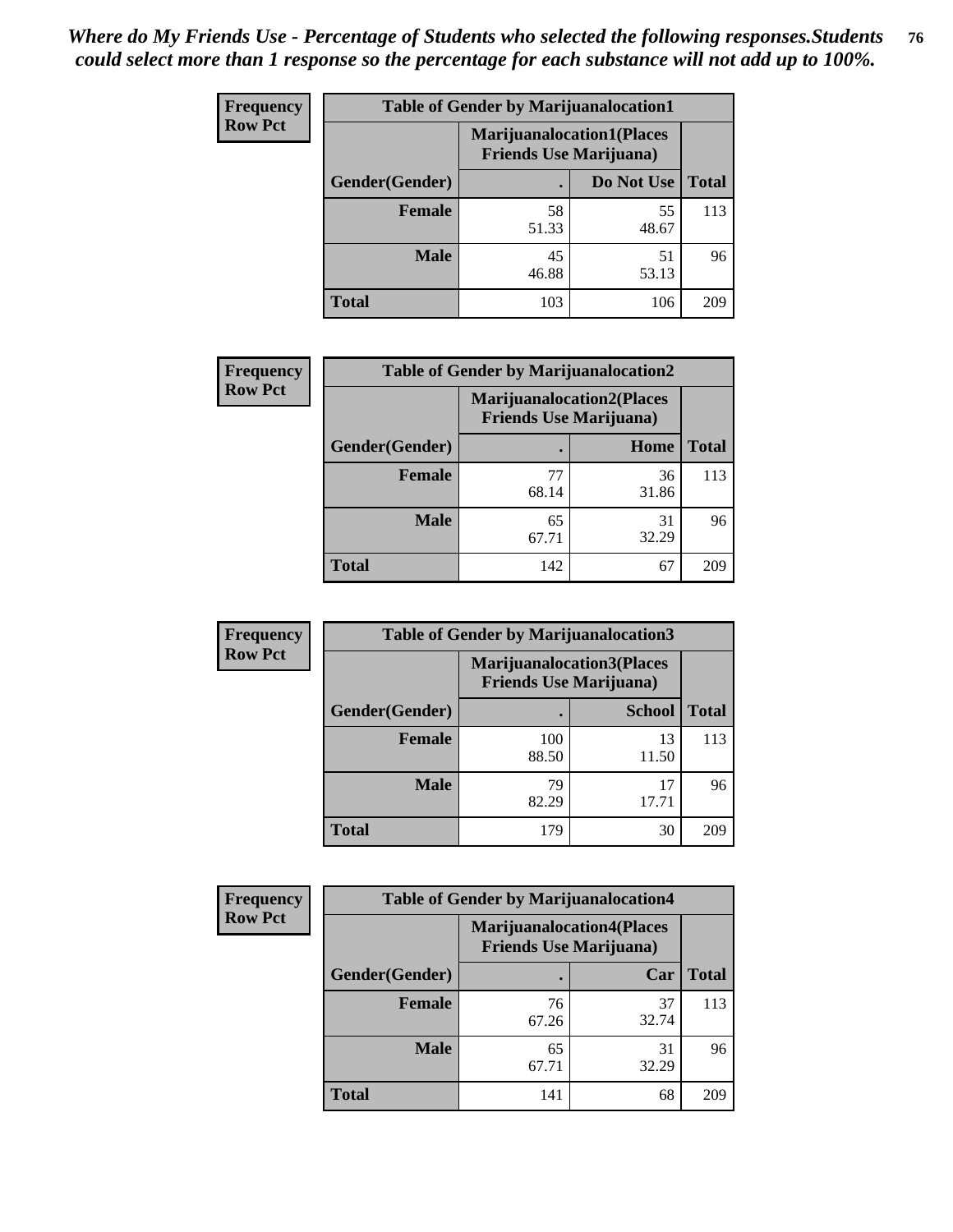*Where do My Friends Use - Percentage of Students who selected the following responses.Students could select more than 1 response so the percentage for each substance will not add up to 100%.*

| Frequency Row Pct | Table of Gender by Marijuanalocation1 | | |
|---|---|---|---|
| | Marijuanalocation1(Places Friends Use Marijuana) | | |
| Gender(Gender) | . | Do Not Use | Total |
| Female | 58 51.33 | 55 48.67 | 113 |
| Male | 45 46.88 | 51 53.13 | 96 |
| Total | 103 | 106 | 209 |

| Frequency Row Pct | Table of Gender by Marijuanalocation2 | | |
|---|---|---|---|
| | Marijuanalocation2(Places Friends Use Marijuana) | | |
| Gender(Gender) | . | Home | Total |
| Female | 77 68.14 | 36 31.86 | 113 |
| Male | 65 67.71 | 31 32.29 | 96 |
| Total | 142 | 67 | 209 |

| Frequency Row Pct | Table of Gender by Marijuanalocation3 | | |
|---|---|---|---|
| | Marijuanalocation3(Places Friends Use Marijuana) | | |
| Gender(Gender) | . | School | Total |
| Female | 100 88.50 | 13 11.50 | 113 |
| Male | 79 82.29 | 17 17.71 | 96 |
| Total | 179 | 30 | 209 |

| Frequency Row Pct | Table of Gender by Marijuanalocation4 | | |
|---|---|---|---|
| | Marijuanalocation4(Places Friends Use Marijuana) | | |
| Gender(Gender) | . | Car | Total |
| Female | 76 67.26 | 37 32.74 | 113 |
| Male | 65 67.71 | 31 32.29 | 96 |
| Total | 141 | 68 | 209 |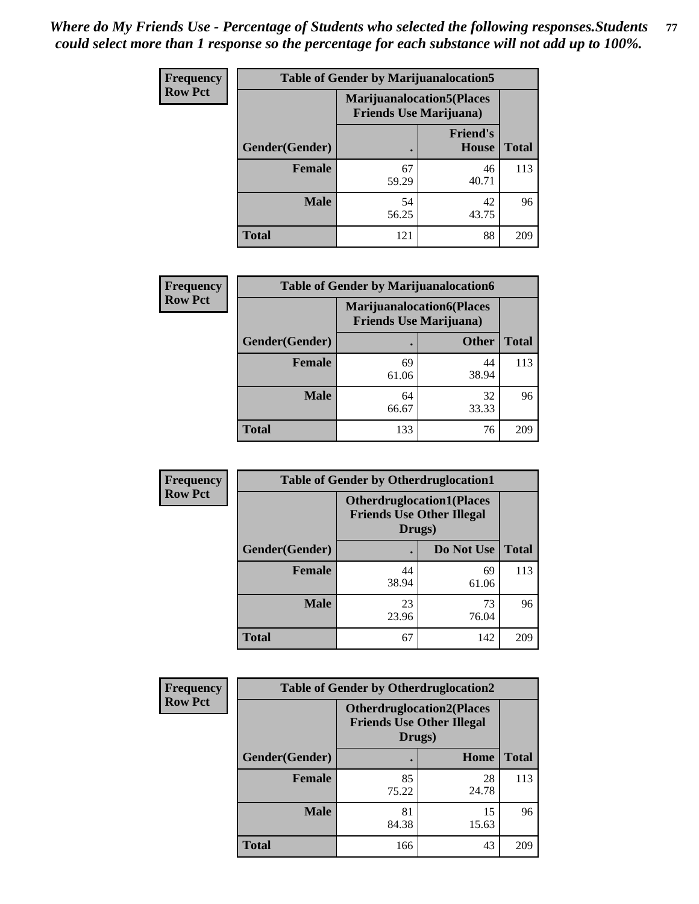*Where do My Friends Use - Percentage of Students who selected the following responses.Students could select more than 1 response so the percentage for each substance will not add up to 100%.*

**Frequency**
**Row Pct**

| Table of Gender by Marijuanalocation5 | | | |
|---|---|---|---|
| | Marijuanalocation5(Places Friends Use Marijuana) | | |
| Gender(Gender) | . | Friend's House | Total |
| **Female** | 67<br>59.29 | 46<br>40.71 | 113 |
| **Male** | 54<br>56.25 | 42<br>43.75 | 96 |
| **Total** | 121 | 88 | 209 |

**Frequency**
**Row Pct**

| Table of Gender by Marijuanalocation6 | | | |
|---|---|---|---|
| | Marijuanalocation6(Places Friends Use Marijuana) | | |
| Gender(Gender) | . | Other | Total |
| **Female** | 69<br>61.06 | 44<br>38.94 | 113 |
| **Male** | 64<br>66.67 | 32<br>33.33 | 96 |
| **Total** | 133 | 76 | 209 |

**Frequency**
**Row Pct**

| Table of Gender by Otherdruglocation1 | | | |
|---|---|---|---|
| | Otherdruglocation1(Places Friends Use Other Illegal Drugs) | | |
| Gender(Gender) | . | Do Not Use | Total |
| **Female** | 44<br>38.94 | 69<br>61.06 | 113 |
| **Male** | 23<br>23.96 | 73<br>76.04 | 96 |
| **Total** | 67 | 142 | 209 |

**Frequency**
**Row Pct**

| Table of Gender by Otherdruglocation2 | | | |
|---|---|---|---|
| | Otherdruglocation2(Places Friends Use Other Illegal Drugs) | | |
| Gender(Gender) | . | Home | Total |
| **Female** | 85<br>75.22 | 28<br>24.78 | 113 |
| **Male** | 81<br>84.38 | 15<br>15.63 | 96 |
| **Total** | 166 | 43 | 209 |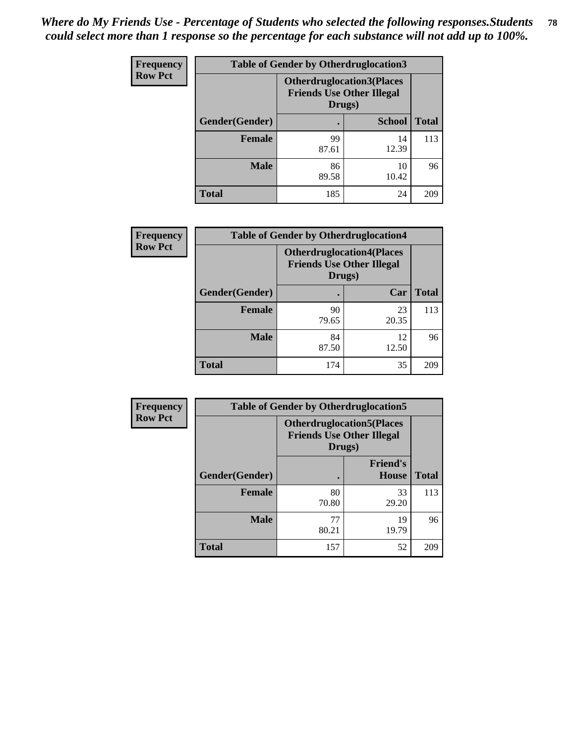*Where do My Friends Use - Percentage of Students who selected the following responses.Students could select more than 1 response so the percentage for each substance will not add up to 100%.*

**Frequency**
**Row Pct**

| Table of Gender by Otherdruglocation3 | | | |
|---|---|---|---|
| | Otherdruglocation3(Places Friends Use Other Illegal Drugs) | | |
| Gender(Gender) | . | School | Total |
| Female | 99<br>87.61 | 14<br>12.39 | 113 |
| Male | 86<br>89.58 | 10<br>10.42 | 96 |
| Total | 185 | 24 | 209 |

**Frequency**
**Row Pct**

| Table of Gender by Otherdruglocation4 | | | |
|---|---|---|---|
| | Otherdruglocation4(Places Friends Use Other Illegal Drugs) | | |
| Gender(Gender) | . | Car | Total |
| Female | 90<br>79.65 | 23<br>20.35 | 113 |
| Male | 84<br>87.50 | 12<br>12.50 | 96 |
| Total | 174 | 35 | 209 |

**Frequency**
**Row Pct**

| Table of Gender by Otherdruglocation5 | | | |
|---|---|---|---|
| | Otherdruglocation5(Places Friends Use Other Illegal Drugs) | | |
| Gender(Gender) | . | Friend's House | Total |
| Female | 80<br>70.80 | 33<br>29.20 | 113 |
| Male | 77<br>80.21 | 19<br>19.79 | 96 |
| Total | 157 | 52 | 209 |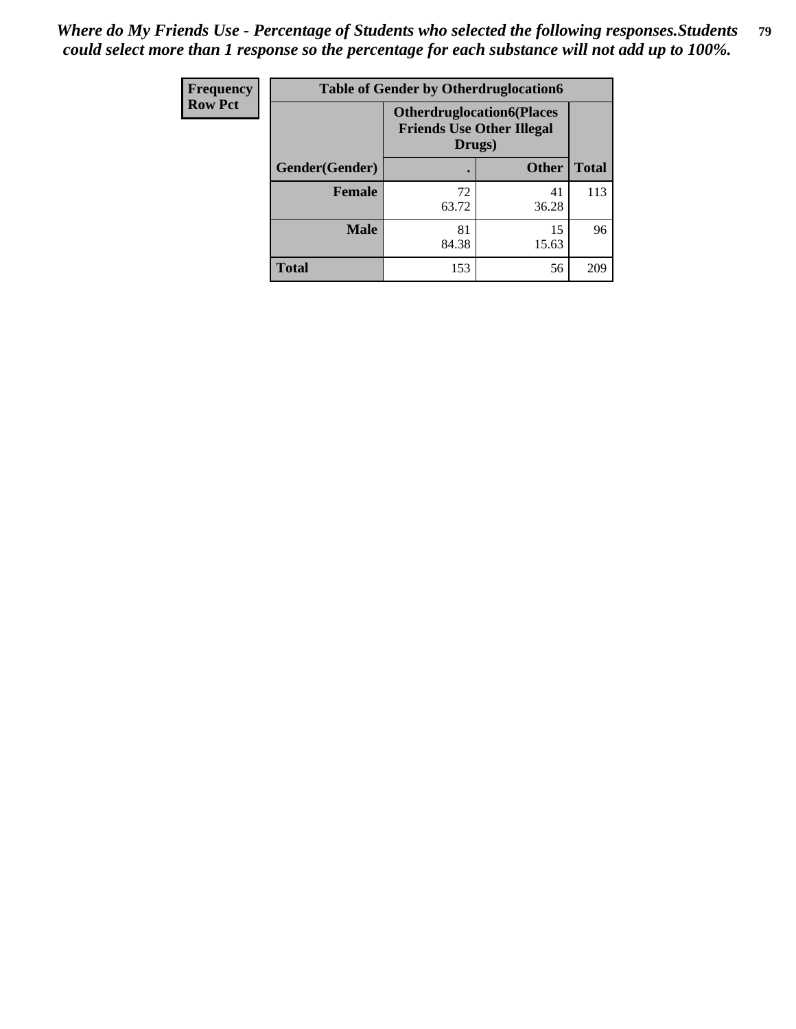*Where do My Friends Use - Percentage of Students who selected the following responses.Students could select more than 1 response so the percentage for each substance will not add up to 100%.*

| Frequency<br>Row Pct | Table of Gender by Otherdruglocation6 | | |
|---|---|---|---|
| | Otherdruglocation6(Places Friends Use Other Illegal Drugs) | | |
| Gender(Gender) | . | Other | Total |
| Female | 72<br>63.72 | 41<br>36.28 | 113 |
| Male | 81<br>84.38 | 15<br>15.63 | 96 |
| Total | 153 | 56 | 209 |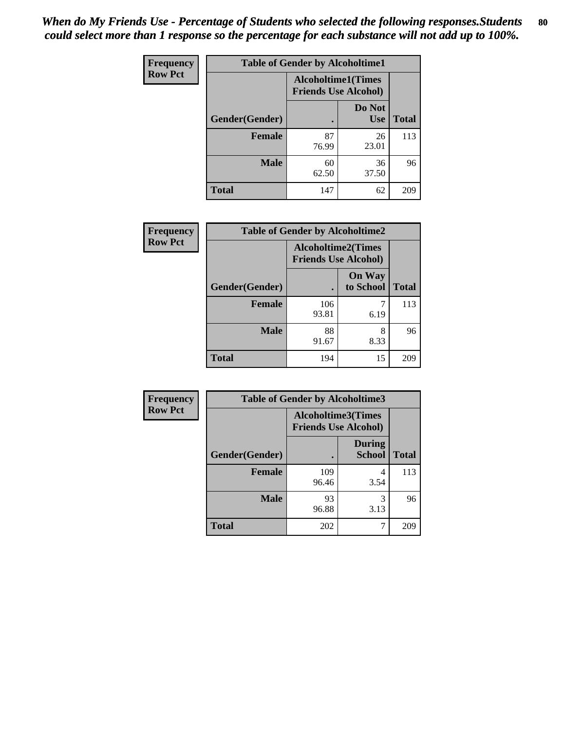*When do My Friends Use - Percentage of Students who selected the following responses.Students could select more than 1 response so the percentage for each substance will not add up to 100%.*

| Frequency Row Pct | Table of Gender by Alcoholtime1 | | |
|---|---|---|---|
| | Alcoholtime1(Times Friends Use Alcohol) | | |
| Gender(Gender) | . | Do Not Use | Total |
| **Female** | 87<br>76.99 | 26<br>23.01 | 113 |
| **Male** | 60<br>62.50 | 36<br>37.50 | 96 |
| **Total** | 147 | 62 | 209 |

| Frequency Row Pct | Table of Gender by Alcoholtime2 | | |
|---|---|---|---|
| | Alcoholtime2(Times Friends Use Alcohol) | | |
| Gender(Gender) | . | On Way to School | Total |
| **Female** | 106<br>93.81 | 7<br>6.19 | 113 |
| **Male** | 88<br>91.67 | 8<br>8.33 | 96 |
| **Total** | 194 | 15 | 209 |

| Frequency Row Pct | Table of Gender by Alcoholtime3 | | |
|---|---|---|---|
| | Alcoholtime3(Times Friends Use Alcohol) | | |
| Gender(Gender) | . | During School | Total |
| **Female** | 109<br>96.46 | 4<br>3.54 | 113 |
| **Male** | 93<br>96.88 | 3<br>3.13 | 96 |
| **Total** | 202 | 7 | 209 |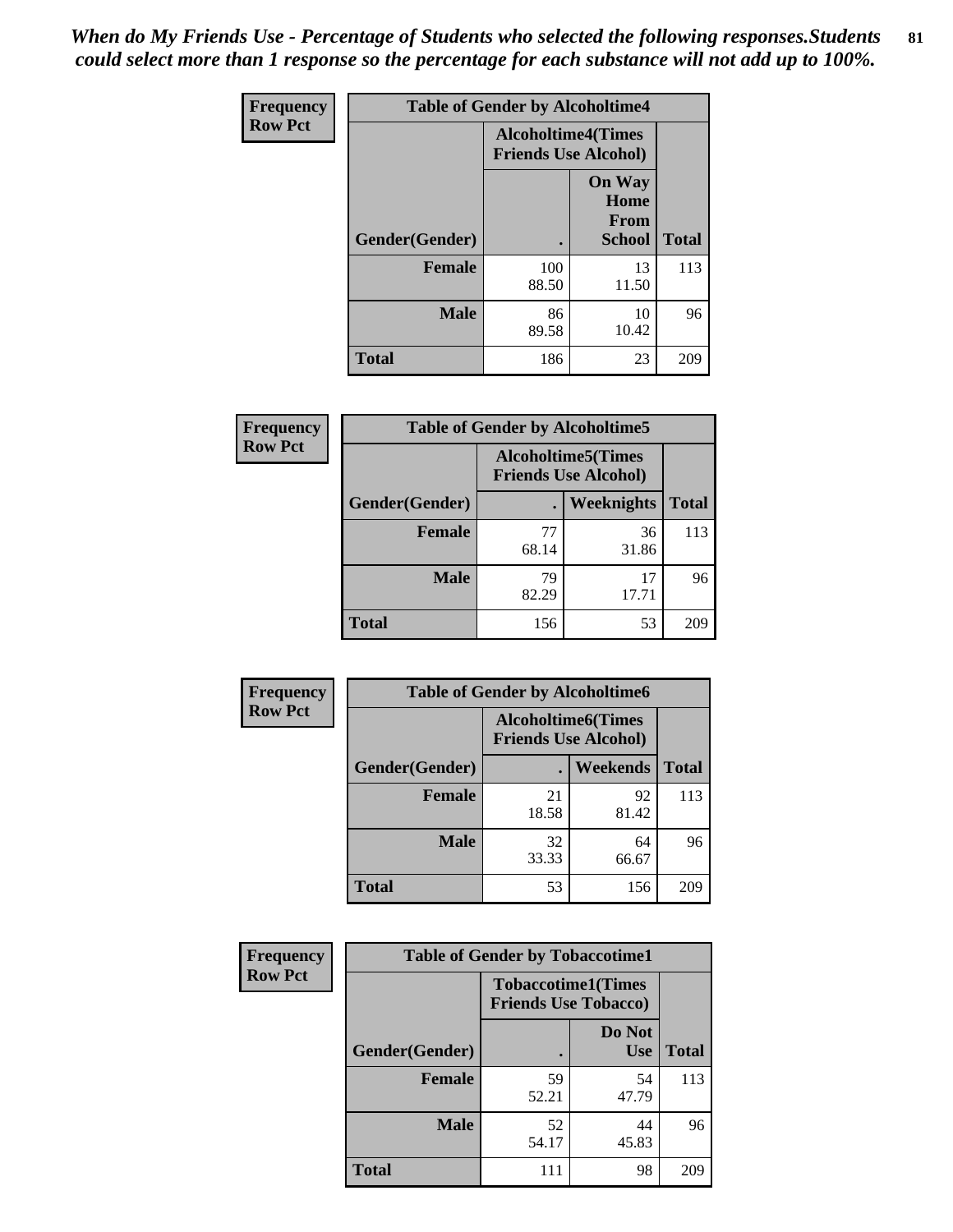*When do My Friends Use - Percentage of Students who selected the following responses.Students could select more than 1 response so the percentage for each substance will not add up to 100%.*

**Frequency Row Pct**

| Table of Gender by Alcoholtime4 | | | |
|---|---|---|---|
| | Alcoholtime4(Times Friends Use Alcohol) | | |
| Gender(Gender) | . | On Way Home From School | Total |
| **Female** | 100<br>88.50 | 13<br>11.50 | 113 |
| **Male** | 86<br>89.58 | 10<br>10.42 | 96 |
| **Total** | 186 | 23 | 209 |

**Frequency Row Pct**

| Table of Gender by Alcoholtime5 | | | |
|---|---|---|---|
| | Alcoholtime5(Times Friends Use Alcohol) | | |
| Gender(Gender) | . | Weeknights | Total |
| **Female** | 77<br>68.14 | 36<br>31.86 | 113 |
| **Male** | 79<br>82.29 | 17<br>17.71 | 96 |
| **Total** | 156 | 53 | 209 |

**Frequency Row Pct**

| Table of Gender by Alcoholtime6 | | | |
|---|---|---|---|
| | Alcoholtime6(Times Friends Use Alcohol) | | |
| Gender(Gender) | . | Weekends | Total |
| **Female** | 21<br>18.58 | 92<br>81.42 | 113 |
| **Male** | 32<br>33.33 | 64<br>66.67 | 96 |
| **Total** | 53 | 156 | 209 |

**Frequency Row Pct**

| Table of Gender by Tobaccotime1 | | | |
|---|---|---|---|
| | Tobaccotime1(Times Friends Use Tobacco) | | |
| Gender(Gender) | . | Do Not Use | Total |
| **Female** | 59<br>52.21 | 54<br>47.79 | 113 |
| **Male** | 52<br>54.17 | 44<br>45.83 | 96 |
| **Total** | 111 | 98 | 209 |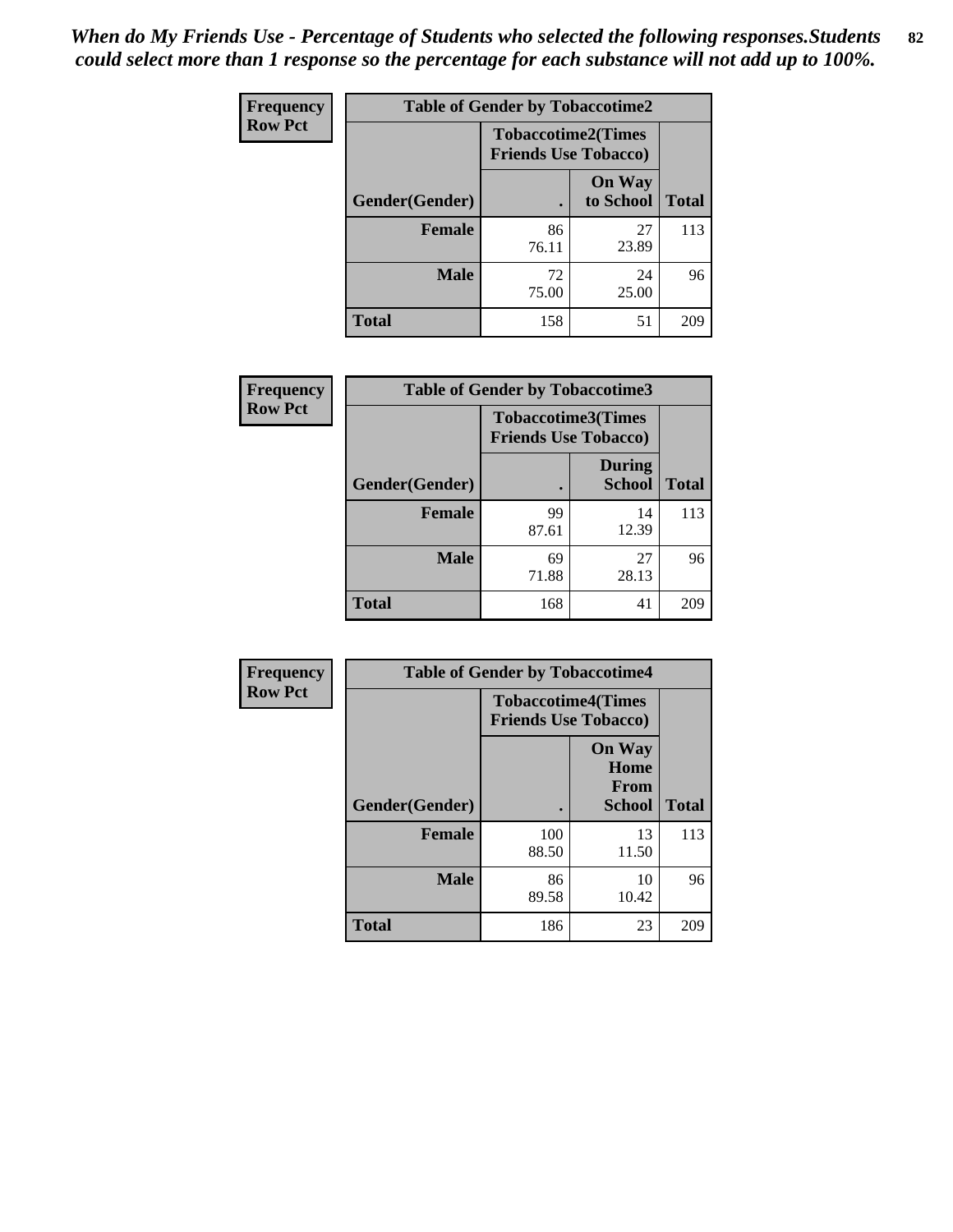*When do My Friends Use - Percentage of Students who selected the following responses.Students could select more than 1 response so the percentage for each substance will not add up to 100%.*

**Frequency**
**Row Pct**

| Table of Gender by Tobaccotime2 | | | |
|---|---|---|---|
| | Tobaccotime2(Times Friends Use Tobacco) | | |
| Gender(Gender) | . | On Way to School | Total |
| **Female** | 86<br>76.11 | 27<br>23.89 | 113 |
| **Male** | 72<br>75.00 | 24<br>25.00 | 96 |
| **Total** | 158 | 51 | 209 |

**Frequency**
**Row Pct**

| Table of Gender by Tobaccotime3 | | | |
|---|---|---|---|
| | Tobaccotime3(Times Friends Use Tobacco) | | |
| Gender(Gender) | . | During School | Total |
| **Female** | 99<br>87.61 | 14<br>12.39 | 113 |
| **Male** | 69<br>71.88 | 27<br>28.13 | 96 |
| **Total** | 168 | 41 | 209 |

**Frequency**
**Row Pct**

| Table of Gender by Tobaccotime4 | | | |
|---|---|---|---|
| | Tobaccotime4(Times Friends Use Tobacco) | | |
| Gender(Gender) | . | On Way Home From School | Total |
| **Female** | 100<br>88.50 | 13<br>11.50 | 113 |
| **Male** | 86<br>89.58 | 10<br>10.42 | 96 |
| **Total** | 186 | 23 | 209 |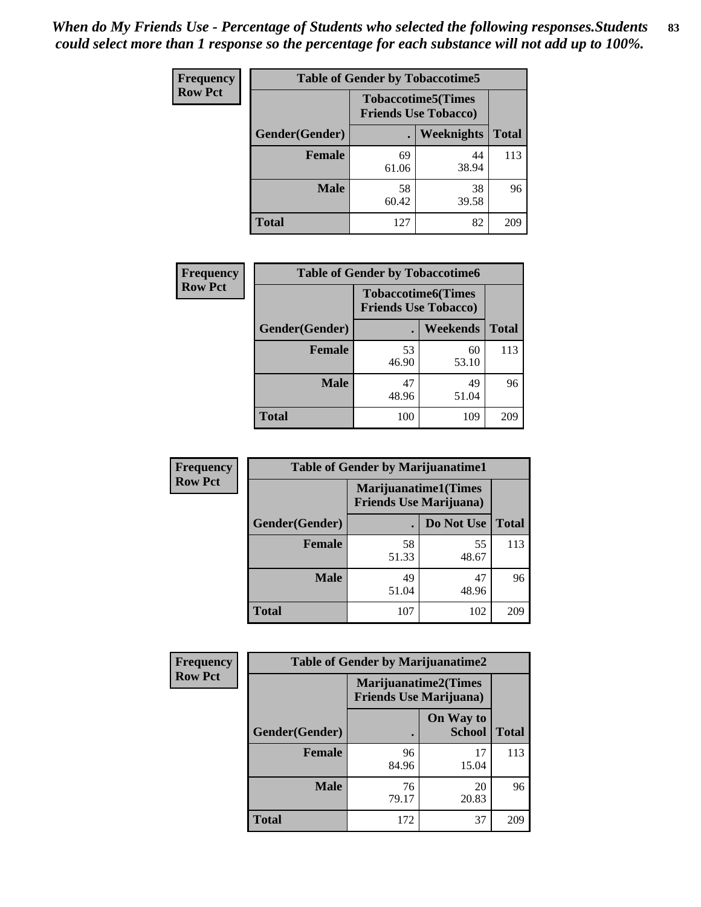*When do My Friends Use - Percentage of Students who selected the following responses.Students could select more than 1 response so the percentage for each substance will not add up to 100%.*

**Frequency**
**Row Pct**

| Table of Gender by Tobaccotime5 | | | |
|---|---|---|---|
| | Tobaccotime5(Times Friends Use Tobacco) | | |
| Gender(Gender) | . | Weeknights | Total |
| **Female** | 69<br>61.06 | 44<br>38.94 | 113 |
| **Male** | 58<br>60.42 | 38<br>39.58 | 96 |
| **Total** | 127 | 82 | 209 |

**Frequency**
**Row Pct**

| Table of Gender by Tobaccotime6 | | | |
|---|---|---|---|
| | Tobaccotime6(Times Friends Use Tobacco) | | |
| Gender(Gender) | . | Weekends | Total |
| **Female** | 53<br>46.90 | 60<br>53.10 | 113 |
| **Male** | 47<br>48.96 | 49<br>51.04 | 96 |
| **Total** | 100 | 109 | 209 |

**Frequency**
**Row Pct**

| Table of Gender by Marijuanatime1 | | | |
|---|---|---|---|
| | Marijuanatime1(Times Friends Use Marijuana) | | |
| Gender(Gender) | . | Do Not Use | Total |
| **Female** | 58<br>51.33 | 55<br>48.67 | 113 |
| **Male** | 49<br>51.04 | 47<br>48.96 | 96 |
| **Total** | 107 | 102 | 209 |

**Frequency**
**Row Pct**

| Table of Gender by Marijuanatime2 | | | |
|---|---|---|---|
| | Marijuanatime2(Times Friends Use Marijuana) | | |
| Gender(Gender) | . | On Way to School | Total |
| **Female** | 96<br>84.96 | 17<br>15.04 | 113 |
| **Male** | 76<br>79.17 | 20<br>20.83 | 96 |
| **Total** | 172 | 37 | 209 |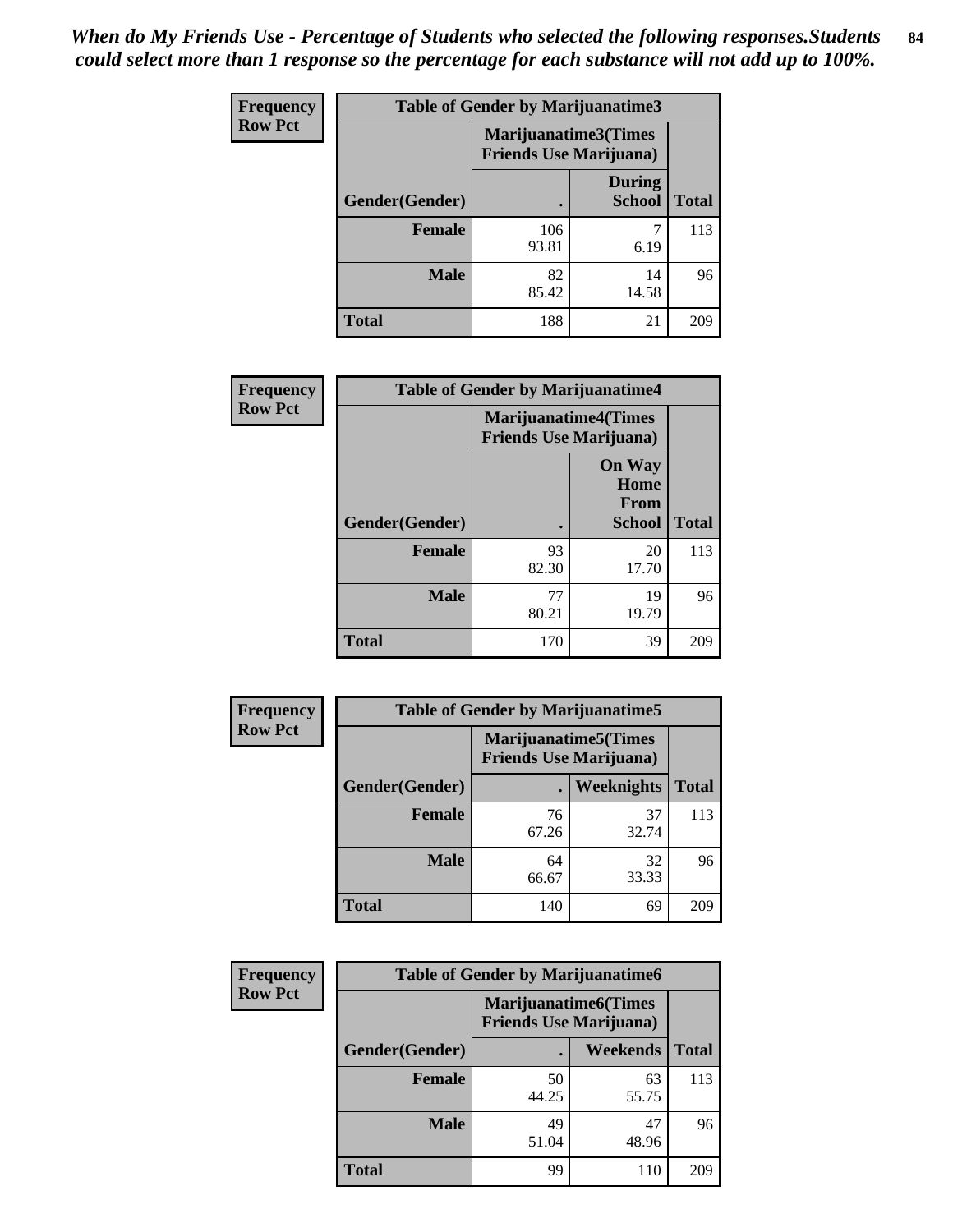*When do My Friends Use - Percentage of Students who selected the following responses.Students could select more than 1 response so the percentage for each substance will not add up to 100%.*

**Frequency**
**Row Pct**

| Table of Gender by Marijuanatime3 | | | |
|---|---|---|---|
| | Marijuanatime3(Times Friends Use Marijuana) | | |
| Gender(Gender) | . | During School | Total |
| Female | 106<br>93.81 | 7<br>6.19 | 113 |
| Male | 82<br>85.42 | 14<br>14.58 | 96 |
| Total | 188 | 21 | 209 |

**Frequency**
**Row Pct**

| Table of Gender by Marijuanatime4 | | | |
|---|---|---|---|
| | Marijuanatime4(Times Friends Use Marijuana) | | |
| Gender(Gender) | . | On Way Home From School | Total |
| Female | 93<br>82.30 | 20<br>17.70 | 113 |
| Male | 77<br>80.21 | 19<br>19.79 | 96 |
| Total | 170 | 39 | 209 |

**Frequency**
**Row Pct**

| Table of Gender by Marijuanatime5 | | | |
|---|---|---|---|
| | Marijuanatime5(Times Friends Use Marijuana) | | |
| Gender(Gender) | . | Weeknights | Total |
| Female | 76<br>67.26 | 37<br>32.74 | 113 |
| Male | 64<br>66.67 | 32<br>33.33 | 96 |
| Total | 140 | 69 | 209 |

**Frequency**
**Row Pct**

| Table of Gender by Marijuanatime6 | | | |
|---|---|---|---|
| | Marijuanatime6(Times Friends Use Marijuana) | | |
| Gender(Gender) | . | Weekends | Total |
| Female | 50<br>44.25 | 63<br>55.75 | 113 |
| Male | 49<br>51.04 | 47<br>48.96 | 96 |
| Total | 99 | 110 | 209 |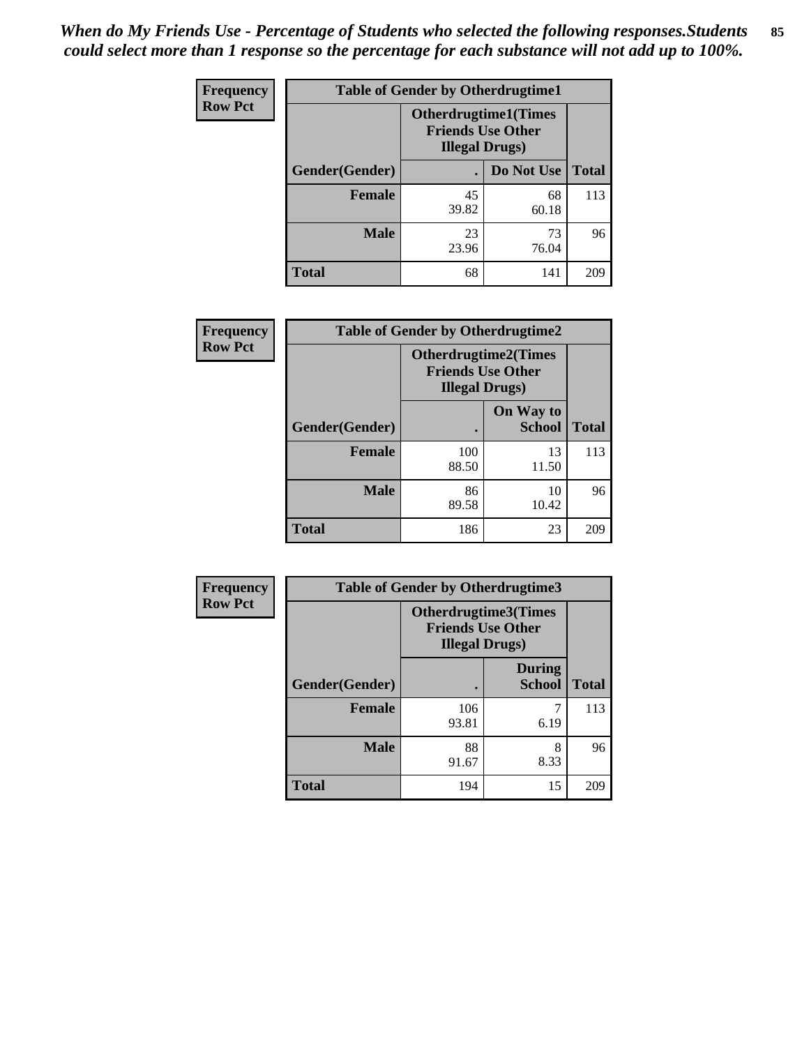*When do My Friends Use - Percentage of Students who selected the following responses.Students could select more than 1 response so the percentage for each substance will not add up to 100%.*

**Frequency**
**Row Pct**

| Table of Gender by Otherdrugtime1 | | | |
|---|---|---|---|
| | Otherdrugtime1(Times Friends Use Other Illegal Drugs) | | |
| Gender(Gender) | . | Do Not Use | Total |
| Female | 45<br>39.82 | 68<br>60.18 | 113 |
| Male | 23<br>23.96 | 73<br>76.04 | 96 |
| Total | 68 | 141 | 209 |

**Frequency**
**Row Pct**

| Table of Gender by Otherdrugtime2 | | | |
|---|---|---|---|
| | Otherdrugtime2(Times Friends Use Other Illegal Drugs) | | |
| Gender(Gender) | . | On Way to School | Total |
| Female | 100<br>88.50 | 13<br>11.50 | 113 |
| Male | 86<br>89.58 | 10<br>10.42 | 96 |
| Total | 186 | 23 | 209 |

**Frequency**
**Row Pct**

| Table of Gender by Otherdrugtime3 | | | |
|---|---|---|---|
| | Otherdrugtime3(Times Friends Use Other Illegal Drugs) | | |
| Gender(Gender) | . | During School | Total |
| Female | 106<br>93.81 | 7<br>6.19 | 113 |
| Male | 88<br>91.67 | 8<br>8.33 | 96 |
| Total | 194 | 15 | 209 |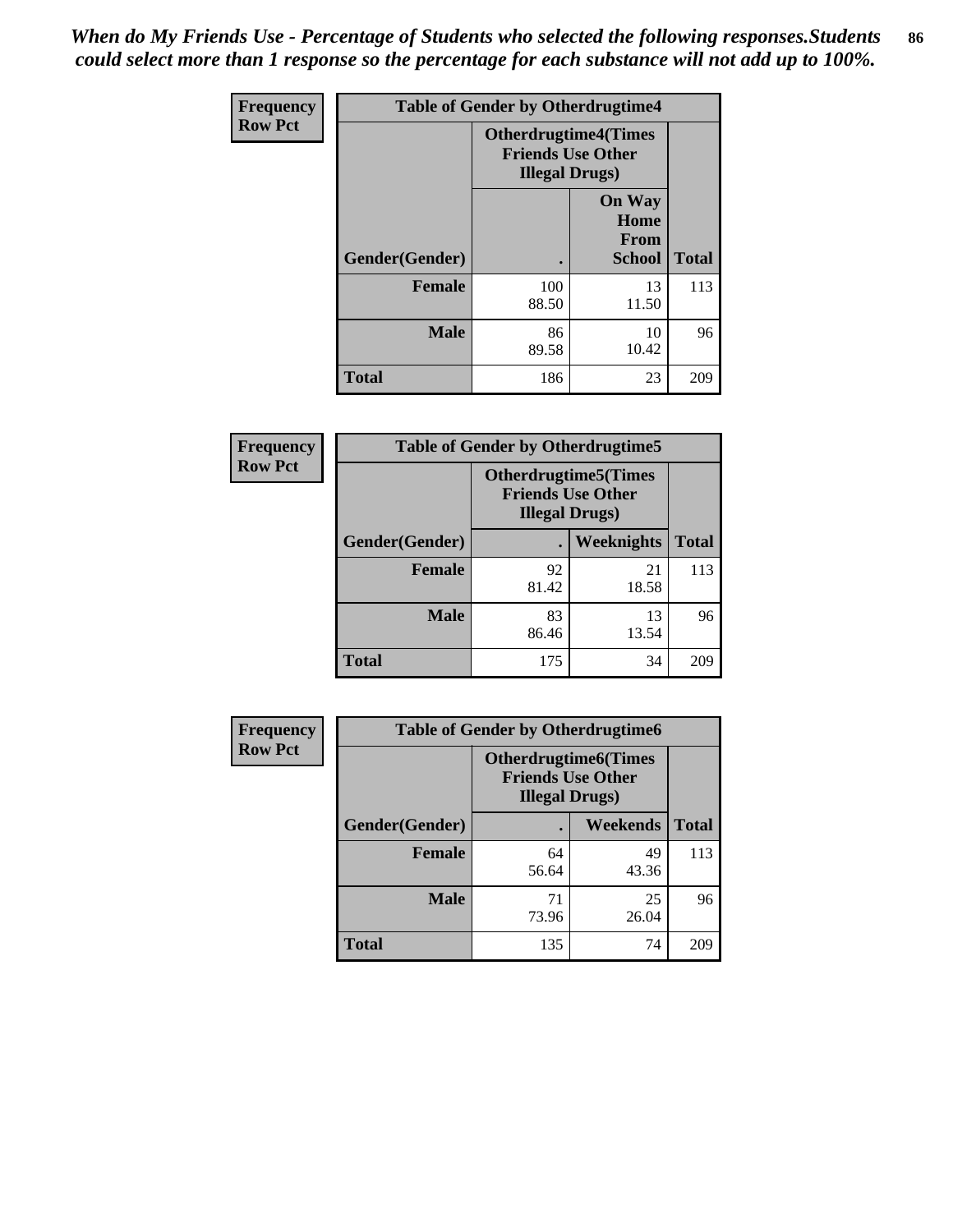*When do My Friends Use - Percentage of Students who selected the following responses.Students could select more than 1 response so the percentage for each substance will not add up to 100%.*

| Frequency Row Pct | Table of Gender by Otherdrugtime4 | | |
|---|---|---|---|
| | Otherdrugtime4(Times Friends Use Other Illegal Drugs) | | |
| Gender(Gender) | . | On Way Home From School | Total |
| Female | 100<br>88.50 | 13<br>11.50 | 113 |
| Male | 86<br>89.58 | 10<br>10.42 | 96 |
| Total | 186 | 23 | 209 |

| Frequency Row Pct | Table of Gender by Otherdrugtime5 | | |
|---|---|---|---|
| | Otherdrugtime5(Times Friends Use Other Illegal Drugs) | | |
| Gender(Gender) | . | Weeknights | Total |
| Female | 92<br>81.42 | 21<br>18.58 | 113 |
| Male | 83<br>86.46 | 13<br>13.54 | 96 |
| Total | 175 | 34 | 209 |

| Frequency Row Pct | Table of Gender by Otherdrugtime6 | | |
|---|---|---|---|
| | Otherdrugtime6(Times Friends Use Other Illegal Drugs) | | |
| Gender(Gender) | . | Weekends | Total |
| Female | 64<br>56.64 | 49<br>43.36 | 113 |
| Male | 71<br>73.96 | 25<br>26.04 | 96 |
| Total | 135 | 74 | 209 |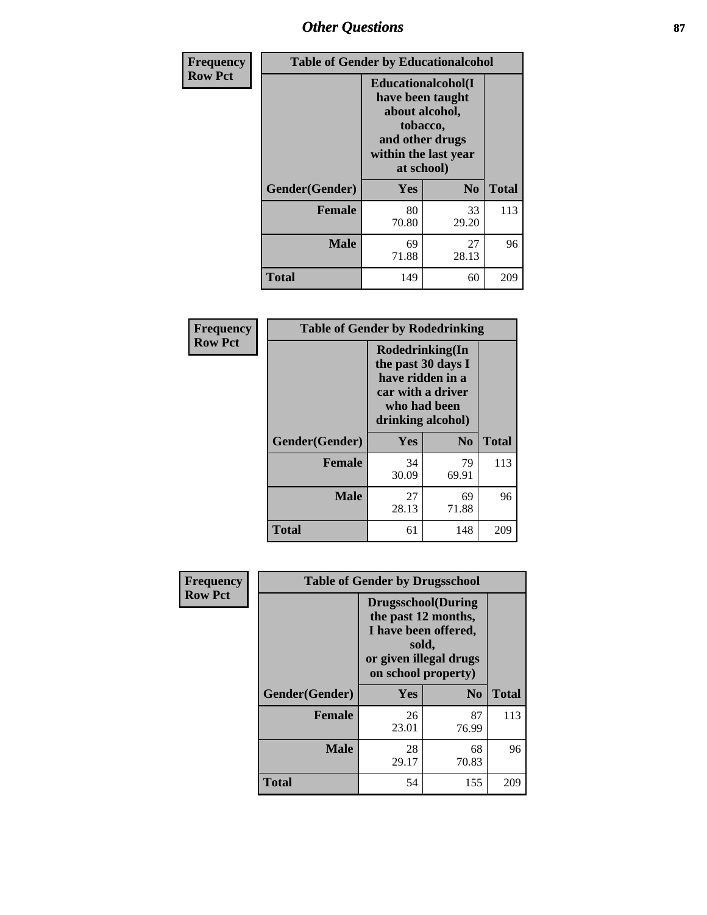| Frequency Row Pct | | | |
|---|---|---|---|

**Table of Gender by Educationalcohol**

| Gender(Gender) | Educationalcohol(I have been taught about alcohol, tobacco, and other drugs within the last year at school) Yes | No | Total |
|---|---|---|---|
| Female | 80<br>70.80 | 33<br>29.20 | 113 |
| Male | 69<br>71.88 | 27<br>28.13 | 96 |
| Total | 149 | 60 | 209 |

| Frequency Row Pct |
|---|

**Table of Gender by Rodedrinking**

| Gender(Gender) | Rodedrinking(In the past 30 days I have ridden in a car with a driver who had been drinking alcohol) Yes | No | Total |
|---|---|---|---|
| Female | 34<br>30.09 | 79<br>69.91 | 113 |
| Male | 27<br>28.13 | 69<br>71.88 | 96 |
| Total | 61 | 148 | 209 |

| Frequency Row Pct |
|---|

**Table of Gender by Drugsschool**

| Gender(Gender) | Drugsschool(During the past 12 months, I have been offered, sold, or given illegal drugs on school property) Yes | No | Total |
|---|---|---|---|
| Female | 26<br>23.01 | 87<br>76.99 | 113 |
| Male | 28<br>29.17 | 68<br>70.83 | 96 |
| Total | 54 | 155 | 209 |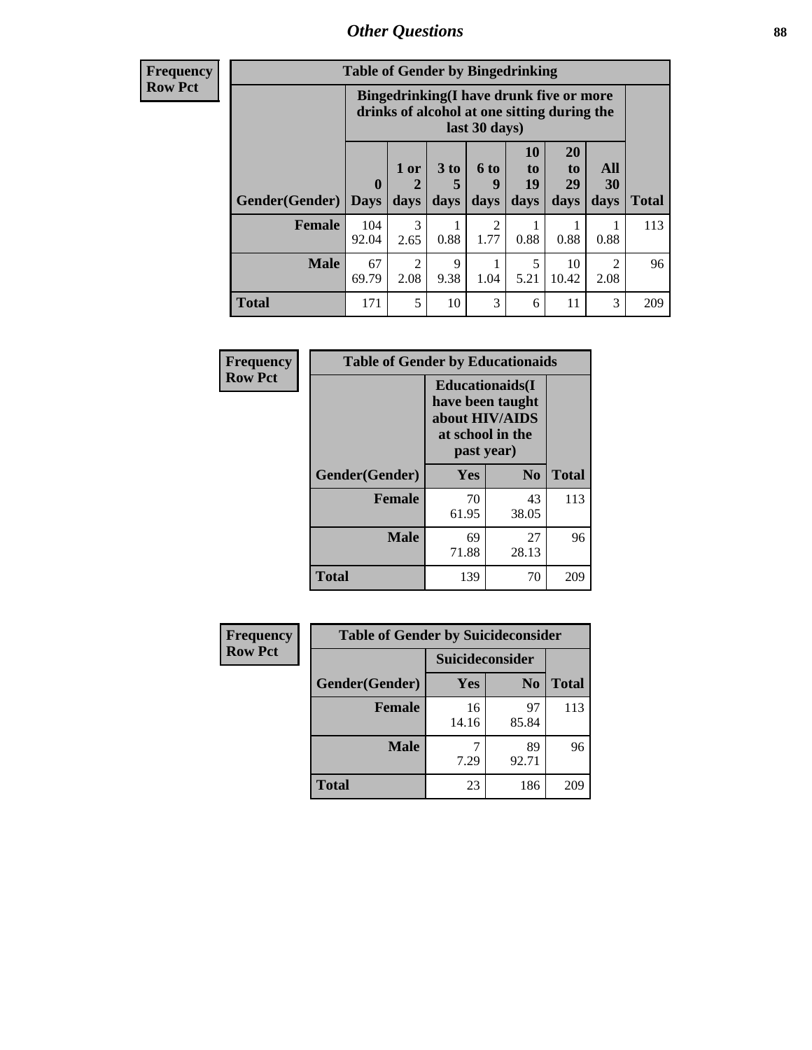# Other Questions

| Frequency<br>Row Pct |
|---|

**Table of Gender by Bingedrinking**

| Gender(Gender) | Bingedrinking(I have drunk five or more drinks of alcohol at one sitting during the last 30 days) | | | | | | | Total |
|---|---|---|---|---|---|---|---|---|
| | 0 Days | 1 or 2 days | 3 to 5 days | 6 to 9 days | 10 to 19 days | 20 to 29 days | All 30 days | |
| **Female** | 104<br>92.04 | 3<br>2.65 | 1<br>0.88 | 2<br>1.77 | 1<br>0.88 | 1<br>0.88 | 1<br>0.88 | 113 |
| **Male** | 67<br>69.79 | 2<br>2.08 | 9<br>9.38 | 1<br>1.04 | 5<br>5.21 | 10<br>10.42 | 2<br>2.08 | 96 |
| **Total** | 171 | 5 | 10 | 3 | 6 | 11 | 3 | 209 |

| Frequency<br>Row Pct |
|---|

**Table of Gender by Educationaids**

| Gender(Gender) | Educationaids(I have been taught about HIV/AIDS at school in the past year) | | Total |
|---|---|---|---|
| | Yes | No | |
| **Female** | 70<br>61.95 | 43<br>38.05 | 113 |
| **Male** | 69<br>71.88 | 27<br>28.13 | 96 |
| **Total** | 139 | 70 | 209 |

| Frequency<br>Row Pct |
|---|

**Table of Gender by Suicideconsider**

| Gender(Gender) | Suicideconsider | | Total |
|---|---|---|---|
| | Yes | No | |
| **Female** | 16<br>14.16 | 97<br>85.84 | 113 |
| **Male** | 7<br>7.29 | 89<br>92.71 | 96 |
| **Total** | 23 | 186 | 209 |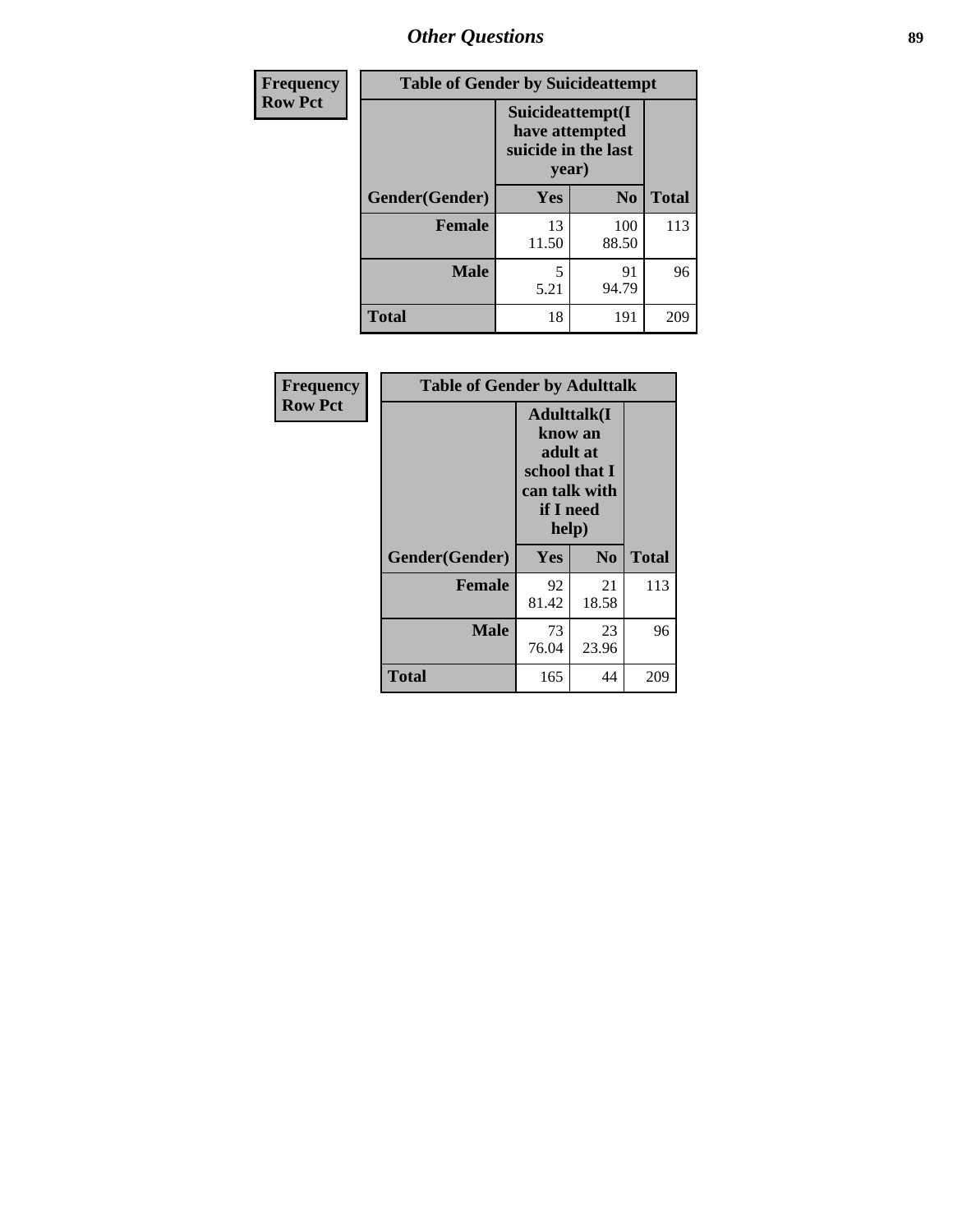| Frequency Row Pct | Table of Gender by Suicideattempt | | |
|---|---|---|---|
| | Suicideattempt(I have attempted suicide in the last year) | | |
| Gender(Gender) | Yes | No | Total |
| Female | 13<br>11.50 | 100<br>88.50 | 113 |
| Male | 5<br>5.21 | 91<br>94.79 | 96 |
| Total | 18 | 191 | 209 |

| Frequency Row Pct | Table of Gender by Adulttalk | | |
|---|---|---|---|
| | Adulttalk(I know an adult at school that I can talk with if I need help) | | |
| Gender(Gender) | Yes | No | Total |
| Female | 92<br>81.42 | 21<br>18.58 | 113 |
| Male | 73<br>76.04 | 23<br>23.96 | 96 |
| Total | 165 | 44 | 209 |